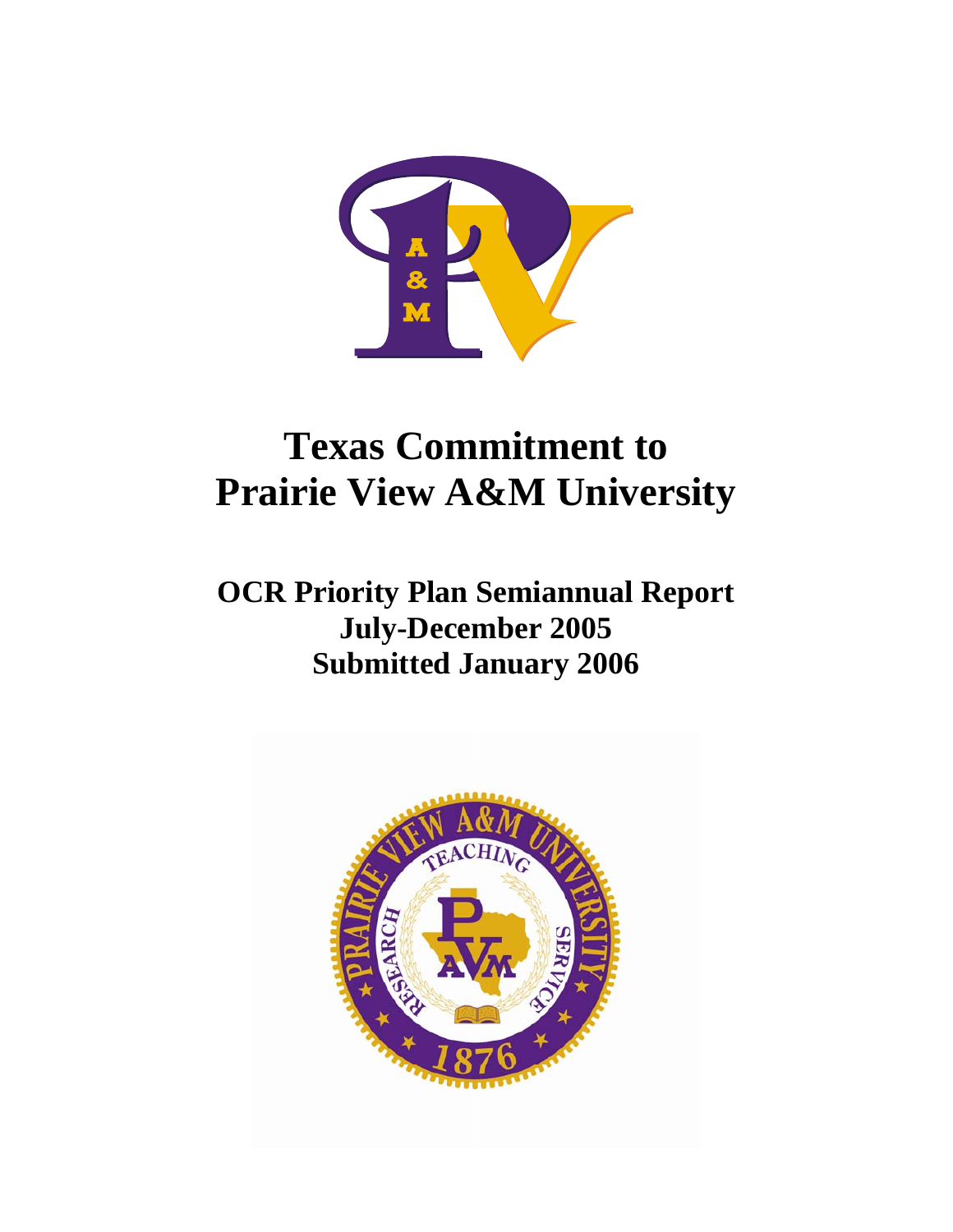# Texas Commitment to Prairie View A&M University

## OCR Priority Plan Semiannual Report
## July-December 2005
## Submitted January 2006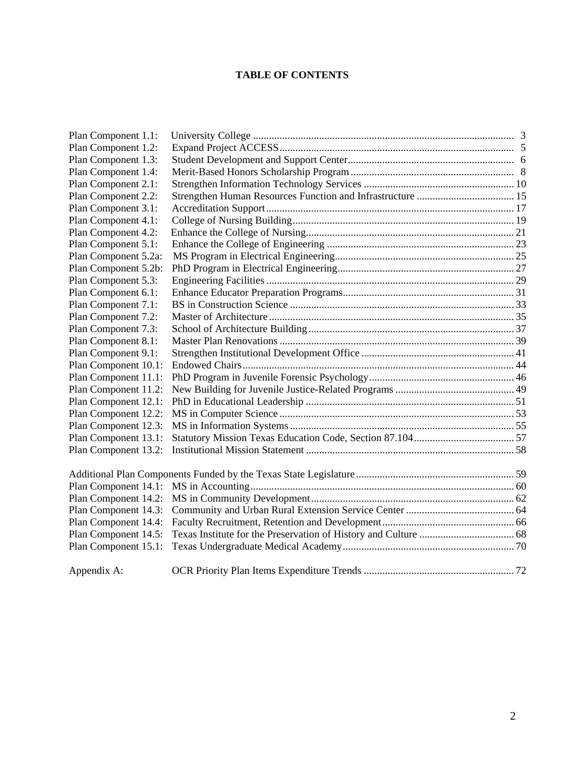# TABLE OF CONTENTS

| | | |
|---|---|---|
| Plan Component 1.1: | University College | 3 |
| Plan Component 1.2: | Expand Project ACCESS | 5 |
| Plan Component 1.3: | Student Development and Support Center | 6 |
| Plan Component 1.4: | Merit-Based Honors Scholarship Program | 8 |
| Plan Component 2.1: | Strengthen Information Technology Services | 10 |
| Plan Component 2.2: | Strengthen Human Resources Function and Infrastructure | 15 |
| Plan Component 3.1: | Accreditation Support | 17 |
| Plan Component 4.1: | College of Nursing Building | 19 |
| Plan Component 4.2: | Enhance the College of Nursing | 21 |
| Plan Component 5.1: | Enhance the College of Engineering | 23 |
| Plan Component 5.2a: | MS Program in Electrical Engineering | 25 |
| Plan Component 5.2b: | PhD Program in Electrical Engineering | 27 |
| Plan Component 5.3: | Engineering Facilities | 29 |
| Plan Component 6.1: | Enhance Educator Preparation Programs | 31 |
| Plan Component 7.1: | BS in Construction Science | 33 |
| Plan Component 7.2: | Master of Architecture | 35 |
| Plan Component 7.3: | School of Architecture Building | 37 |
| Plan Component 8.1: | Master Plan Renovations | 39 |
| Plan Component 9.1: | Strengthen Institutional Development Office | 41 |
| Plan Component 10.1: | Endowed Chairs | 44 |
| Plan Component 11.1: | PhD Program in Juvenile Forensic Psychology | 46 |
| Plan Component 11.2: | New Building for Juvenile Justice-Related Programs | 49 |
| Plan Component 12.1: | PhD in Educational Leadership | 51 |
| Plan Component 12.2: | MS in Computer Science | 53 |
| Plan Component 12.3: | MS in Information Systems | 55 |
| Plan Component 13.1: | Statutory Mission Texas Education Code, Section 87.104 | 57 |
| Plan Component 13.2: | Institutional Mission Statement | 58 |
| | | |
| Additional Plan Components Funded by the Texas State Legislature | | 59 |
| Plan Component 14.1: | MS in Accounting | 60 |
| Plan Component 14.2: | MS in Community Development | 62 |
| Plan Component 14.3: | Community and Urban Rural Extension Service Center | 64 |
| Plan Component 14.4: | Faculty Recruitment, Retention and Development | 66 |
| Plan Component 14.5: | Texas Institute for the Preservation of History and Culture | 68 |
| Plan Component 15.1: | Texas Undergraduate Medical Academy | 70 |
| | | |
| Appendix A: | OCR Priority Plan Items Expenditure Trends | 72 |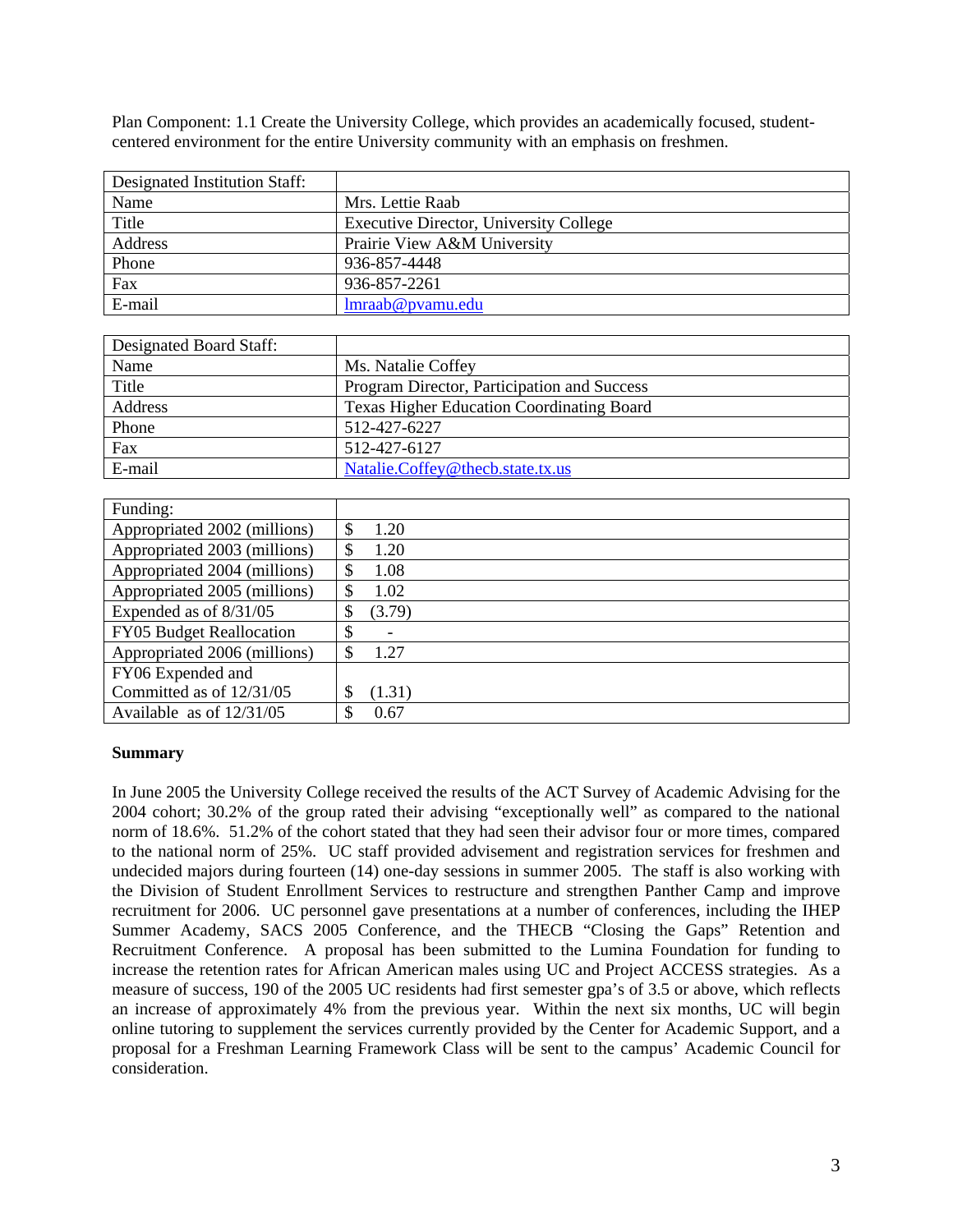Plan Component: 1.1 Create the University College, which provides an academically focused, student-centered environment for the entire University community with an emphasis on freshmen.

| Designated Institution Staff: | |
|---|---|
| Name | Mrs. Lettie Raab |
| Title | Executive Director, University College |
| Address | Prairie View A&M University |
| Phone | 936-857-4448 |
| Fax | 936-857-2261 |
| E-mail | lmraab@pvamu.edu |

| Designated Board Staff: | |
|---|---|
| Name | Ms. Natalie Coffey |
| Title | Program Director, Participation and Success |
| Address | Texas Higher Education Coordinating Board |
| Phone | 512-427-6227 |
| Fax | 512-427-6127 |
| E-mail | Natalie.Coffey@thecb.state.tx.us |

| Funding: | |
|---|---|
| Appropriated 2002 (millions) | $ 1.20 |
| Appropriated 2003 (millions) | $ 1.20 |
| Appropriated 2004 (millions) | $ 1.08 |
| Appropriated 2005 (millions) | $ 1.02 |
| Expended as of 8/31/05 | $ (3.79) |
| FY05 Budget Reallocation | $ - |
| Appropriated 2006 (millions) | $ 1.27 |
| FY06 Expended and Committed as of 12/31/05 | $ (1.31) |
| Available as of 12/31/05 | $ 0.67 |

**Summary**

In June 2005 the University College received the results of the ACT Survey of Academic Advising for the 2004 cohort; 30.2% of the group rated their advising "exceptionally well" as compared to the national norm of 18.6%. 51.2% of the cohort stated that they had seen their advisor four or more times, compared to the national norm of 25%. UC staff provided advisement and registration services for freshmen and undecided majors during fourteen (14) one-day sessions in summer 2005. The staff is also working with the Division of Student Enrollment Services to restructure and strengthen Panther Camp and improve recruitment for 2006. UC personnel gave presentations at a number of conferences, including the IHEP Summer Academy, SACS 2005 Conference, and the THECB "Closing the Gaps" Retention and Recruitment Conference. A proposal has been submitted to the Lumina Foundation for funding to increase the retention rates for African American males using UC and Project ACCESS strategies. As a measure of success, 190 of the 2005 UC residents had first semester gpa's of 3.5 or above, which reflects an increase of approximately 4% from the previous year. Within the next six months, UC will begin online tutoring to supplement the services currently provided by the Center for Academic Support, and a proposal for a Freshman Learning Framework Class will be sent to the campus' Academic Council for consideration.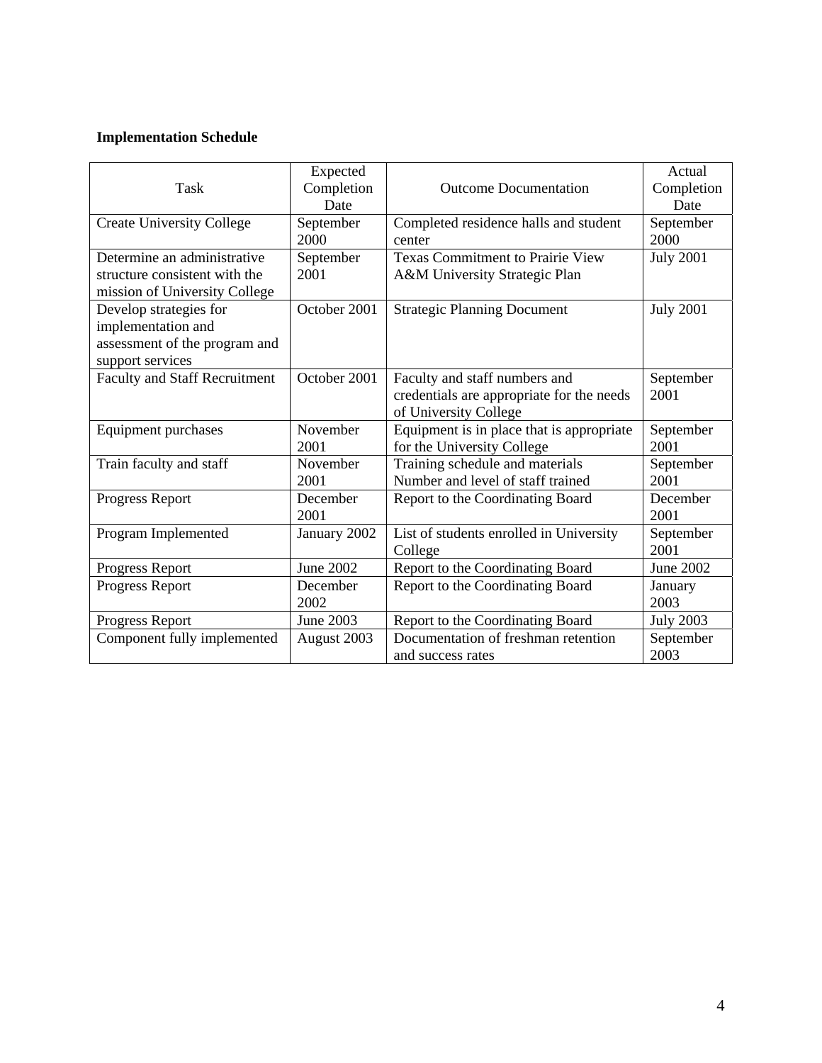**Implementation Schedule**

| Task | Expected Completion Date | Outcome Documentation | Actual Completion Date |
|---|---|---|---|
| Create University College | September 2000 | Completed residence halls and student center | September 2000 |
| Determine an administrative structure consistent with the mission of University College | September 2001 | Texas Commitment to Prairie View A&M University Strategic Plan | July 2001 |
| Develop strategies for implementation and assessment of the program and support services | October 2001 | Strategic Planning Document | July 2001 |
| Faculty and Staff Recruitment | October 2001 | Faculty and staff numbers and credentials are appropriate for the needs of University College | September 2001 |
| Equipment purchases | November 2001 | Equipment is in place that is appropriate for the University College | September 2001 |
| Train faculty and staff | November 2001 | Training schedule and materials Number and level of staff trained | September 2001 |
| Progress Report | December 2001 | Report to the Coordinating Board | December 2001 |
| Program Implemented | January 2002 | List of students enrolled in University College | September 2001 |
| Progress Report | June 2002 | Report to the Coordinating Board | June 2002 |
| Progress Report | December 2002 | Report to the Coordinating Board | January 2003 |
| Progress Report | June 2003 | Report to the Coordinating Board | July 2003 |
| Component fully implemented | August 2003 | Documentation of freshman retention and success rates | September 2003 |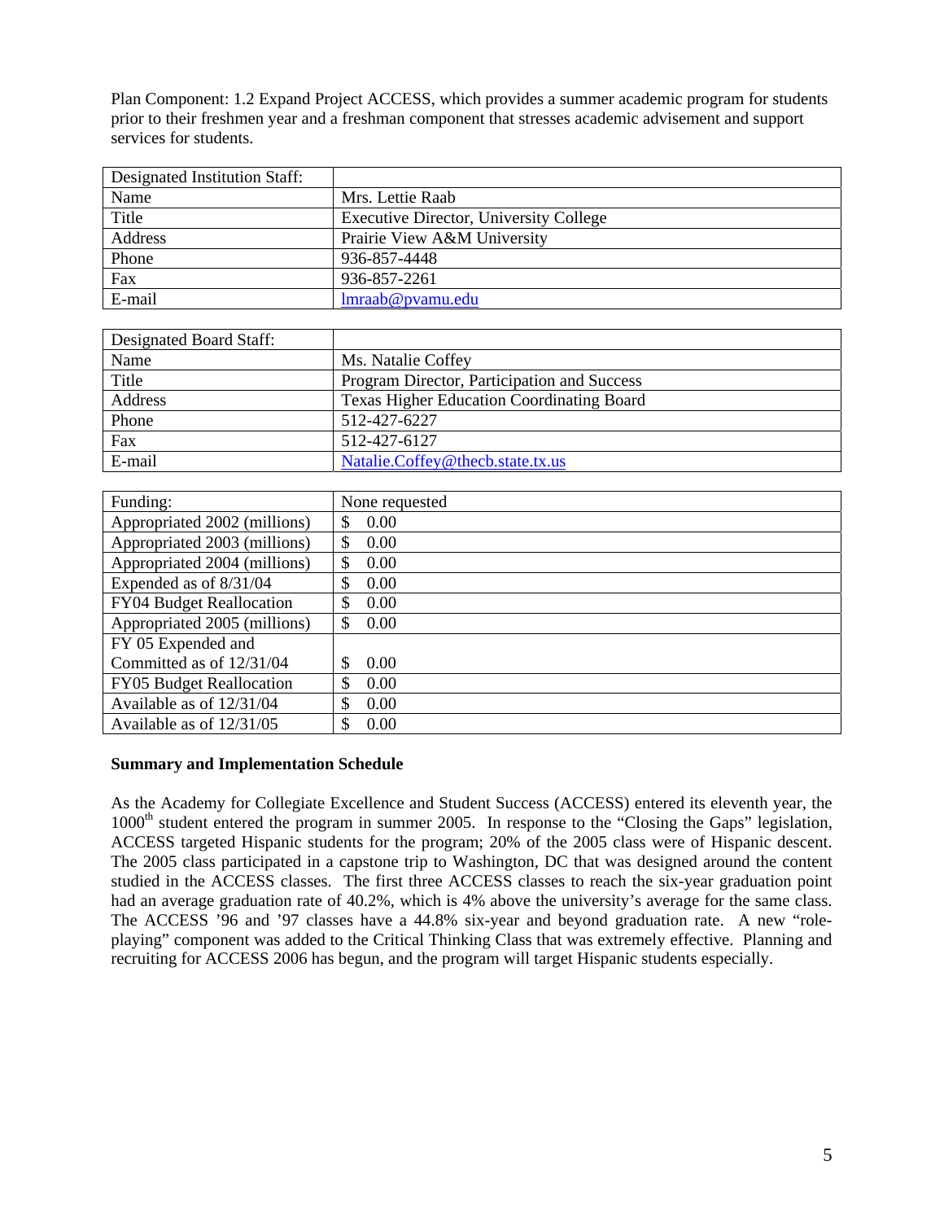Plan Component: 1.2 Expand Project ACCESS, which provides a summer academic program for students prior to their freshmen year and a freshman component that stresses academic advisement and support services for students.

| Designated Institution Staff: | |
|---|---|
| Name | Mrs. Lettie Raab |
| Title | Executive Director, University College |
| Address | Prairie View A&M University |
| Phone | 936-857-4448 |
| Fax | 936-857-2261 |
| E-mail | lmraab@pvamu.edu |

| Designated Board Staff: | |
|---|---|
| Name | Ms. Natalie Coffey |
| Title | Program Director, Participation and Success |
| Address | Texas Higher Education Coordinating Board |
| Phone | 512-427-6227 |
| Fax | 512-427-6127 |
| E-mail | Natalie.Coffey@thecb.state.tx.us |

| Funding: | None requested |
|---|---|
| Appropriated 2002 (millions) | $ 0.00 |
| Appropriated 2003 (millions) | $ 0.00 |
| Appropriated 2004 (millions) | $ 0.00 |
| Expended as of 8/31/04 | $ 0.00 |
| FY04 Budget Reallocation | $ 0.00 |
| Appropriated 2005 (millions) | $ 0.00 |
| FY 05 Expended and Committed as of 12/31/04 | $ 0.00 |
| FY05 Budget Reallocation | $ 0.00 |
| Available as of 12/31/04 | $ 0.00 |
| Available as of 12/31/05 | $ 0.00 |

**Summary and Implementation Schedule**

As the Academy for Collegiate Excellence and Student Success (ACCESS) entered its eleventh year, the 1000th student entered the program in summer 2005. In response to the "Closing the Gaps" legislation, ACCESS targeted Hispanic students for the program; 20% of the 2005 class were of Hispanic descent. The 2005 class participated in a capstone trip to Washington, DC that was designed around the content studied in the ACCESS classes. The first three ACCESS classes to reach the six-year graduation point had an average graduation rate of 40.2%, which is 4% above the university's average for the same class. The ACCESS '96 and '97 classes have a 44.8% six-year and beyond graduation rate. A new "role-playing" component was added to the Critical Thinking Class that was extremely effective. Planning and recruiting for ACCESS 2006 has begun, and the program will target Hispanic students especially.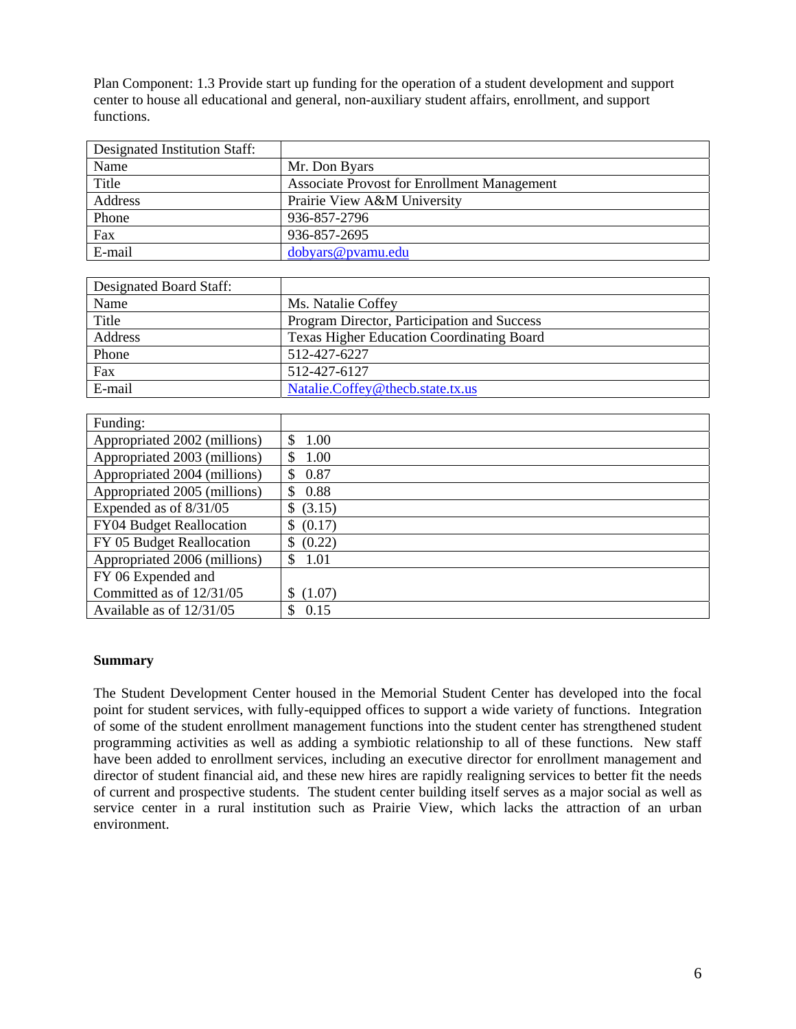Plan Component: 1.3 Provide start up funding for the operation of a student development and support center to house all educational and general, non-auxiliary student affairs, enrollment, and support functions.

| Designated Institution Staff: | |
|---|---|
| Name | Mr. Don Byars |
| Title | Associate Provost for Enrollment Management |
| Address | Prairie View A&M University |
| Phone | 936-857-2796 |
| Fax | 936-857-2695 |
| E-mail | dobyars@pvamu.edu |

| Designated Board Staff: | |
|---|---|
| Name | Ms. Natalie Coffey |
| Title | Program Director, Participation and Success |
| Address | Texas Higher Education Coordinating Board |
| Phone | 512-427-6227 |
| Fax | 512-427-6127 |
| E-mail | Natalie.Coffey@thecb.state.tx.us |

| Funding: | |
|---|---|
| Appropriated 2002 (millions) | $ 1.00 |
| Appropriated 2003 (millions) | $ 1.00 |
| Appropriated 2004 (millions) | $ 0.87 |
| Appropriated 2005 (millions) | $ 0.88 |
| Expended as of 8/31/05 | $ (3.15) |
| FY04 Budget Reallocation | $ (0.17) |
| FY 05 Budget Reallocation | $ (0.22) |
| Appropriated 2006 (millions) | $ 1.01 |
| FY 06 Expended and Committed as of 12/31/05 | $ (1.07) |
| Available as of 12/31/05 | $ 0.15 |

**Summary**

The Student Development Center housed in the Memorial Student Center has developed into the focal point for student services, with fully-equipped offices to support a wide variety of functions. Integration of some of the student enrollment management functions into the student center has strengthened student programming activities as well as adding a symbiotic relationship to all of these functions. New staff have been added to enrollment services, including an executive director for enrollment management and director of student financial aid, and these new hires are rapidly realigning services to better fit the needs of current and prospective students. The student center building itself serves as a major social as well as service center in a rural institution such as Prairie View, which lacks the attraction of an urban environment.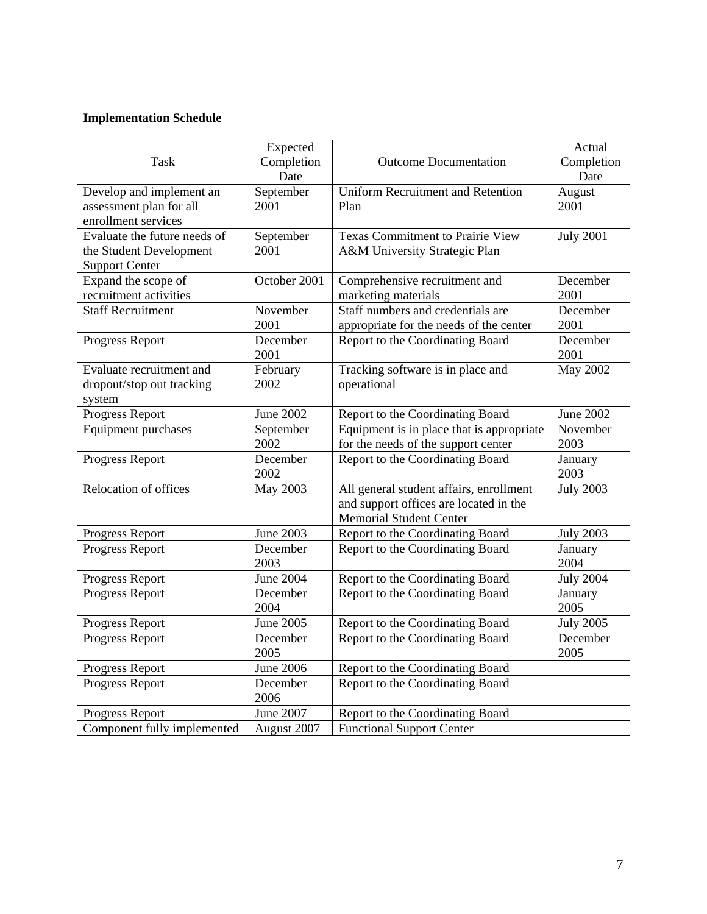**Implementation Schedule**

| Task | Expected Completion Date | Outcome Documentation | Actual Completion Date |
|---|---|---|---|
| Develop and implement an assessment plan for all enrollment services | September 2001 | Uniform Recruitment and Retention Plan | August 2001 |
| Evaluate the future needs of the Student Development Support Center | September 2001 | Texas Commitment to Prairie View A&M University Strategic Plan | July 2001 |
| Expand the scope of recruitment activities | October 2001 | Comprehensive recruitment and marketing materials | December 2001 |
| Staff Recruitment | November 2001 | Staff numbers and credentials are appropriate for the needs of the center | December 2001 |
| Progress Report | December 2001 | Report to the Coordinating Board | December 2001 |
| Evaluate recruitment and dropout/stop out tracking system | February 2002 | Tracking software is in place and operational | May 2002 |
| Progress Report | June 2002 | Report to the Coordinating Board | June 2002 |
| Equipment purchases | September 2002 | Equipment is in place that is appropriate for the needs of the support center | November 2003 |
| Progress Report | December 2002 | Report to the Coordinating Board | January 2003 |
| Relocation of offices | May 2003 | All general student affairs, enrollment and support offices are located in the Memorial Student Center | July 2003 |
| Progress Report | June 2003 | Report to the Coordinating Board | July 2003 |
| Progress Report | December 2003 | Report to the Coordinating Board | January 2004 |
| Progress Report | June 2004 | Report to the Coordinating Board | July 2004 |
| Progress Report | December 2004 | Report to the Coordinating Board | January 2005 |
| Progress Report | June 2005 | Report to the Coordinating Board | July 2005 |
| Progress Report | December 2005 | Report to the Coordinating Board | December 2005 |
| Progress Report | June 2006 | Report to the Coordinating Board | |
| Progress Report | December 2006 | Report to the Coordinating Board | |
| Progress Report | June 2007 | Report to the Coordinating Board | |
| Component fully implemented | August 2007 | Functional Support Center | |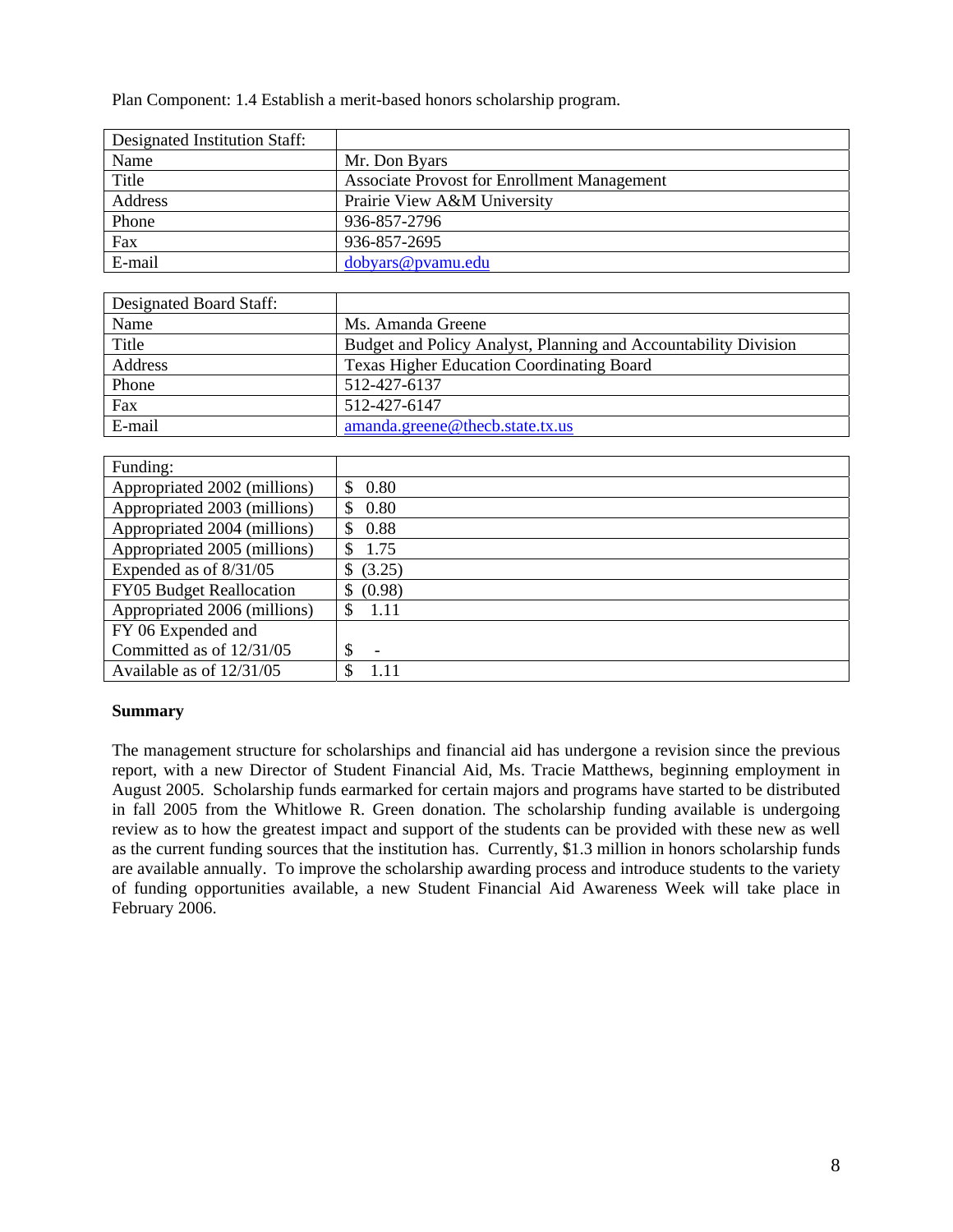Plan Component: 1.4 Establish a merit-based honors scholarship program.

| Designated Institution Staff: | |
|---|---|
| Name | Mr. Don Byars |
| Title | Associate Provost for Enrollment Management |
| Address | Prairie View A&M University |
| Phone | 936-857-2796 |
| Fax | 936-857-2695 |
| E-mail | dobyars@pvamu.edu |

| Designated Board Staff: | |
|---|---|
| Name | Ms. Amanda Greene |
| Title | Budget and Policy Analyst, Planning and Accountability Division |
| Address | Texas Higher Education Coordinating Board |
| Phone | 512-427-6137 |
| Fax | 512-427-6147 |
| E-mail | amanda.greene@thecb.state.tx.us |

| Funding: | |
|---|---|
| Appropriated 2002 (millions) | $ 0.80 |
| Appropriated 2003 (millions) | $ 0.80 |
| Appropriated 2004 (millions) | $ 0.88 |
| Appropriated 2005 (millions) | $ 1.75 |
| Expended as of 8/31/05 | $ (3.25) |
| FY05 Budget Reallocation | $ (0.98) |
| Appropriated 2006 (millions) | $ 1.11 |
| FY 06 Expended and Committed as of 12/31/05 | $ - |
| Available as of 12/31/05 | $ 1.11 |

**Summary**

The management structure for scholarships and financial aid has undergone a revision since the previous report, with a new Director of Student Financial Aid, Ms. Tracie Matthews, beginning employment in August 2005. Scholarship funds earmarked for certain majors and programs have started to be distributed in fall 2005 from the Whitlowe R. Green donation. The scholarship funding available is undergoing review as to how the greatest impact and support of the students can be provided with these new as well as the current funding sources that the institution has. Currently, $1.3 million in honors scholarship funds are available annually. To improve the scholarship awarding process and introduce students to the variety of funding opportunities available, a new Student Financial Aid Awareness Week will take place in February 2006.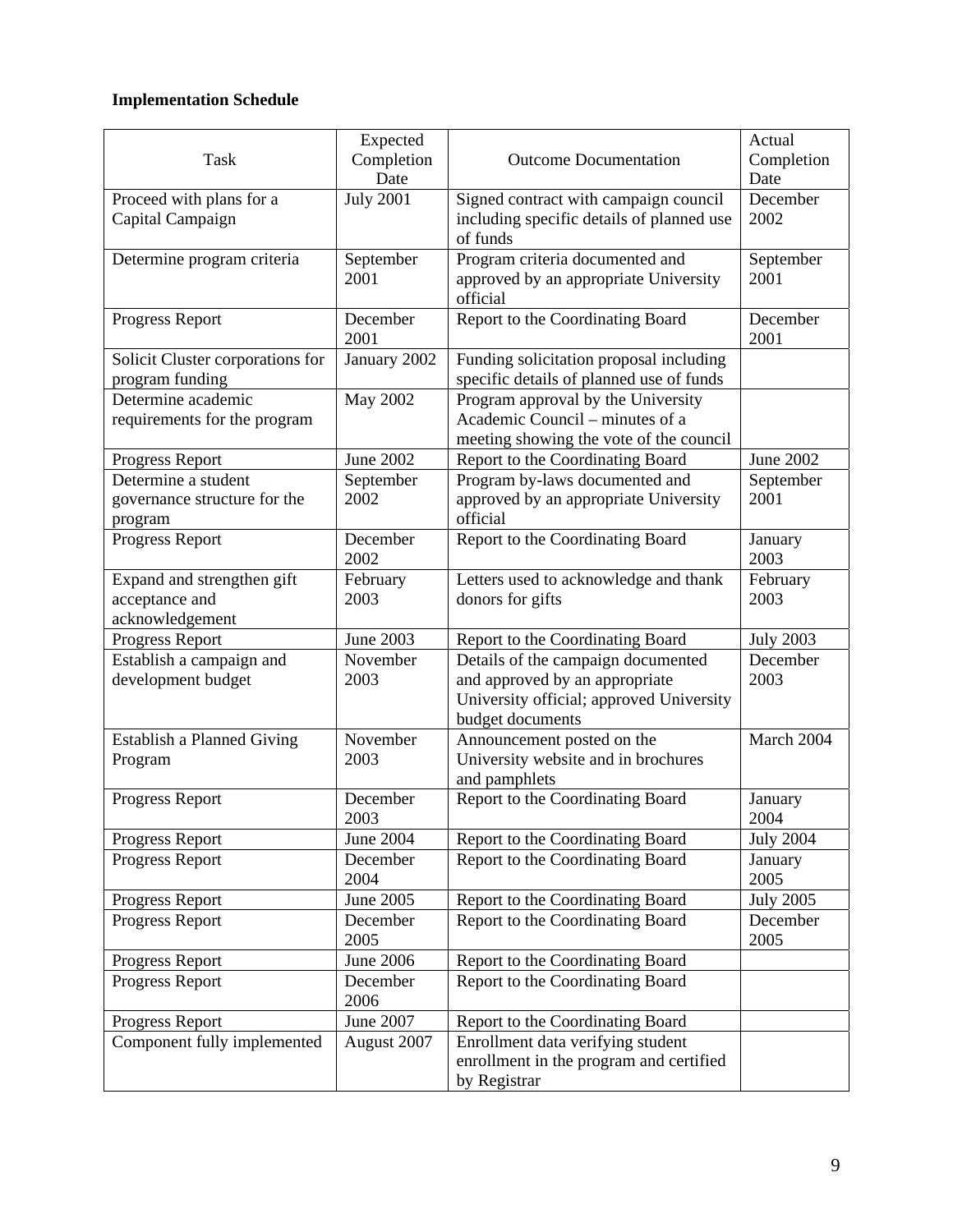**Implementation Schedule**

| Task | Expected Completion Date | Outcome Documentation | Actual Completion Date |
|---|---|---|---|
| Proceed with plans for a Capital Campaign | July 2001 | Signed contract with campaign council including specific details of planned use of funds | December 2002 |
| Determine program criteria | September 2001 | Program criteria documented and approved by an appropriate University official | September 2001 |
| Progress Report | December 2001 | Report to the Coordinating Board | December 2001 |
| Solicit Cluster corporations for program funding | January 2002 | Funding solicitation proposal including specific details of planned use of funds | |
| Determine academic requirements for the program | May 2002 | Program approval by the University Academic Council – minutes of a meeting showing the vote of the council | |
| Progress Report | June 2002 | Report to the Coordinating Board | June 2002 |
| Determine a student governance structure for the program | September 2002 | Program by-laws documented and approved by an appropriate University official | September 2001 |
| Progress Report | December 2002 | Report to the Coordinating Board | January 2003 |
| Expand and strengthen gift acceptance and acknowledgement | February 2003 | Letters used to acknowledge and thank donors for gifts | February 2003 |
| Progress Report | June 2003 | Report to the Coordinating Board | July 2003 |
| Establish a campaign and development budget | November 2003 | Details of the campaign documented and approved by an appropriate University official; approved University budget documents | December 2003 |
| Establish a Planned Giving Program | November 2003 | Announcement posted on the University website and in brochures and pamphlets | March 2004 |
| Progress Report | December 2003 | Report to the Coordinating Board | January 2004 |
| Progress Report | June 2004 | Report to the Coordinating Board | July 2004 |
| Progress Report | December 2004 | Report to the Coordinating Board | January 2005 |
| Progress Report | June 2005 | Report to the Coordinating Board | July 2005 |
| Progress Report | December 2005 | Report to the Coordinating Board | December 2005 |
| Progress Report | June 2006 | Report to the Coordinating Board | |
| Progress Report | December 2006 | Report to the Coordinating Board | |
| Progress Report | June 2007 | Report to the Coordinating Board | |
| Component fully implemented | August 2007 | Enrollment data verifying student enrollment in the program and certified by Registrar | |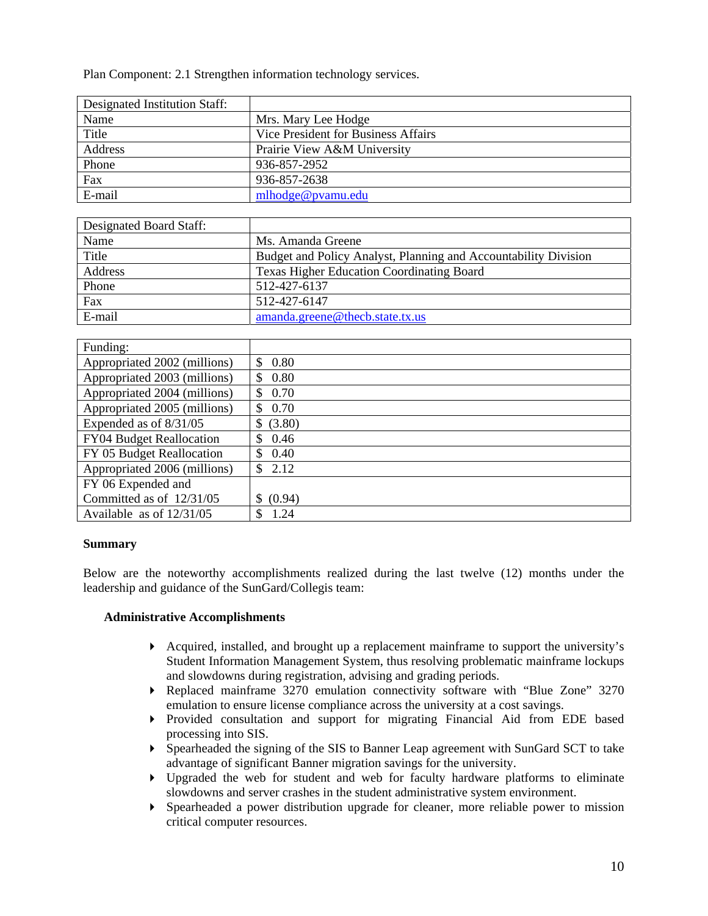Plan Component: 2.1 Strengthen information technology services.

| Designated Institution Staff: | |
|---|---|
| Name | Mrs. Mary Lee Hodge |
| Title | Vice President for Business Affairs |
| Address | Prairie View A&M University |
| Phone | 936-857-2952 |
| Fax | 936-857-2638 |
| E-mail | mlhodge@pvamu.edu |

| Designated Board Staff: | |
|---|---|
| Name | Ms. Amanda Greene |
| Title | Budget and Policy Analyst, Planning and Accountability Division |
| Address | Texas Higher Education Coordinating Board |
| Phone | 512-427-6137 |
| Fax | 512-427-6147 |
| E-mail | amanda.greene@thecb.state.tx.us |

| Funding: | |
|---|---|
| Appropriated 2002 (millions) | $ 0.80 |
| Appropriated 2003 (millions) | $ 0.80 |
| Appropriated 2004 (millions) | $ 0.70 |
| Appropriated 2005 (millions) | $ 0.70 |
| Expended as of 8/31/05 | $ (3.80) |
| FY04 Budget Reallocation | $ 0.46 |
| FY 05 Budget Reallocation | $ 0.40 |
| Appropriated 2006 (millions) | $ 2.12 |
| FY 06 Expended and Committed as of 12/31/05 | $ (0.94) |
| Available as of 12/31/05 | $ 1.24 |

**Summary**

Below are the noteworthy accomplishments realized during the last twelve (12) months under the leadership and guidance of the SunGard/Collegis team:

**Administrative Accomplishments**

- Acquired, installed, and brought up a replacement mainframe to support the university's Student Information Management System, thus resolving problematic mainframe lockups and slowdowns during registration, advising and grading periods.
- Replaced mainframe 3270 emulation connectivity software with "Blue Zone" 3270 emulation to ensure license compliance across the university at a cost savings.
- Provided consultation and support for migrating Financial Aid from EDE based processing into SIS.
- Spearheaded the signing of the SIS to Banner Leap agreement with SunGard SCT to take advantage of significant Banner migration savings for the university.
- Upgraded the web for student and web for faculty hardware platforms to eliminate slowdowns and server crashes in the student administrative system environment.
- Spearheaded a power distribution upgrade for cleaner, more reliable power to mission critical computer resources.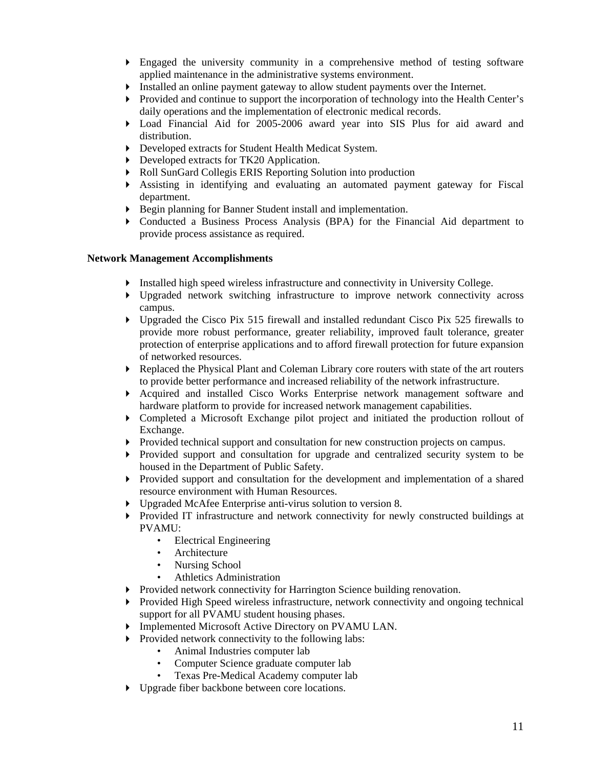- Engaged the university community in a comprehensive method of testing software applied maintenance in the administrative systems environment.
- Installed an online payment gateway to allow student payments over the Internet.
- Provided and continue to support the incorporation of technology into the Health Center's daily operations and the implementation of electronic medical records.
- Load Financial Aid for 2005-2006 award year into SIS Plus for aid award and distribution.
- Developed extracts for Student Health Medicat System.
- Developed extracts for TK20 Application.
- Roll SunGard Collegis ERIS Reporting Solution into production
- Assisting in identifying and evaluating an automated payment gateway for Fiscal department.
- Begin planning for Banner Student install and implementation.
- Conducted a Business Process Analysis (BPA) for the Financial Aid department to provide process assistance as required.

**Network Management Accomplishments**

- Installed high speed wireless infrastructure and connectivity in University College.
- Upgraded network switching infrastructure to improve network connectivity across campus.
- Upgraded the Cisco Pix 515 firewall and installed redundant Cisco Pix 525 firewalls to provide more robust performance, greater reliability, improved fault tolerance, greater protection of enterprise applications and to afford firewall protection for future expansion of networked resources.
- Replaced the Physical Plant and Coleman Library core routers with state of the art routers to provide better performance and increased reliability of the network infrastructure.
- Acquired and installed Cisco Works Enterprise network management software and hardware platform to provide for increased network management capabilities.
- Completed a Microsoft Exchange pilot project and initiated the production rollout of Exchange.
- Provided technical support and consultation for new construction projects on campus.
- Provided support and consultation for upgrade and centralized security system to be housed in the Department of Public Safety.
- Provided support and consultation for the development and implementation of a shared resource environment with Human Resources.
- Upgraded McAfee Enterprise anti-virus solution to version 8.
- Provided IT infrastructure and network connectivity for newly constructed buildings at PVAMU:
    - Electrical Engineering
    - Architecture
    - Nursing School
    - Athletics Administration
- Provided network connectivity for Harrington Science building renovation.
- Provided High Speed wireless infrastructure, network connectivity and ongoing technical support for all PVAMU student housing phases.
- Implemented Microsoft Active Directory on PVAMU LAN.
- Provided network connectivity to the following labs:
    - Animal Industries computer lab
    - Computer Science graduate computer lab
    - Texas Pre-Medical Academy computer lab
- Upgrade fiber backbone between core locations.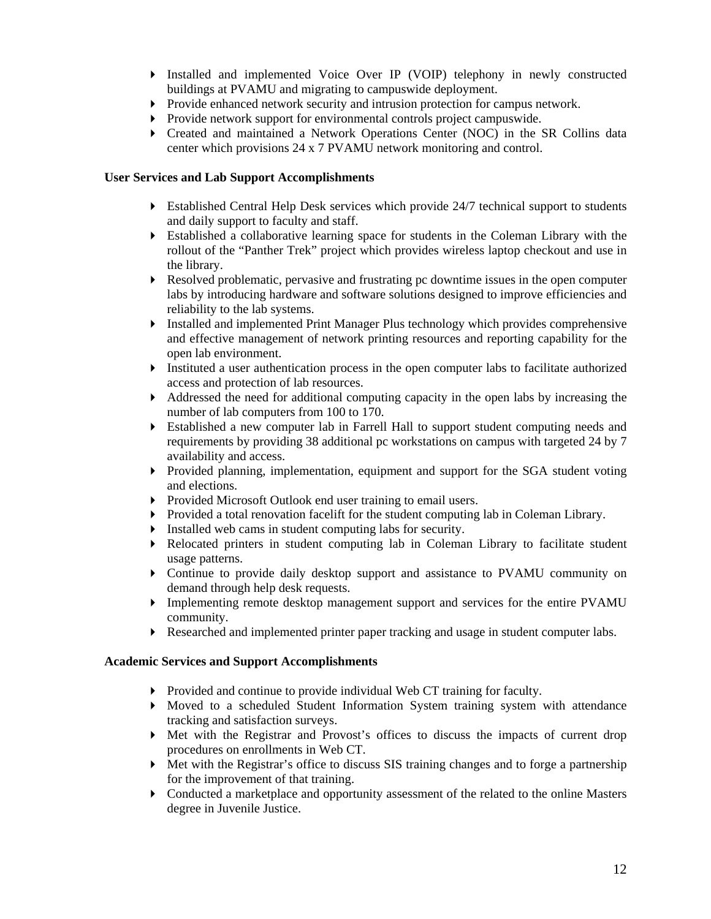- Installed and implemented Voice Over IP (VOIP) telephony in newly constructed buildings at PVAMU and migrating to campuswide deployment.
- Provide enhanced network security and intrusion protection for campus network.
- Provide network support for environmental controls project campuswide.
- Created and maintained a Network Operations Center (NOC) in the SR Collins data center which provisions 24 x 7 PVAMU network monitoring and control.

**User Services and Lab Support Accomplishments**

- Established Central Help Desk services which provide 24/7 technical support to students and daily support to faculty and staff.
- Established a collaborative learning space for students in the Coleman Library with the rollout of the "Panther Trek" project which provides wireless laptop checkout and use in the library.
- Resolved problematic, pervasive and frustrating pc downtime issues in the open computer labs by introducing hardware and software solutions designed to improve efficiencies and reliability to the lab systems.
- Installed and implemented Print Manager Plus technology which provides comprehensive and effective management of network printing resources and reporting capability for the open lab environment.
- Instituted a user authentication process in the open computer labs to facilitate authorized access and protection of lab resources.
- Addressed the need for additional computing capacity in the open labs by increasing the number of lab computers from 100 to 170.
- Established a new computer lab in Farrell Hall to support student computing needs and requirements by providing 38 additional pc workstations on campus with targeted 24 by 7 availability and access.
- Provided planning, implementation, equipment and support for the SGA student voting and elections.
- Provided Microsoft Outlook end user training to email users.
- Provided a total renovation facelift for the student computing lab in Coleman Library.
- Installed web cams in student computing labs for security.
- Relocated printers in student computing lab in Coleman Library to facilitate student usage patterns.
- Continue to provide daily desktop support and assistance to PVAMU community on demand through help desk requests.
- Implementing remote desktop management support and services for the entire PVAMU community.
- Researched and implemented printer paper tracking and usage in student computer labs.

**Academic Services and Support Accomplishments**

- Provided and continue to provide individual Web CT training for faculty.
- Moved to a scheduled Student Information System training system with attendance tracking and satisfaction surveys.
- Met with the Registrar and Provost's offices to discuss the impacts of current drop procedures on enrollments in Web CT.
- Met with the Registrar's office to discuss SIS training changes and to forge a partnership for the improvement of that training.
- Conducted a marketplace and opportunity assessment of the related to the online Masters degree in Juvenile Justice.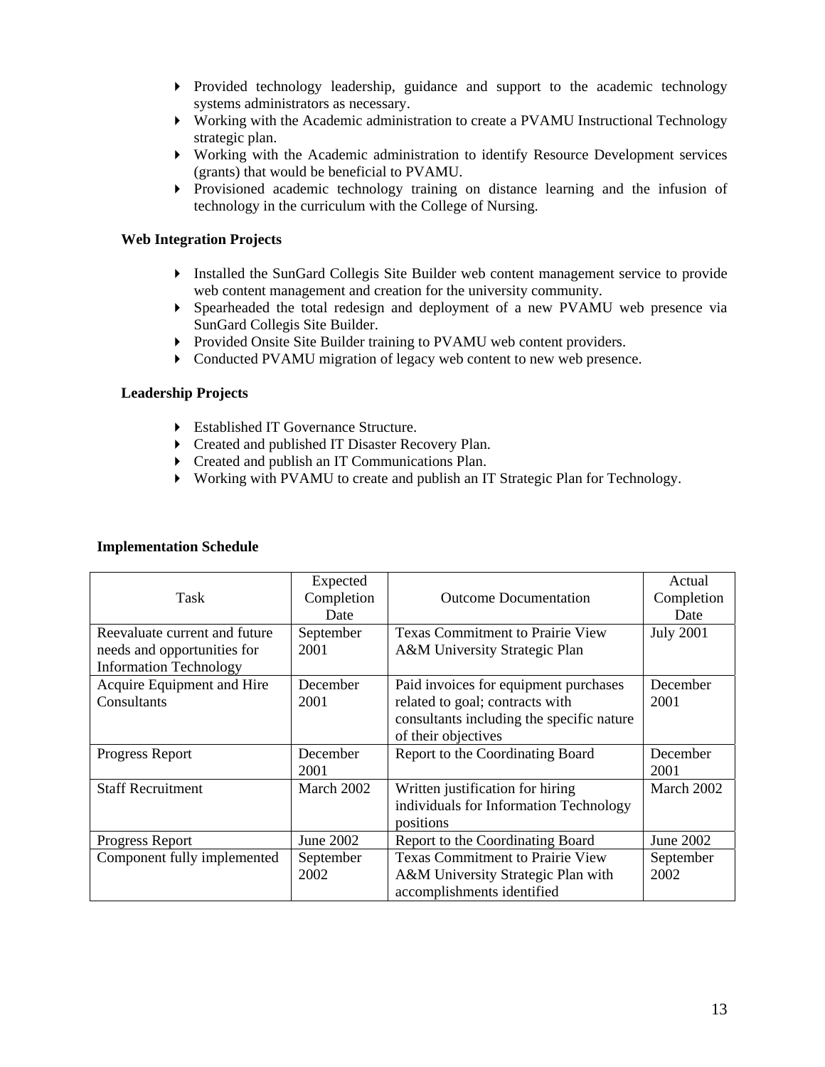- Provided technology leadership, guidance and support to the academic technology systems administrators as necessary.
- Working with the Academic administration to create a PVAMU Instructional Technology strategic plan.
- Working with the Academic administration to identify Resource Development services (grants) that would be beneficial to PVAMU.
- Provisioned academic technology training on distance learning and the infusion of technology in the curriculum with the College of Nursing.

**Web Integration Projects**

- Installed the SunGard Collegis Site Builder web content management service to provide web content management and creation for the university community.
- Spearheaded the total redesign and deployment of a new PVAMU web presence via SunGard Collegis Site Builder.
- Provided Onsite Site Builder training to PVAMU web content providers.
- Conducted PVAMU migration of legacy web content to new web presence.

**Leadership Projects**

- Established IT Governance Structure.
- Created and published IT Disaster Recovery Plan.
- Created and publish an IT Communications Plan.
- Working with PVAMU to create and publish an IT Strategic Plan for Technology.

**Implementation Schedule**

| Task | Expected Completion Date | Outcome Documentation | Actual Completion Date |
|---|---|---|---|
| Reevaluate current and future needs and opportunities for Information Technology | September 2001 | Texas Commitment to Prairie View A&M University Strategic Plan | July 2001 |
| Acquire Equipment and Hire Consultants | December 2001 | Paid invoices for equipment purchases related to goal; contracts with consultants including the specific nature of their objectives | December 2001 |
| Progress Report | December 2001 | Report to the Coordinating Board | December 2001 |
| Staff Recruitment | March 2002 | Written justification for hiring individuals for Information Technology positions | March 2002 |
| Progress Report | June 2002 | Report to the Coordinating Board | June 2002 |
| Component fully implemented | September 2002 | Texas Commitment to Prairie View A&M University Strategic Plan with accomplishments identified | September 2002 |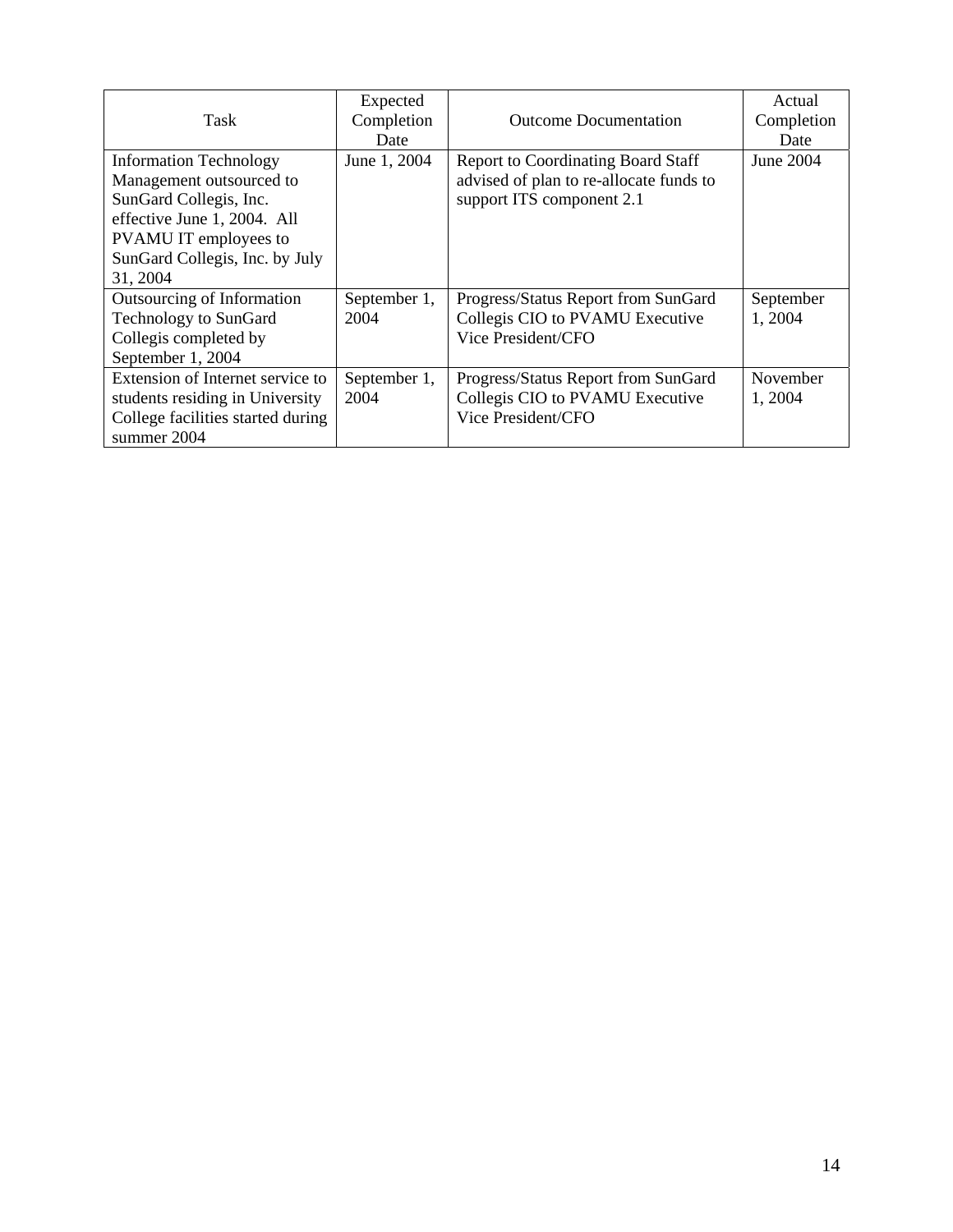| Task | Expected Completion Date | Outcome Documentation | Actual Completion Date |
| --- | --- | --- | --- |
| Information Technology Management outsourced to SunGard Collegis, Inc. effective June 1, 2004. All PVAMU IT employees to SunGard Collegis, Inc. by July 31, 2004 | June 1, 2004 | Report to Coordinating Board Staff advised of plan to re-allocate funds to support ITS component 2.1 | June 2004 |
| Outsourcing of Information Technology to SunGard Collegis completed by September 1, 2004 | September 1, 2004 | Progress/Status Report from SunGard Collegis CIO to PVAMU Executive Vice President/CFO | September 1, 2004 |
| Extension of Internet service to students residing in University College facilities started during summer 2004 | September 1, 2004 | Progress/Status Report from SunGard Collegis CIO to PVAMU Executive Vice President/CFO | November 1, 2004 |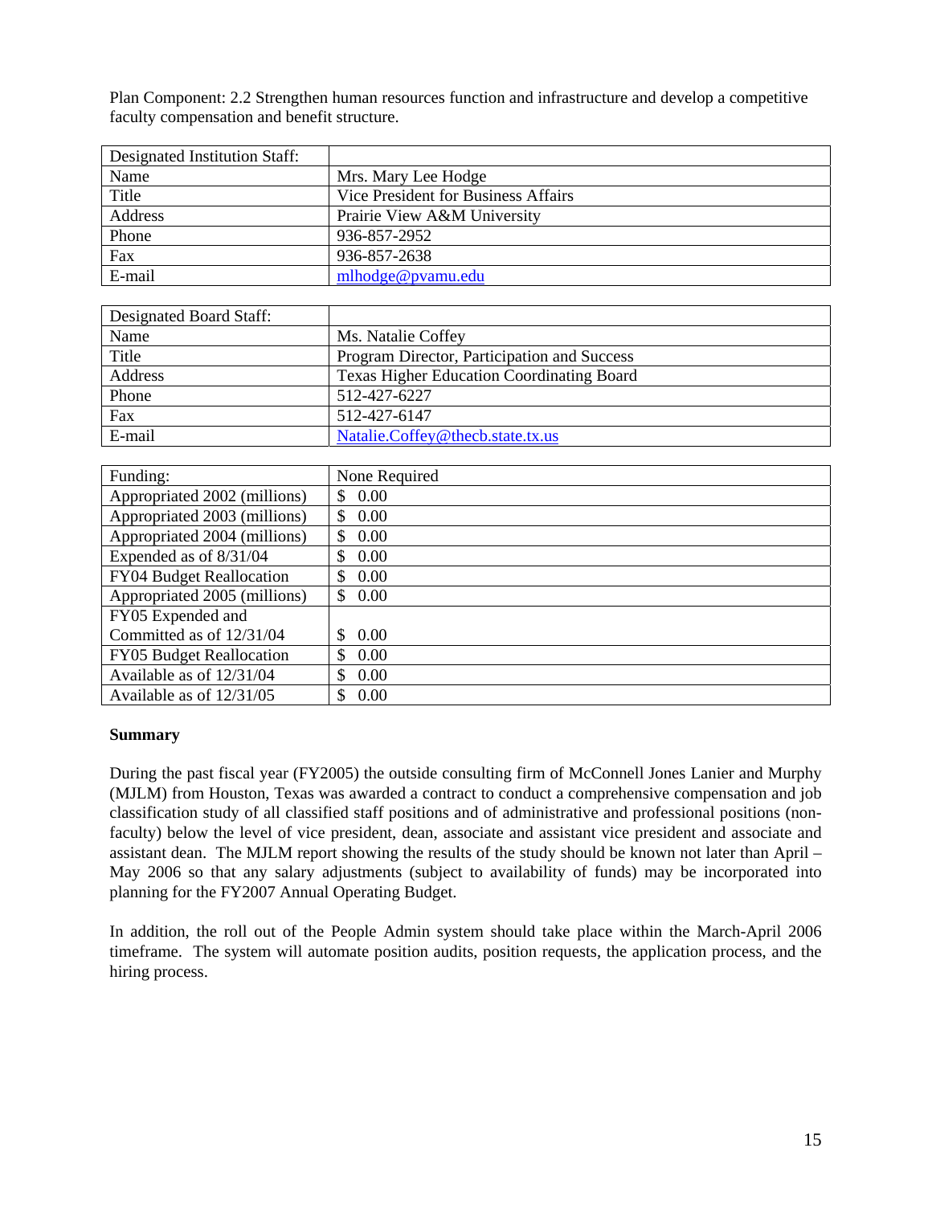Plan Component: 2.2 Strengthen human resources function and infrastructure and develop a competitive faculty compensation and benefit structure.

| Designated Institution Staff: | |
|---|---|
| Name | Mrs. Mary Lee Hodge |
| Title | Vice President for Business Affairs |
| Address | Prairie View A&M University |
| Phone | 936-857-2952 |
| Fax | 936-857-2638 |
| E-mail | mlhodge@pvamu.edu |

| Designated Board Staff: | |
|---|---|
| Name | Ms. Natalie Coffey |
| Title | Program Director, Participation and Success |
| Address | Texas Higher Education Coordinating Board |
| Phone | 512-427-6227 |
| Fax | 512-427-6147 |
| E-mail | Natalie.Coffey@thecb.state.tx.us |

| Funding: | None Required |
|---|---|
| Appropriated 2002 (millions) | $ 0.00 |
| Appropriated 2003 (millions) | $ 0.00 |
| Appropriated 2004 (millions) | $ 0.00 |
| Expended as of 8/31/04 | $ 0.00 |
| FY04 Budget Reallocation | $ 0.00 |
| Appropriated 2005 (millions) | $ 0.00 |
| FY05 Expended and Committed as of 12/31/04 | $ 0.00 |
| FY05 Budget Reallocation | $ 0.00 |
| Available as of 12/31/04 | $ 0.00 |
| Available as of 12/31/05 | $ 0.00 |

**Summary**

During the past fiscal year (FY2005) the outside consulting firm of McConnell Jones Lanier and Murphy (MJLM) from Houston, Texas was awarded a contract to conduct a comprehensive compensation and job classification study of all classified staff positions and of administrative and professional positions (non-faculty) below the level of vice president, dean, associate and assistant vice president and associate and assistant dean. The MJLM report showing the results of the study should be known not later than April – May 2006 so that any salary adjustments (subject to availability of funds) may be incorporated into planning for the FY2007 Annual Operating Budget.

In addition, the roll out of the People Admin system should take place within the March-April 2006 timeframe. The system will automate position audits, position requests, the application process, and the hiring process.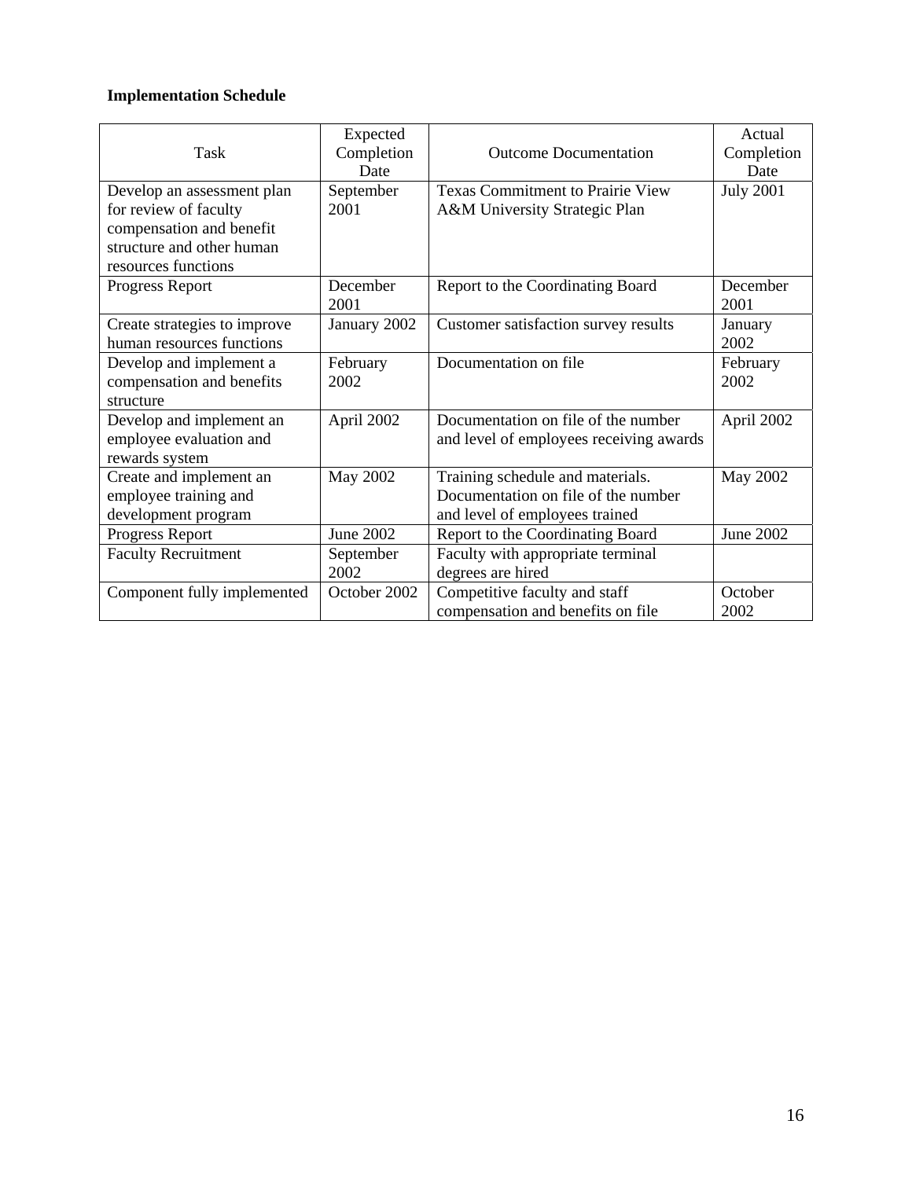**Implementation Schedule**

| Task | Expected Completion Date | Outcome Documentation | Actual Completion Date |
|---|---|---|---|
| Develop an assessment plan for review of faculty compensation and benefit structure and other human resources functions | September 2001 | Texas Commitment to Prairie View A&M University Strategic Plan | July 2001 |
| Progress Report | December 2001 | Report to the Coordinating Board | December 2001 |
| Create strategies to improve human resources functions | January 2002 | Customer satisfaction survey results | January 2002 |
| Develop and implement a compensation and benefits structure | February 2002 | Documentation on file | February 2002 |
| Develop and implement an employee evaluation and rewards system | April 2002 | Documentation on file of the number and level of employees receiving awards | April 2002 |
| Create and implement an employee training and development program | May 2002 | Training schedule and materials. Documentation on file of the number and level of employees trained | May 2002 |
| Progress Report | June 2002 | Report to the Coordinating Board | June 2002 |
| Faculty Recruitment | September 2002 | Faculty with appropriate terminal degrees are hired | |
| Component fully implemented | October 2002 | Competitive faculty and staff compensation and benefits on file | October 2002 |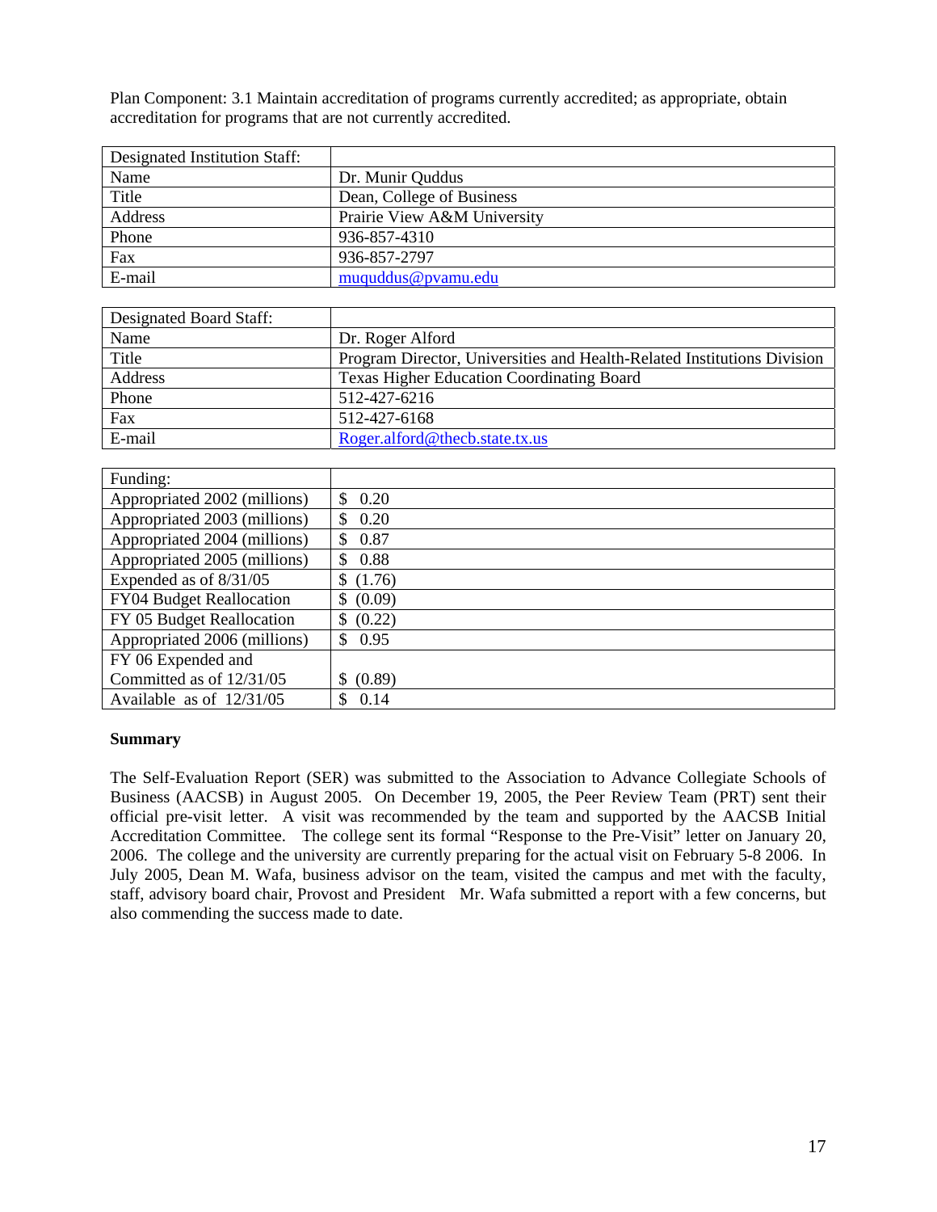Plan Component: 3.1 Maintain accreditation of programs currently accredited; as appropriate, obtain accreditation for programs that are not currently accredited.

| Designated Institution Staff: | |
|---|---|
| Name | Dr. Munir Quddus |
| Title | Dean, College of Business |
| Address | Prairie View A&M University |
| Phone | 936-857-4310 |
| Fax | 936-857-2797 |
| E-mail | muquddus@pvamu.edu |

| Designated Board Staff: | |
|---|---|
| Name | Dr. Roger Alford |
| Title | Program Director, Universities and Health-Related Institutions Division |
| Address | Texas Higher Education Coordinating Board |
| Phone | 512-427-6216 |
| Fax | 512-427-6168 |
| E-mail | Roger.alford@thecb.state.tx.us |

| Funding: | |
|---|---|
| Appropriated 2002 (millions) | $ 0.20 |
| Appropriated 2003 (millions) | $ 0.20 |
| Appropriated 2004 (millions) | $ 0.87 |
| Appropriated 2005 (millions) | $ 0.88 |
| Expended as of 8/31/05 | $ (1.76) |
| FY04 Budget Reallocation | $ (0.09) |
| FY 05 Budget Reallocation | $ (0.22) |
| Appropriated 2006 (millions) | $ 0.95 |
| FY 06 Expended and Committed as of 12/31/05 | $ (0.89) |
| Available as of 12/31/05 | $ 0.14 |

**Summary**

The Self-Evaluation Report (SER) was submitted to the Association to Advance Collegiate Schools of Business (AACSB) in August 2005. On December 19, 2005, the Peer Review Team (PRT) sent their official pre-visit letter. A visit was recommended by the team and supported by the AACSB Initial Accreditation Committee. The college sent its formal "Response to the Pre-Visit" letter on January 20, 2006. The college and the university are currently preparing for the actual visit on February 5-8 2006. In July 2005, Dean M. Wafa, business advisor on the team, visited the campus and met with the faculty, staff, advisory board chair, Provost and President Mr. Wafa submitted a report with a few concerns, but also commending the success made to date.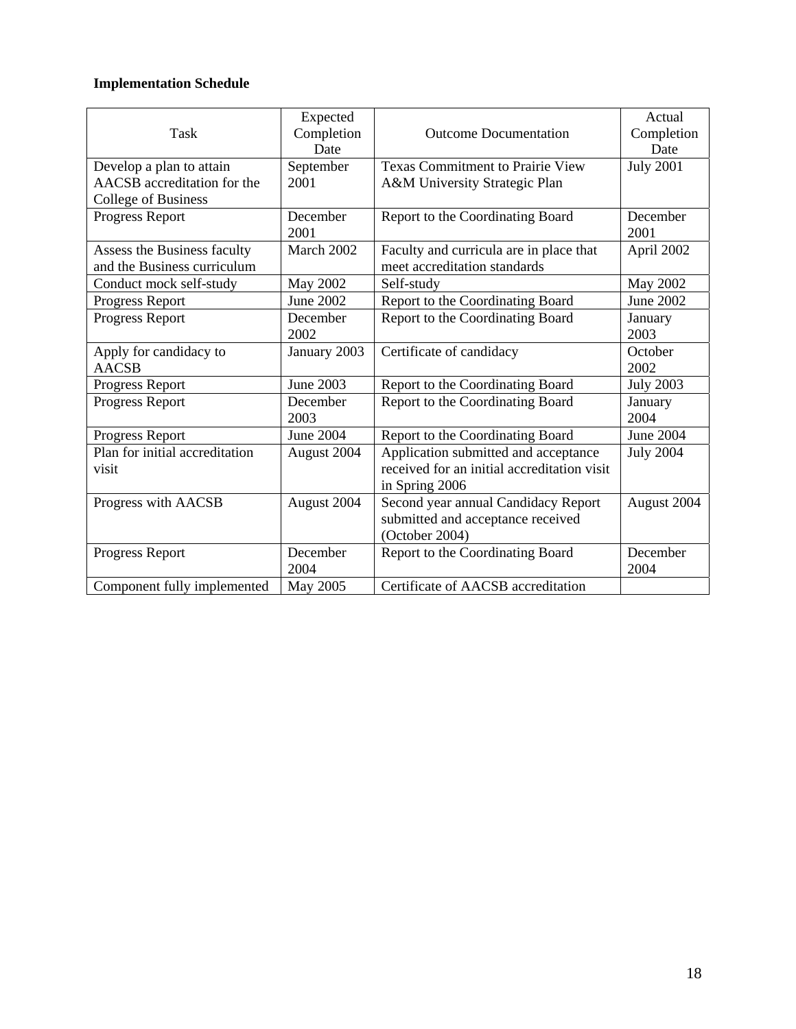**Implementation Schedule**

| Task | Expected Completion Date | Outcome Documentation | Actual Completion Date |
|---|---|---|---|
| Develop a plan to attain AACSB accreditation for the College of Business | September 2001 | Texas Commitment to Prairie View A&M University Strategic Plan | July 2001 |
| Progress Report | December 2001 | Report to the Coordinating Board | December 2001 |
| Assess the Business faculty and the Business curriculum | March 2002 | Faculty and curricula are in place that meet accreditation standards | April 2002 |
| Conduct mock self-study | May 2002 | Self-study | May 2002 |
| Progress Report | June 2002 | Report to the Coordinating Board | June 2002 |
| Progress Report | December 2002 | Report to the Coordinating Board | January 2003 |
| Apply for candidacy to AACSB | January 2003 | Certificate of candidacy | October 2002 |
| Progress Report | June 2003 | Report to the Coordinating Board | July 2003 |
| Progress Report | December 2003 | Report to the Coordinating Board | January 2004 |
| Progress Report | June 2004 | Report to the Coordinating Board | June 2004 |
| Plan for initial accreditation visit | August 2004 | Application submitted and acceptance received for an initial accreditation visit in Spring 2006 | July 2004 |
| Progress with AACSB | August 2004 | Second year annual Candidacy Report submitted and acceptance received (October 2004) | August 2004 |
| Progress Report | December 2004 | Report to the Coordinating Board | December 2004 |
| Component fully implemented | May 2005 | Certificate of AACSB accreditation | |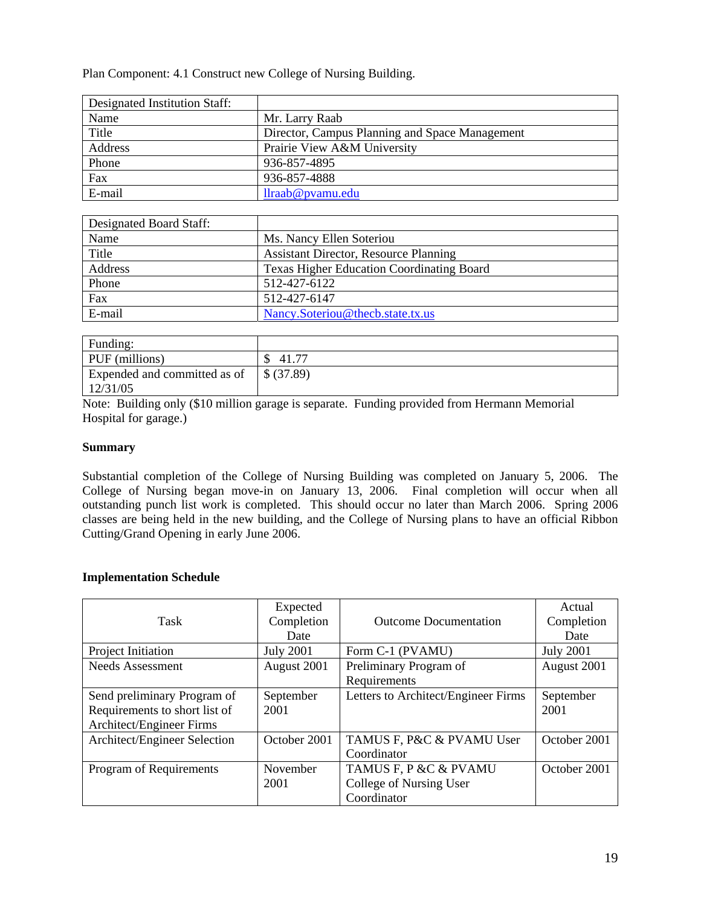Plan Component: 4.1 Construct new College of Nursing Building.

| Designated Institution Staff: | |
|---|---|
| Name | Mr. Larry Raab |
| Title | Director, Campus Planning and Space Management |
| Address | Prairie View A&M University |
| Phone | 936-857-4895 |
| Fax | 936-857-4888 |
| E-mail | llraab@pvamu.edu |

| Designated Board Staff: | |
|---|---|
| Name | Ms. Nancy Ellen Soteriou |
| Title | Assistant Director, Resource Planning |
| Address | Texas Higher Education Coordinating Board |
| Phone | 512-427-6122 |
| Fax | 512-427-6147 |
| E-mail | Nancy.Soteriou@thecb.state.tx.us |

| Funding: | |
|---|---|
| PUF (millions) | $ 41.77 |
| Expended and committed as of 12/31/05 | $ (37.89) |

Note: Building only ($10 million garage is separate. Funding provided from Hermann Memorial Hospital for garage.)

**Summary**

Substantial completion of the College of Nursing Building was completed on January 5, 2006. The College of Nursing began move-in on January 13, 2006. Final completion will occur when all outstanding punch list work is completed. This should occur no later than March 2006. Spring 2006 classes are being held in the new building, and the College of Nursing plans to have an official Ribbon Cutting/Grand Opening in early June 2006.

**Implementation Schedule**

| Task | Expected Completion Date | Outcome Documentation | Actual Completion Date |
|---|---|---|---|
| Project Initiation | July 2001 | Form C-1 (PVAMU) | July 2001 |
| Needs Assessment | August 2001 | Preliminary Program of Requirements | August 2001 |
| Send preliminary Program of Requirements to short list of Architect/Engineer Firms | September 2001 | Letters to Architect/Engineer Firms | September 2001 |
| Architect/Engineer Selection | October 2001 | TAMUS F, P&C & PVAMU User Coordinator | October 2001 |
| Program of Requirements | November 2001 | TAMUS F, P &C & PVAMU College of Nursing User Coordinator | October 2001 |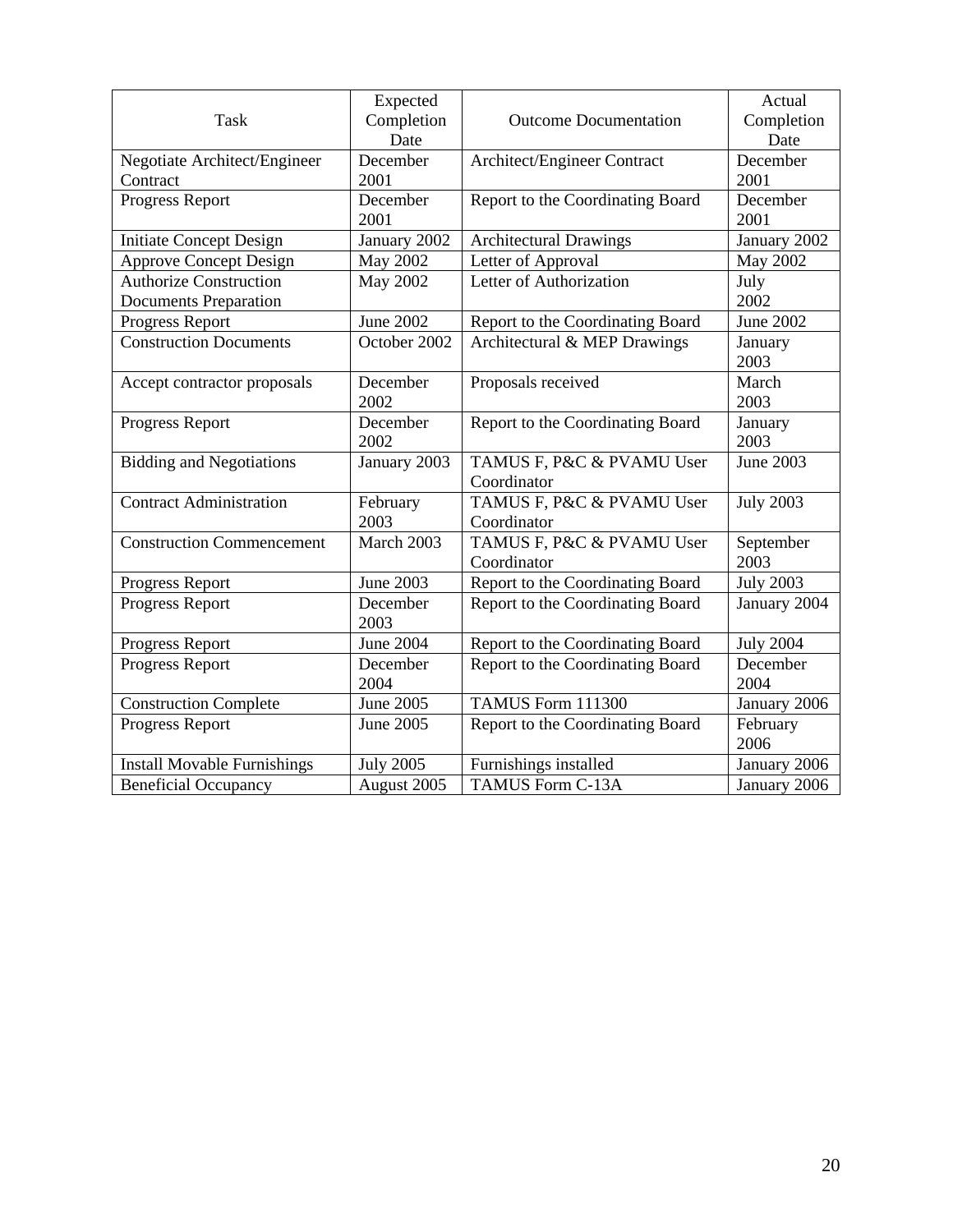| Task | Expected Completion Date | Outcome Documentation | Actual Completion Date |
|---|---|---|---|
| Negotiate Architect/Engineer Contract | December 2001 | Architect/Engineer Contract | December 2001 |
| Progress Report | December 2001 | Report to the Coordinating Board | December 2001 |
| Initiate Concept Design | January 2002 | Architectural Drawings | January 2002 |
| Approve Concept Design | May 2002 | Letter of Approval | May 2002 |
| Authorize Construction Documents Preparation | May 2002 | Letter of Authorization | July 2002 |
| Progress Report | June 2002 | Report to the Coordinating Board | June 2002 |
| Construction Documents | October 2002 | Architectural & MEP Drawings | January 2003 |
| Accept contractor proposals | December 2002 | Proposals received | March 2003 |
| Progress Report | December 2002 | Report to the Coordinating Board | January 2003 |
| Bidding and Negotiations | January 2003 | TAMUS F, P&C & PVAMU User Coordinator | June 2003 |
| Contract Administration | February 2003 | TAMUS F, P&C & PVAMU User Coordinator | July 2003 |
| Construction Commencement | March 2003 | TAMUS F, P&C & PVAMU User Coordinator | September 2003 |
| Progress Report | June 2003 | Report to the Coordinating Board | July 2003 |
| Progress Report | December 2003 | Report to the Coordinating Board | January 2004 |
| Progress Report | June 2004 | Report to the Coordinating Board | July 2004 |
| Progress Report | December 2004 | Report to the Coordinating Board | December 2004 |
| Construction Complete | June 2005 | TAMUS Form 111300 | January 2006 |
| Progress Report | June 2005 | Report to the Coordinating Board | February 2006 |
| Install Movable Furnishings | July 2005 | Furnishings installed | January 2006 |
| Beneficial Occupancy | August 2005 | TAMUS Form C-13A | January 2006 |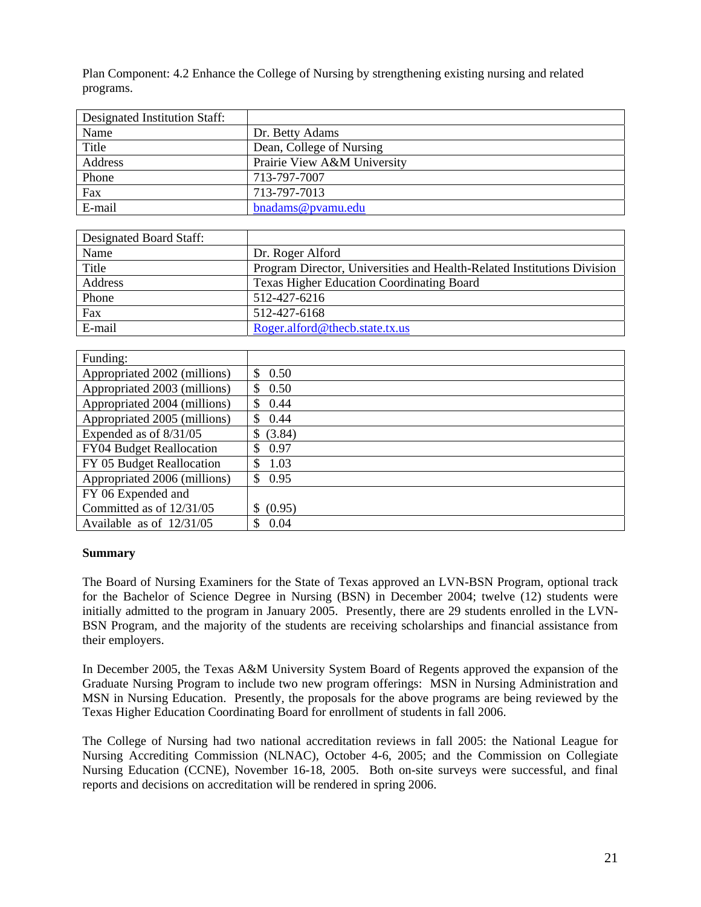Plan Component: 4.2 Enhance the College of Nursing by strengthening existing nursing and related programs.

| Designated Institution Staff: | |
|---|---|
| Name | Dr. Betty Adams |
| Title | Dean, College of Nursing |
| Address | Prairie View A&M University |
| Phone | 713-797-7007 |
| Fax | 713-797-7013 |
| E-mail | bnadams@pvamu.edu |

| Designated Board Staff: | |
|---|---|
| Name | Dr. Roger Alford |
| Title | Program Director, Universities and Health-Related Institutions Division |
| Address | Texas Higher Education Coordinating Board |
| Phone | 512-427-6216 |
| Fax | 512-427-6168 |
| E-mail | Roger.alford@thecb.state.tx.us |

| Funding: | |
|---|---|
| Appropriated 2002 (millions) | $ 0.50 |
| Appropriated 2003 (millions) | $ 0.50 |
| Appropriated 2004 (millions) | $ 0.44 |
| Appropriated 2005 (millions) | $ 0.44 |
| Expended as of 8/31/05 | $ (3.84) |
| FY04 Budget Reallocation | $ 0.97 |
| FY 05 Budget Reallocation | $ 1.03 |
| Appropriated 2006 (millions) | $ 0.95 |
| FY 06 Expended and Committed as of 12/31/05 | $ (0.95) |
| Available as of 12/31/05 | $ 0.04 |

**Summary**

The Board of Nursing Examiners for the State of Texas approved an LVN-BSN Program, optional track for the Bachelor of Science Degree in Nursing (BSN) in December 2004; twelve (12) students were initially admitted to the program in January 2005. Presently, there are 29 students enrolled in the LVN-BSN Program, and the majority of the students are receiving scholarships and financial assistance from their employers.

In December 2005, the Texas A&M University System Board of Regents approved the expansion of the Graduate Nursing Program to include two new program offerings: MSN in Nursing Administration and MSN in Nursing Education. Presently, the proposals for the above programs are being reviewed by the Texas Higher Education Coordinating Board for enrollment of students in fall 2006.

The College of Nursing had two national accreditation reviews in fall 2005: the National League for Nursing Accrediting Commission (NLNAC), October 4-6, 2005; and the Commission on Collegiate Nursing Education (CCNE), November 16-18, 2005. Both on-site surveys were successful, and final reports and decisions on accreditation will be rendered in spring 2006.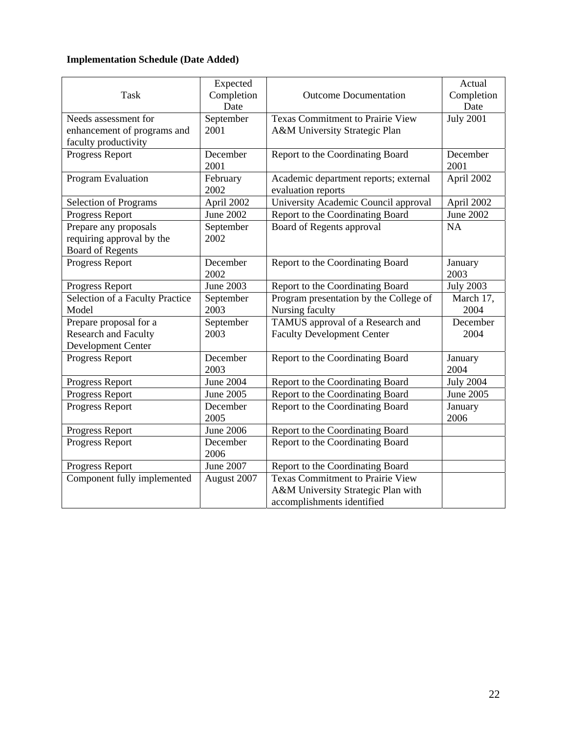**Implementation Schedule (Date Added)**

| Task | Expected Completion Date | Outcome Documentation | Actual Completion Date |
| --- | --- | --- | --- |
| Needs assessment for enhancement of programs and faculty productivity | September 2001 | Texas Commitment to Prairie View A&M University Strategic Plan | July 2001 |
| Progress Report | December 2001 | Report to the Coordinating Board | December 2001 |
| Program Evaluation | February 2002 | Academic department reports; external evaluation reports | April 2002 |
| Selection of Programs | April 2002 | University Academic Council approval | April 2002 |
| Progress Report | June 2002 | Report to the Coordinating Board | June 2002 |
| Prepare any proposals requiring approval by the Board of Regents | September 2002 | Board of Regents approval | NA |
| Progress Report | December 2002 | Report to the Coordinating Board | January 2003 |
| Progress Report | June 2003 | Report to the Coordinating Board | July 2003 |
| Selection of a Faculty Practice Model | September 2003 | Program presentation by the College of Nursing faculty | March 17, 2004 |
| Prepare proposal for a Research and Faculty Development Center | September 2003 | TAMUS approval of a Research and Faculty Development Center | December 2004 |
| Progress Report | December 2003 | Report to the Coordinating Board | January 2004 |
| Progress Report | June 2004 | Report to the Coordinating Board | July 2004 |
| Progress Report | June 2005 | Report to the Coordinating Board | June 2005 |
| Progress Report | December 2005 | Report to the Coordinating Board | January 2006 |
| Progress Report | June 2006 | Report to the Coordinating Board | |
| Progress Report | December 2006 | Report to the Coordinating Board | |
| Progress Report | June 2007 | Report to the Coordinating Board | |
| Component fully implemented | August 2007 | Texas Commitment to Prairie View A&M University Strategic Plan with accomplishments identified | |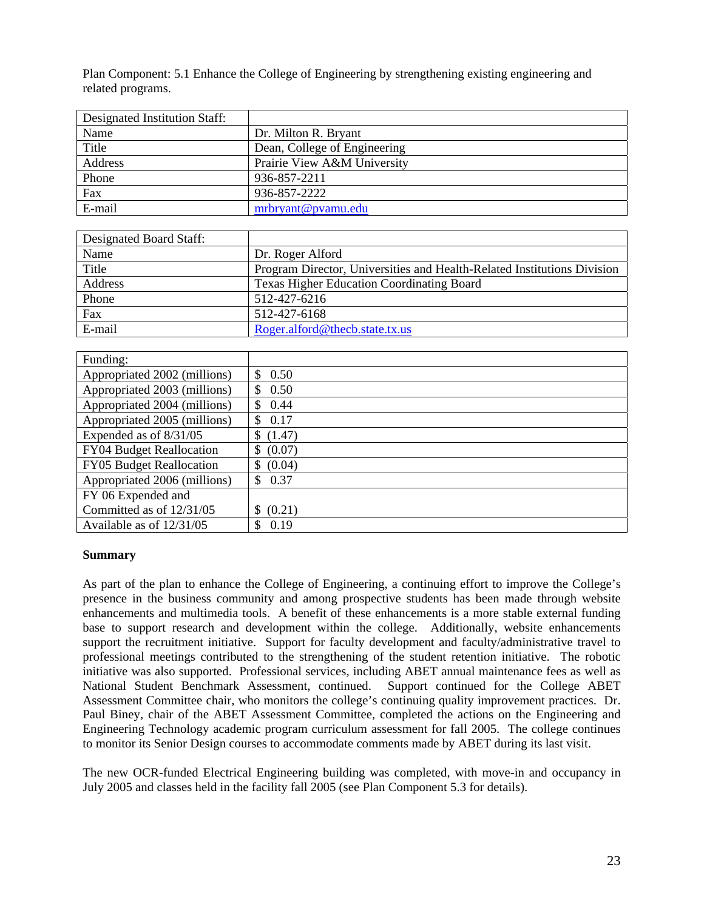Plan Component: 5.1 Enhance the College of Engineering by strengthening existing engineering and related programs.

| Designated Institution Staff: | |
|---|---|
| Name | Dr. Milton R. Bryant |
| Title | Dean, College of Engineering |
| Address | Prairie View A&M University |
| Phone | 936-857-2211 |
| Fax | 936-857-2222 |
| E-mail | mrbryant@pvamu.edu |

| Designated Board Staff: | |
|---|---|
| Name | Dr. Roger Alford |
| Title | Program Director, Universities and Health-Related Institutions Division |
| Address | Texas Higher Education Coordinating Board |
| Phone | 512-427-6216 |
| Fax | 512-427-6168 |
| E-mail | Roger.alford@thecb.state.tx.us |

| Funding: | |
|---|---|
| Appropriated 2002 (millions) | $ 0.50 |
| Appropriated 2003 (millions) | $ 0.50 |
| Appropriated 2004 (millions) | $ 0.44 |
| Appropriated 2005 (millions) | $ 0.17 |
| Expended as of 8/31/05 | $ (1.47) |
| FY04 Budget Reallocation | $ (0.07) |
| FY05 Budget Reallocation | $ (0.04) |
| Appropriated 2006 (millions) | $ 0.37 |
| FY 06 Expended and Committed as of 12/31/05 | $ (0.21) |
| Available as of 12/31/05 | $ 0.19 |

**Summary**

As part of the plan to enhance the College of Engineering, a continuing effort to improve the College's presence in the business community and among prospective students has been made through website enhancements and multimedia tools. A benefit of these enhancements is a more stable external funding base to support research and development within the college. Additionally, website enhancements support the recruitment initiative. Support for faculty development and faculty/administrative travel to professional meetings contributed to the strengthening of the student retention initiative. The robotic initiative was also supported. Professional services, including ABET annual maintenance fees as well as National Student Benchmark Assessment, continued. Support continued for the College ABET Assessment Committee chair, who monitors the college's continuing quality improvement practices. Dr. Paul Biney, chair of the ABET Assessment Committee, completed the actions on the Engineering and Engineering Technology academic program curriculum assessment for fall 2005. The college continues to monitor its Senior Design courses to accommodate comments made by ABET during its last visit.

The new OCR-funded Electrical Engineering building was completed, with move-in and occupancy in July 2005 and classes held in the facility fall 2005 (see Plan Component 5.3 for details).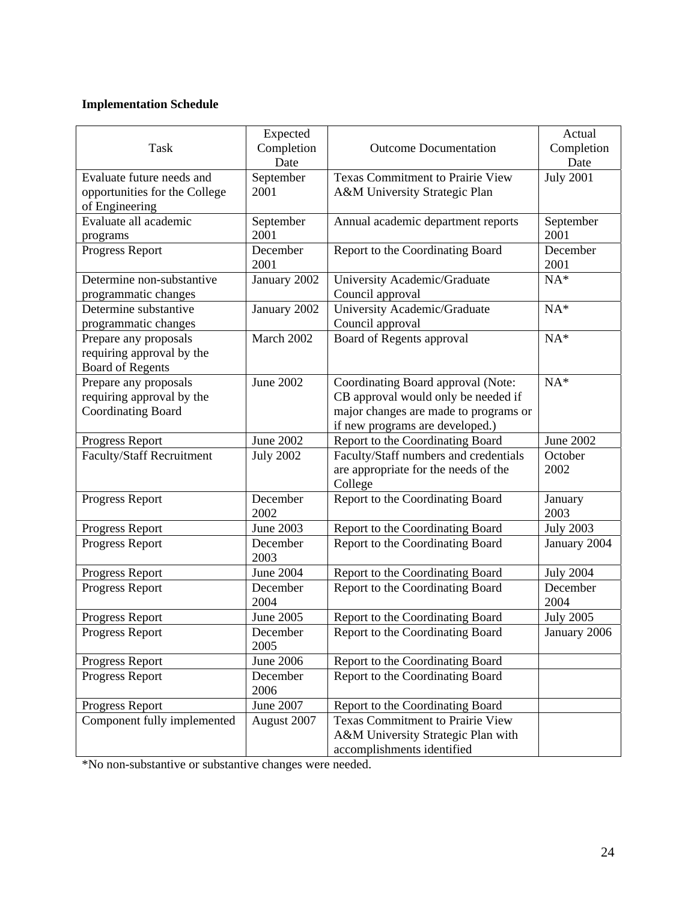**Implementation Schedule**

| Task | Expected Completion Date | Outcome Documentation | Actual Completion Date |
|---|---|---|---|
| Evaluate future needs and opportunities for the College of Engineering | September 2001 | Texas Commitment to Prairie View A&M University Strategic Plan | July 2001 |
| Evaluate all academic programs | September 2001 | Annual academic department reports | September 2001 |
| Progress Report | December 2001 | Report to the Coordinating Board | December 2001 |
| Determine non-substantive programmatic changes | January 2002 | University Academic/Graduate Council approval | NA* |
| Determine substantive programmatic changes | January 2002 | University Academic/Graduate Council approval | NA* |
| Prepare any proposals requiring approval by the Board of Regents | March 2002 | Board of Regents approval | NA* |
| Prepare any proposals requiring approval by the Coordinating Board | June 2002 | Coordinating Board approval (Note: CB approval would only be needed if major changes are made to programs or if new programs are developed.) | NA* |
| Progress Report | June 2002 | Report to the Coordinating Board | June 2002 |
| Faculty/Staff Recruitment | July 2002 | Faculty/Staff numbers and credentials are appropriate for the needs of the College | October 2002 |
| Progress Report | December 2002 | Report to the Coordinating Board | January 2003 |
| Progress Report | June 2003 | Report to the Coordinating Board | July 2003 |
| Progress Report | December 2003 | Report to the Coordinating Board | January 2004 |
| Progress Report | June 2004 | Report to the Coordinating Board | July 2004 |
| Progress Report | December 2004 | Report to the Coordinating Board | December 2004 |
| Progress Report | June 2005 | Report to the Coordinating Board | July 2005 |
| Progress Report | December 2005 | Report to the Coordinating Board | January 2006 |
| Progress Report | June 2006 | Report to the Coordinating Board | |
| Progress Report | December 2006 | Report to the Coordinating Board | |
| Progress Report | June 2007 | Report to the Coordinating Board | |
| Component fully implemented | August 2007 | Texas Commitment to Prairie View A&M University Strategic Plan with accomplishments identified | |

*No non-substantive or substantive changes were needed.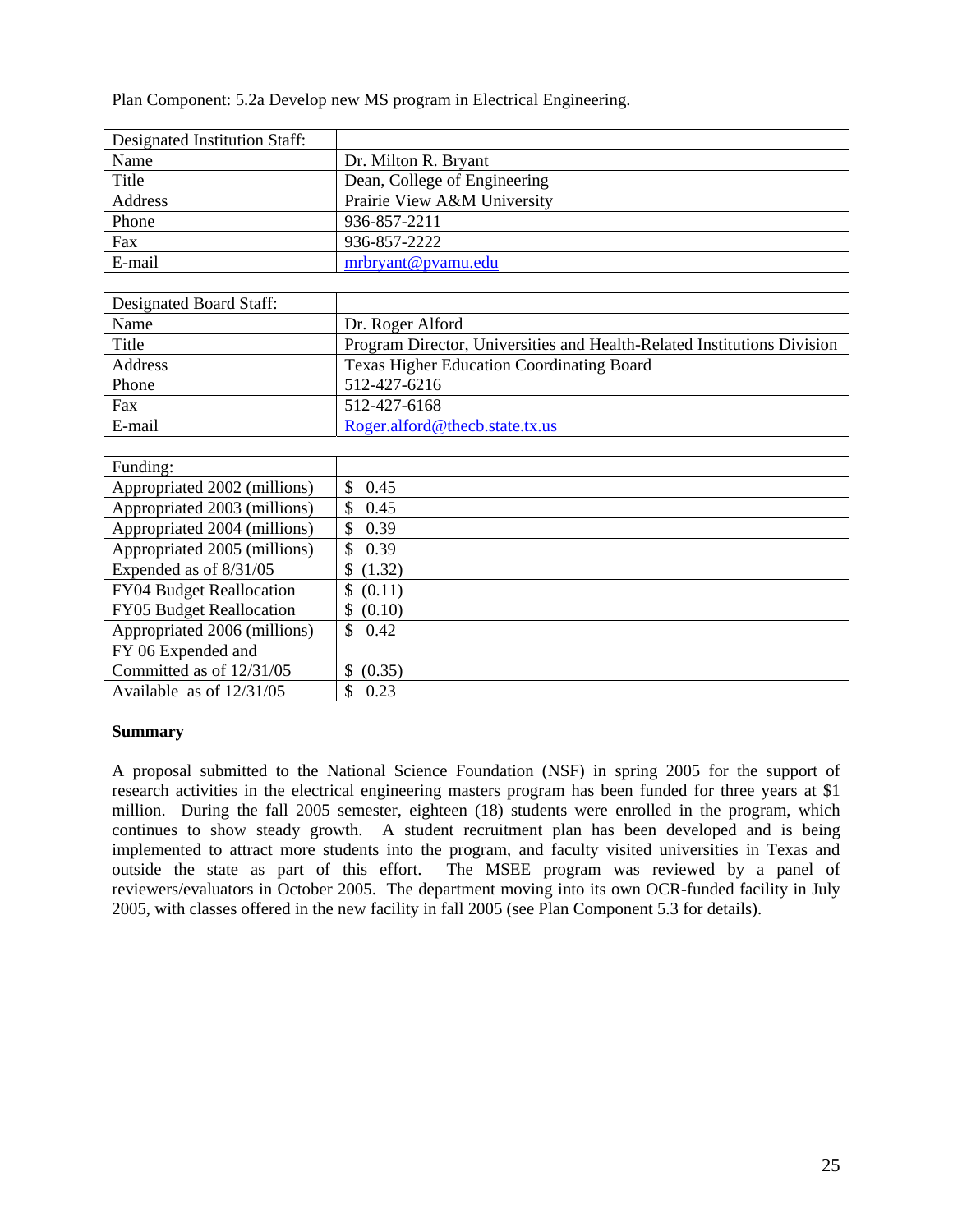Plan Component: 5.2a Develop new MS program in Electrical Engineering.

| Designated Institution Staff: | |
|---|---|
| Name | Dr. Milton R. Bryant |
| Title | Dean, College of Engineering |
| Address | Prairie View A&M University |
| Phone | 936-857-2211 |
| Fax | 936-857-2222 |
| E-mail | mrbryant@pvamu.edu |

| Designated Board Staff: | |
|---|---|
| Name | Dr. Roger Alford |
| Title | Program Director, Universities and Health-Related Institutions Division |
| Address | Texas Higher Education Coordinating Board |
| Phone | 512-427-6216 |
| Fax | 512-427-6168 |
| E-mail | Roger.alford@thecb.state.tx.us |

| Funding: | |
|---|---|
| Appropriated 2002 (millions) | $ 0.45 |
| Appropriated 2003 (millions) | $ 0.45 |
| Appropriated 2004 (millions) | $ 0.39 |
| Appropriated 2005 (millions) | $ 0.39 |
| Expended as of 8/31/05 | $ (1.32) |
| FY04 Budget Reallocation | $ (0.11) |
| FY05 Budget Reallocation | $ (0.10) |
| Appropriated 2006 (millions) | $ 0.42 |
| FY 06 Expended and Committed as of 12/31/05 | $ (0.35) |
| Available as of 12/31/05 | $ 0.23 |

**Summary**

A proposal submitted to the National Science Foundation (NSF) in spring 2005 for the support of research activities in the electrical engineering masters program has been funded for three years at $1 million. During the fall 2005 semester, eighteen (18) students were enrolled in the program, which continues to show steady growth. A student recruitment plan has been developed and is being implemented to attract more students into the program, and faculty visited universities in Texas and outside the state as part of this effort. The MSEE program was reviewed by a panel of reviewers/evaluators in October 2005. The department moving into its own OCR-funded facility in July 2005, with classes offered in the new facility in fall 2005 (see Plan Component 5.3 for details).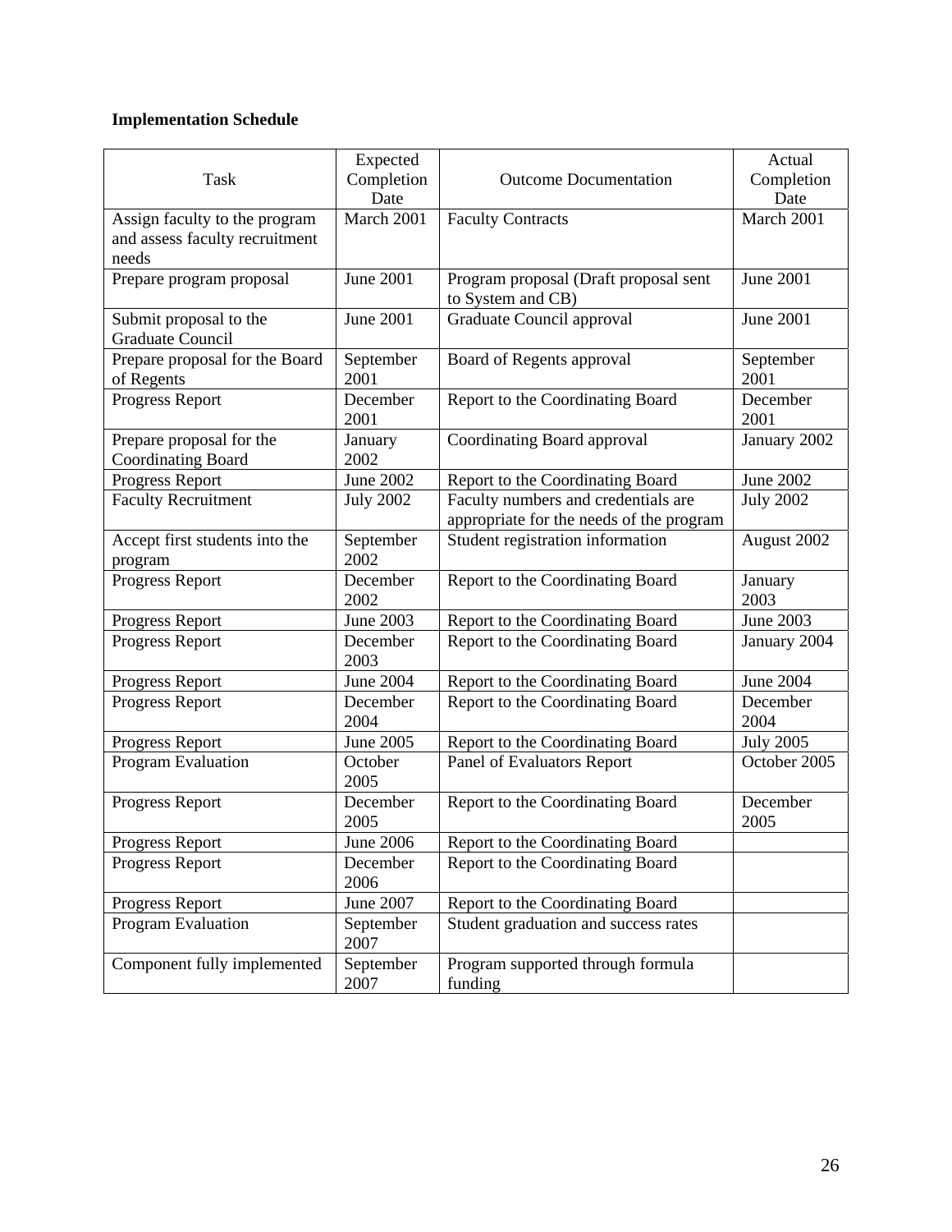**Implementation Schedule**

| Task | Expected Completion Date | Outcome Documentation | Actual Completion Date |
|---|---|---|---|
| Assign faculty to the program and assess faculty recruitment needs | March 2001 | Faculty Contracts | March 2001 |
| Prepare program proposal | June 2001 | Program proposal (Draft proposal sent to System and CB) | June 2001 |
| Submit proposal to the Graduate Council | June 2001 | Graduate Council approval | June 2001 |
| Prepare proposal for the Board of Regents | September 2001 | Board of Regents approval | September 2001 |
| Progress Report | December 2001 | Report to the Coordinating Board | December 2001 |
| Prepare proposal for the Coordinating Board | January 2002 | Coordinating Board approval | January 2002 |
| Progress Report | June 2002 | Report to the Coordinating Board | June 2002 |
| Faculty Recruitment | July 2002 | Faculty numbers and credentials are appropriate for the needs of the program | July 2002 |
| Accept first students into the program | September 2002 | Student registration information | August 2002 |
| Progress Report | December 2002 | Report to the Coordinating Board | January 2003 |
| Progress Report | June 2003 | Report to the Coordinating Board | June 2003 |
| Progress Report | December 2003 | Report to the Coordinating Board | January 2004 |
| Progress Report | June 2004 | Report to the Coordinating Board | June 2004 |
| Progress Report | December 2004 | Report to the Coordinating Board | December 2004 |
| Progress Report | June 2005 | Report to the Coordinating Board | July 2005 |
| Program Evaluation | October 2005 | Panel of Evaluators Report | October 2005 |
| Progress Report | December 2005 | Report to the Coordinating Board | December 2005 |
| Progress Report | June 2006 | Report to the Coordinating Board | |
| Progress Report | December 2006 | Report to the Coordinating Board | |
| Progress Report | June 2007 | Report to the Coordinating Board | |
| Program Evaluation | September 2007 | Student graduation and success rates | |
| Component fully implemented | September 2007 | Program supported through formula funding | |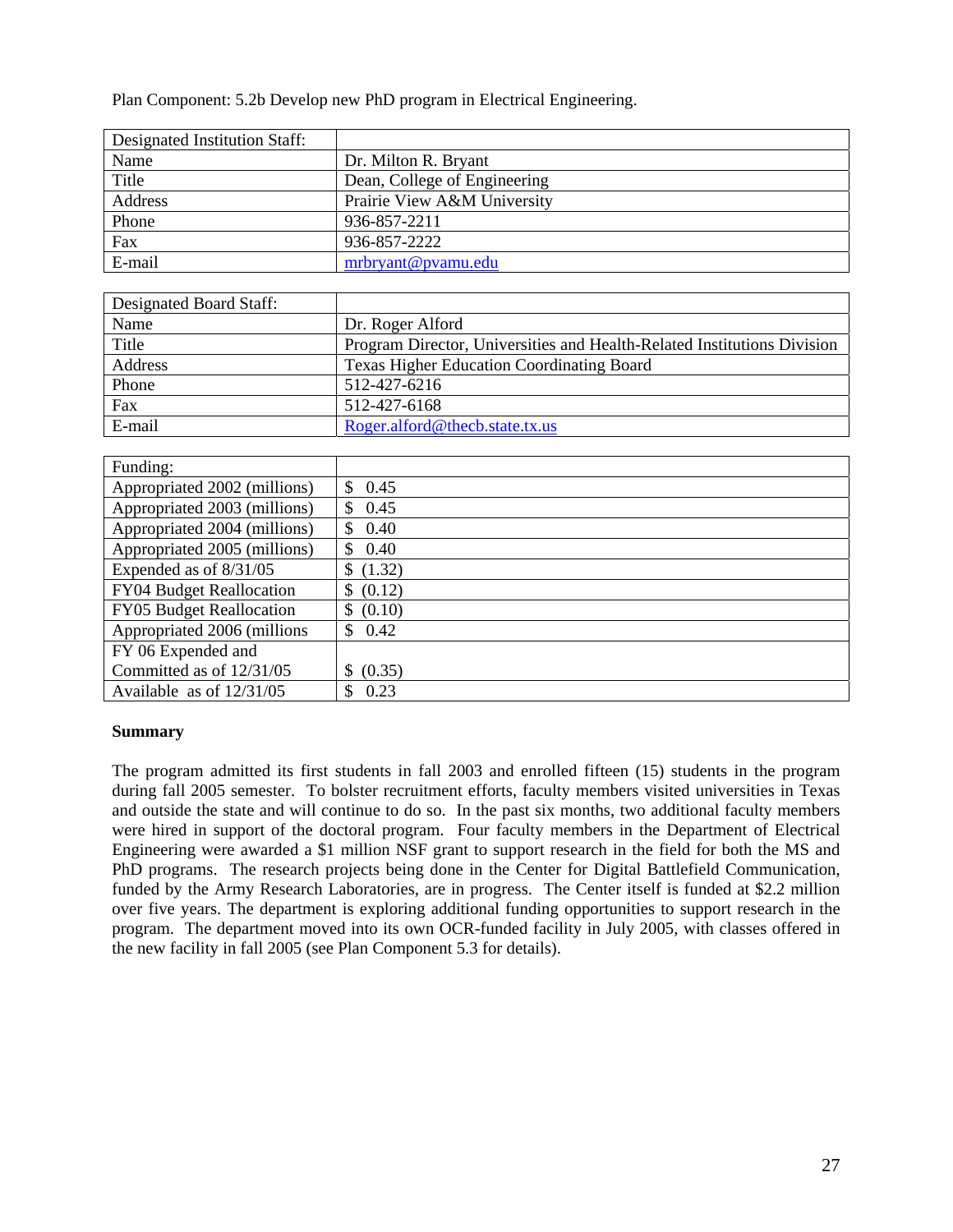Plan Component: 5.2b Develop new PhD program in Electrical Engineering.

| Designated Institution Staff: | |
|---|---|
| Name | Dr. Milton R. Bryant |
| Title | Dean, College of Engineering |
| Address | Prairie View A&M University |
| Phone | 936-857-2211 |
| Fax | 936-857-2222 |
| E-mail | mrbryant@pvamu.edu |

| Designated Board Staff: | |
|---|---|
| Name | Dr. Roger Alford |
| Title | Program Director, Universities and Health-Related Institutions Division |
| Address | Texas Higher Education Coordinating Board |
| Phone | 512-427-6216 |
| Fax | 512-427-6168 |
| E-mail | Roger.alford@thecb.state.tx.us |

| Funding: | |
|---|---|
| Appropriated 2002 (millions) | $ 0.45 |
| Appropriated 2003 (millions) | $ 0.45 |
| Appropriated 2004 (millions) | $ 0.40 |
| Appropriated 2005 (millions) | $ 0.40 |
| Expended as of 8/31/05 | $ (1.32) |
| FY04 Budget Reallocation | $ (0.12) |
| FY05 Budget Reallocation | $ (0.10) |
| Appropriated 2006 (millions | $ 0.42 |
| FY 06 Expended and Committed as of 12/31/05 | $ (0.35) |
| Available as of 12/31/05 | $ 0.23 |

**Summary**

The program admitted its first students in fall 2003 and enrolled fifteen (15) students in the program during fall 2005 semester. To bolster recruitment efforts, faculty members visited universities in Texas and outside the state and will continue to do so. In the past six months, two additional faculty members were hired in support of the doctoral program. Four faculty members in the Department of Electrical Engineering were awarded a $1 million NSF grant to support research in the field for both the MS and PhD programs. The research projects being done in the Center for Digital Battlefield Communication, funded by the Army Research Laboratories, are in progress. The Center itself is funded at $2.2 million over five years. The department is exploring additional funding opportunities to support research in the program. The department moved into its own OCR-funded facility in July 2005, with classes offered in the new facility in fall 2005 (see Plan Component 5.3 for details).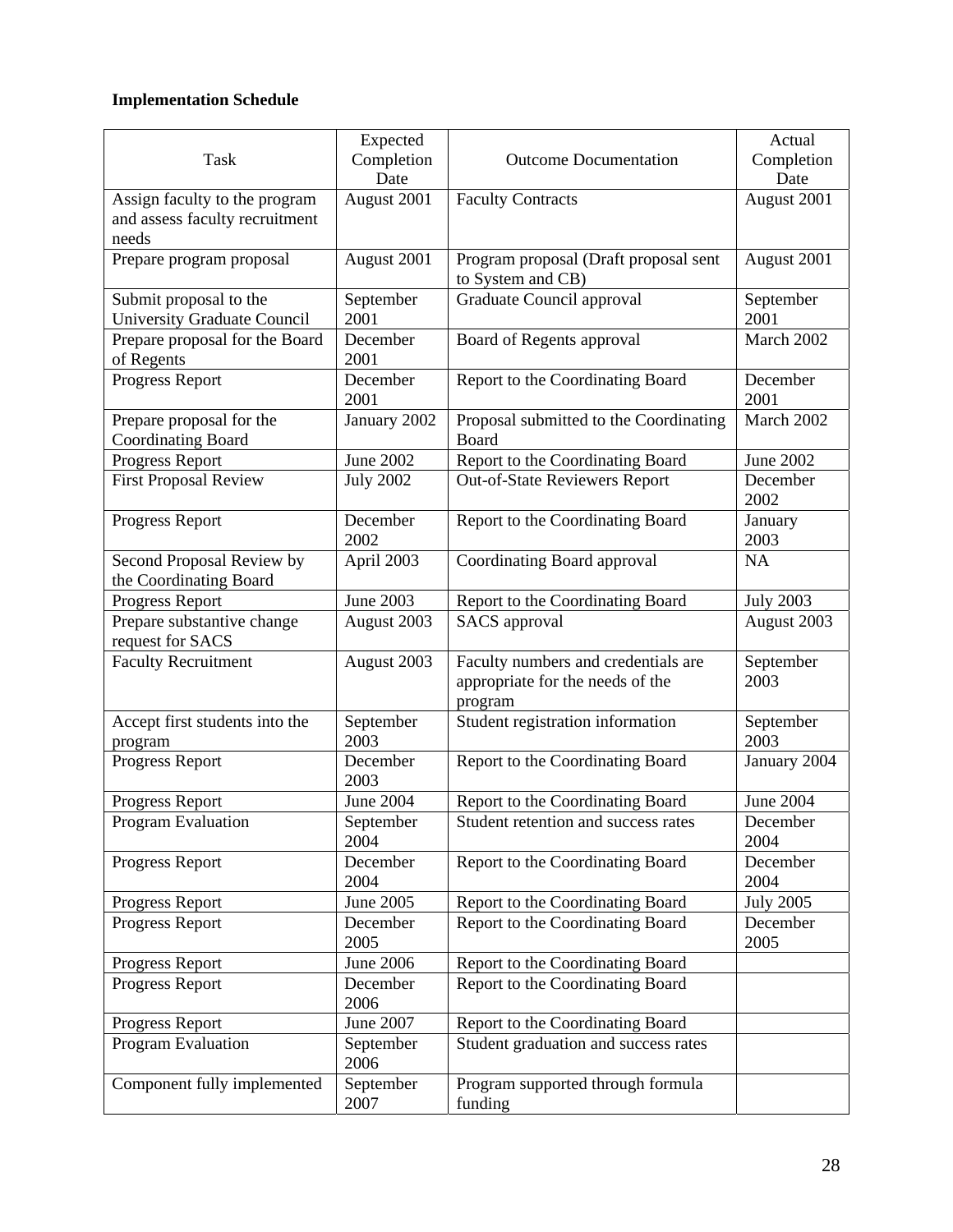**Implementation Schedule**

| Task | Expected Completion Date | Outcome Documentation | Actual Completion Date |
|---|---|---|---|
| Assign faculty to the program and assess faculty recruitment needs | August 2001 | Faculty Contracts | August 2001 |
| Prepare program proposal | August 2001 | Program proposal (Draft proposal sent to System and CB) | August 2001 |
| Submit proposal to the University Graduate Council | September 2001 | Graduate Council approval | September 2001 |
| Prepare proposal for the Board of Regents | December 2001 | Board of Regents approval | March 2002 |
| Progress Report | December 2001 | Report to the Coordinating Board | December 2001 |
| Prepare proposal for the Coordinating Board | January 2002 | Proposal submitted to the Coordinating Board | March 2002 |
| Progress Report | June 2002 | Report to the Coordinating Board | June 2002 |
| First Proposal Review | July 2002 | Out-of-State Reviewers Report | December 2002 |
| Progress Report | December 2002 | Report to the Coordinating Board | January 2003 |
| Second Proposal Review by the Coordinating Board | April 2003 | Coordinating Board approval | NA |
| Progress Report | June 2003 | Report to the Coordinating Board | July 2003 |
| Prepare substantive change request for SACS | August 2003 | SACS approval | August 2003 |
| Faculty Recruitment | August 2003 | Faculty numbers and credentials are appropriate for the needs of the program | September 2003 |
| Accept first students into the program | September 2003 | Student registration information | September 2003 |
| Progress Report | December 2003 | Report to the Coordinating Board | January 2004 |
| Progress Report | June 2004 | Report to the Coordinating Board | June 2004 |
| Program Evaluation | September 2004 | Student retention and success rates | December 2004 |
| Progress Report | December 2004 | Report to the Coordinating Board | December 2004 |
| Progress Report | June 2005 | Report to the Coordinating Board | July 2005 |
| Progress Report | December 2005 | Report to the Coordinating Board | December 2005 |
| Progress Report | June 2006 | Report to the Coordinating Board | |
| Progress Report | December 2006 | Report to the Coordinating Board | |
| Progress Report | June 2007 | Report to the Coordinating Board | |
| Program Evaluation | September 2006 | Student graduation and success rates | |
| Component fully implemented | September 2007 | Program supported through formula funding | |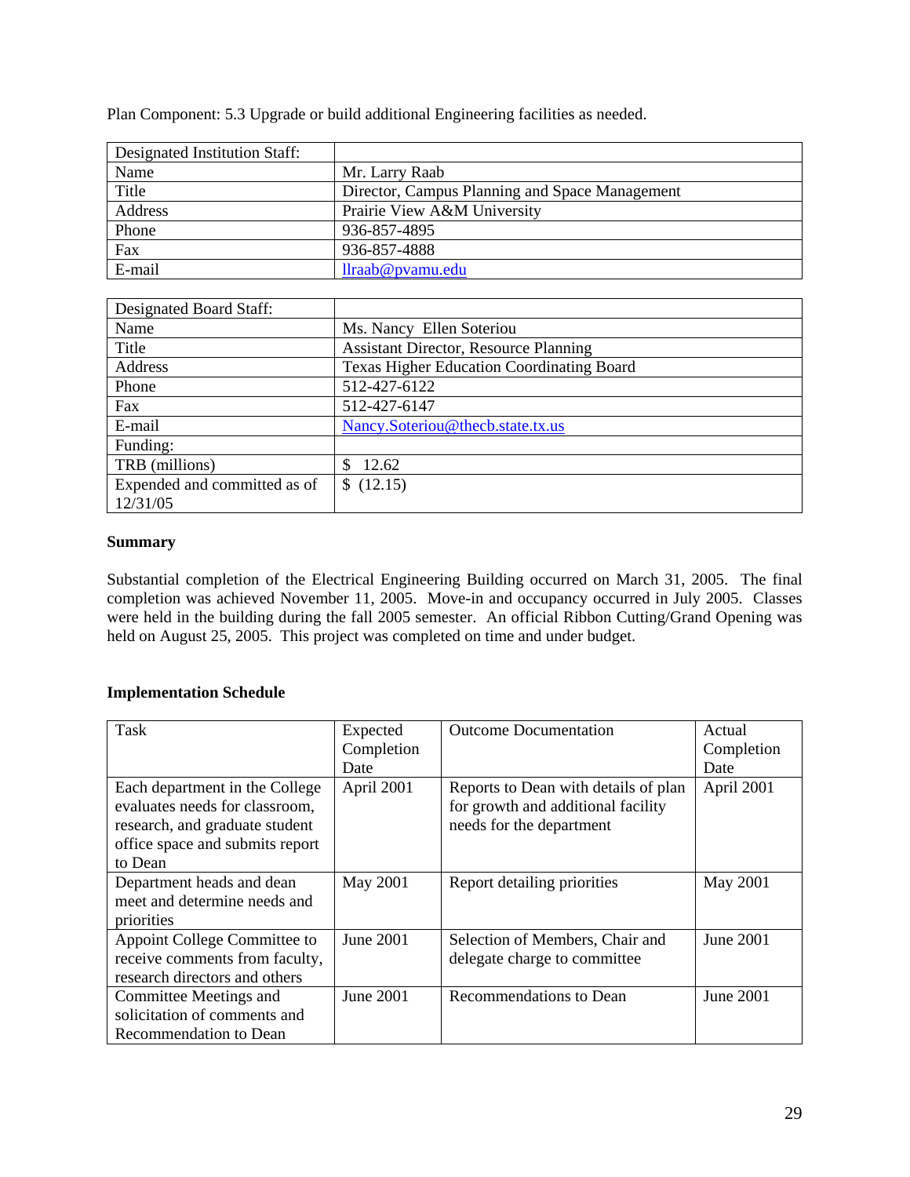Plan Component: 5.3 Upgrade or build additional Engineering facilities as needed.

| Designated Institution Staff: | |
|---|---|
| Name | Mr. Larry Raab |
| Title | Director, Campus Planning and Space Management |
| Address | Prairie View A&M University |
| Phone | 936-857-4895 |
| Fax | 936-857-4888 |
| E-mail | llraab@pvamu.edu |

| Designated Board Staff: | |
|---|---|
| Name | Ms. Nancy Ellen Soteriou |
| Title | Assistant Director, Resource Planning |
| Address | Texas Higher Education Coordinating Board |
| Phone | 512-427-6122 |
| Fax | 512-427-6147 |
| E-mail | Nancy.Soteriou@thecb.state.tx.us |
| Funding: | |
| TRB (millions) | $ 12.62 |
| Expended and committed as of 12/31/05 | $ (12.15) |

**Summary**

Substantial completion of the Electrical Engineering Building occurred on March 31, 2005. The final completion was achieved November 11, 2005. Move-in and occupancy occurred in July 2005. Classes were held in the building during the fall 2005 semester. An official Ribbon Cutting/Grand Opening was held on August 25, 2005. This project was completed on time and under budget.

**Implementation Schedule**

| Task | Expected Completion Date | Outcome Documentation | Actual Completion Date |
|---|---|---|---|
| Each department in the College evaluates needs for classroom, research, and graduate student office space and submits report to Dean | April 2001 | Reports to Dean with details of plan for growth and additional facility needs for the department | April 2001 |
| Department heads and dean meet and determine needs and priorities | May 2001 | Report detailing priorities | May 2001 |
| Appoint College Committee to receive comments from faculty, research directors and others | June 2001 | Selection of Members, Chair and delegate charge to committee | June 2001 |
| Committee Meetings and solicitation of comments and Recommendation to Dean | June 2001 | Recommendations to Dean | June 2001 |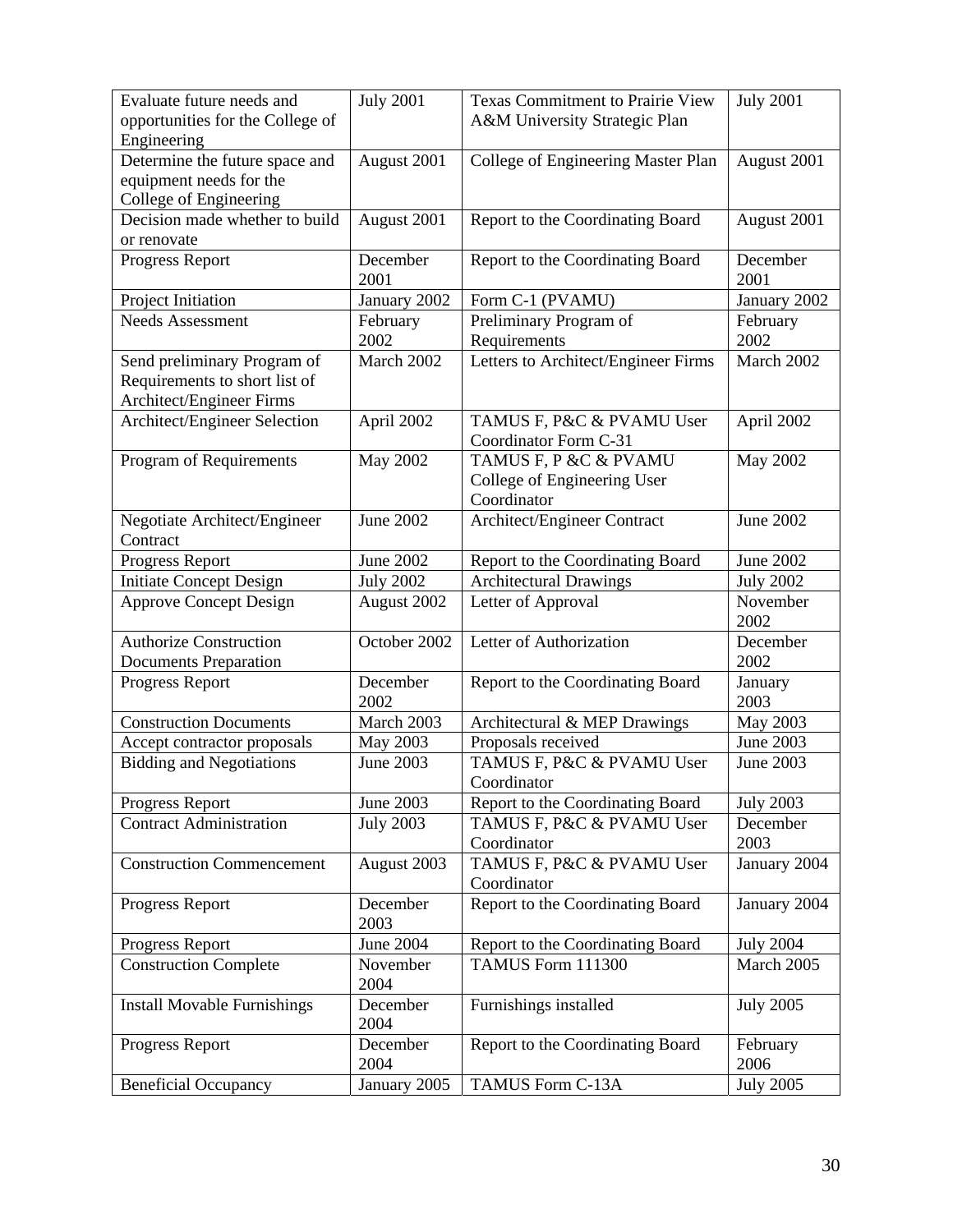| Evaluate future needs and opportunities for the College of Engineering | July 2001 | Texas Commitment to Prairie View A&M University Strategic Plan | July 2001 |
|---|---|---|---|
| Determine the future space and equipment needs for the College of Engineering | August 2001 | College of Engineering Master Plan | August 2001 |
| Decision made whether to build or renovate | August 2001 | Report to the Coordinating Board | August 2001 |
| Progress Report | December 2001 | Report to the Coordinating Board | December 2001 |
| Project Initiation | January 2002 | Form C-1 (PVAMU) | January 2002 |
| Needs Assessment | February 2002 | Preliminary Program of Requirements | February 2002 |
| Send preliminary Program of Requirements to short list of Architect/Engineer Firms | March 2002 | Letters to Architect/Engineer Firms | March 2002 |
| Architect/Engineer Selection | April 2002 | TAMUS F, P&C & PVAMU User Coordinator Form C-31 | April 2002 |
| Program of Requirements | May 2002 | TAMUS F, P &C & PVAMU College of Engineering User Coordinator | May 2002 |
| Negotiate Architect/Engineer Contract | June 2002 | Architect/Engineer Contract | June 2002 |
| Progress Report | June 2002 | Report to the Coordinating Board | June 2002 |
| Initiate Concept Design | July 2002 | Architectural Drawings | July 2002 |
| Approve Concept Design | August 2002 | Letter of Approval | November 2002 |
| Authorize Construction Documents Preparation | October 2002 | Letter of Authorization | December 2002 |
| Progress Report | December 2002 | Report to the Coordinating Board | January 2003 |
| Construction Documents | March 2003 | Architectural & MEP Drawings | May 2003 |
| Accept contractor proposals | May 2003 | Proposals received | June 2003 |
| Bidding and Negotiations | June 2003 | TAMUS F, P&C & PVAMU User Coordinator | June 2003 |
| Progress Report | June 2003 | Report to the Coordinating Board | July 2003 |
| Contract Administration | July 2003 | TAMUS F, P&C & PVAMU User Coordinator | December 2003 |
| Construction Commencement | August 2003 | TAMUS F, P&C & PVAMU User Coordinator | January 2004 |
| Progress Report | December 2003 | Report to the Coordinating Board | January 2004 |
| Progress Report | June 2004 | Report to the Coordinating Board | July 2004 |
| Construction Complete | November 2004 | TAMUS Form 111300 | March 2005 |
| Install Movable Furnishings | December 2004 | Furnishings installed | July 2005 |
| Progress Report | December 2004 | Report to the Coordinating Board | February 2006 |
| Beneficial Occupancy | January 2005 | TAMUS Form C-13A | July 2005 |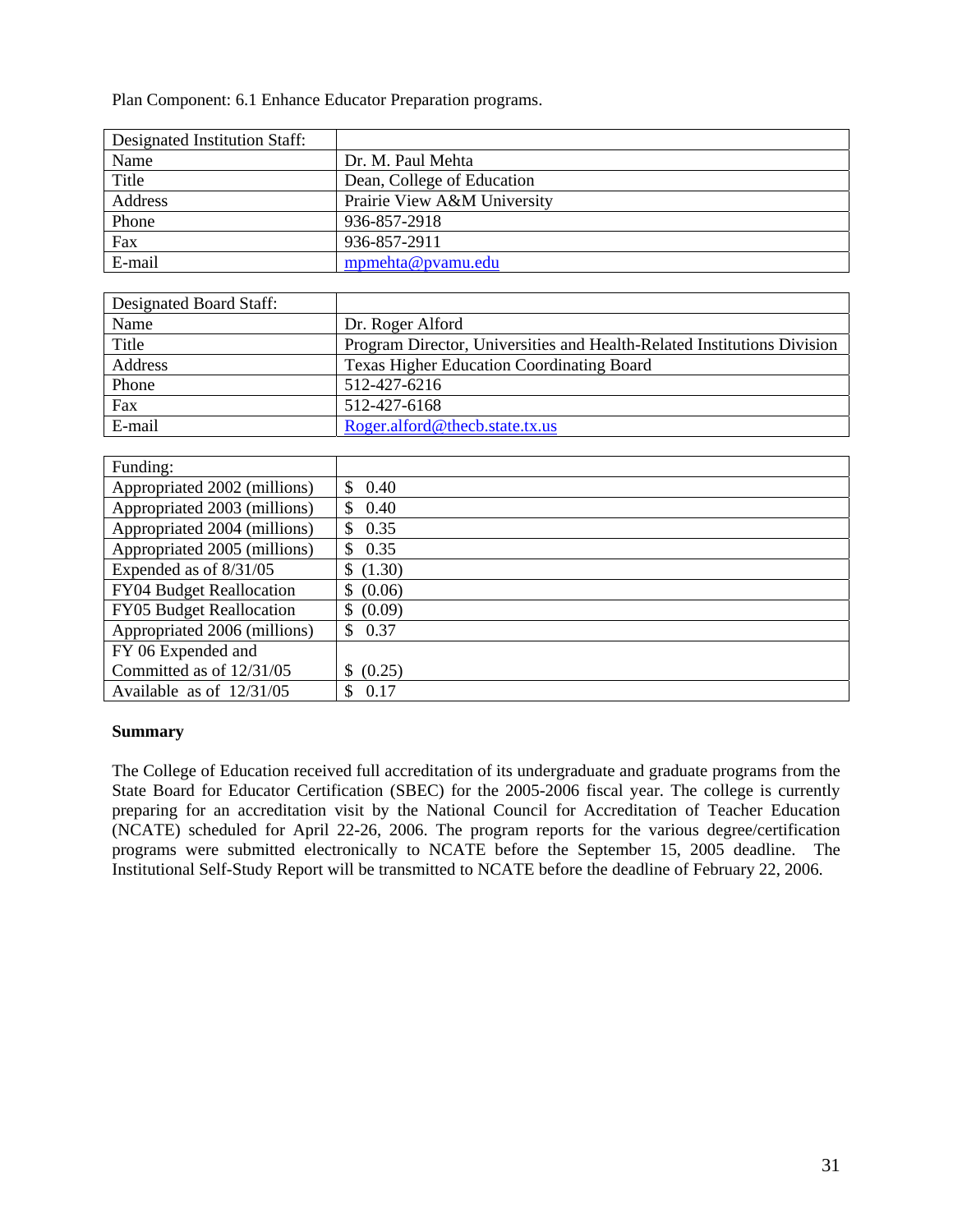Plan Component: 6.1 Enhance Educator Preparation programs.

| Designated Institution Staff: | |
|---|---|
| Name | Dr. M. Paul Mehta |
| Title | Dean, College of Education |
| Address | Prairie View A&M University |
| Phone | 936-857-2918 |
| Fax | 936-857-2911 |
| E-mail | mpmehta@pvamu.edu |

| Designated Board Staff: | |
|---|---|
| Name | Dr. Roger Alford |
| Title | Program Director, Universities and Health-Related Institutions Division |
| Address | Texas Higher Education Coordinating Board |
| Phone | 512-427-6216 |
| Fax | 512-427-6168 |
| E-mail | Roger.alford@thecb.state.tx.us |

| Funding: | |
|---|---|
| Appropriated 2002 (millions) | $ 0.40 |
| Appropriated 2003 (millions) | $ 0.40 |
| Appropriated 2004 (millions) | $ 0.35 |
| Appropriated 2005 (millions) | $ 0.35 |
| Expended as of 8/31/05 | $ (1.30) |
| FY04 Budget Reallocation | $ (0.06) |
| FY05 Budget Reallocation | $ (0.09) |
| Appropriated 2006 (millions) | $ 0.37 |
| FY 06 Expended and Committed as of 12/31/05 | $ (0.25) |
| Available as of 12/31/05 | $ 0.17 |

**Summary**

The College of Education received full accreditation of its undergraduate and graduate programs from the State Board for Educator Certification (SBEC) for the 2005-2006 fiscal year. The college is currently preparing for an accreditation visit by the National Council for Accreditation of Teacher Education (NCATE) scheduled for April 22-26, 2006. The program reports for the various degree/certification programs were submitted electronically to NCATE before the September 15, 2005 deadline. The Institutional Self-Study Report will be transmitted to NCATE before the deadline of February 22, 2006.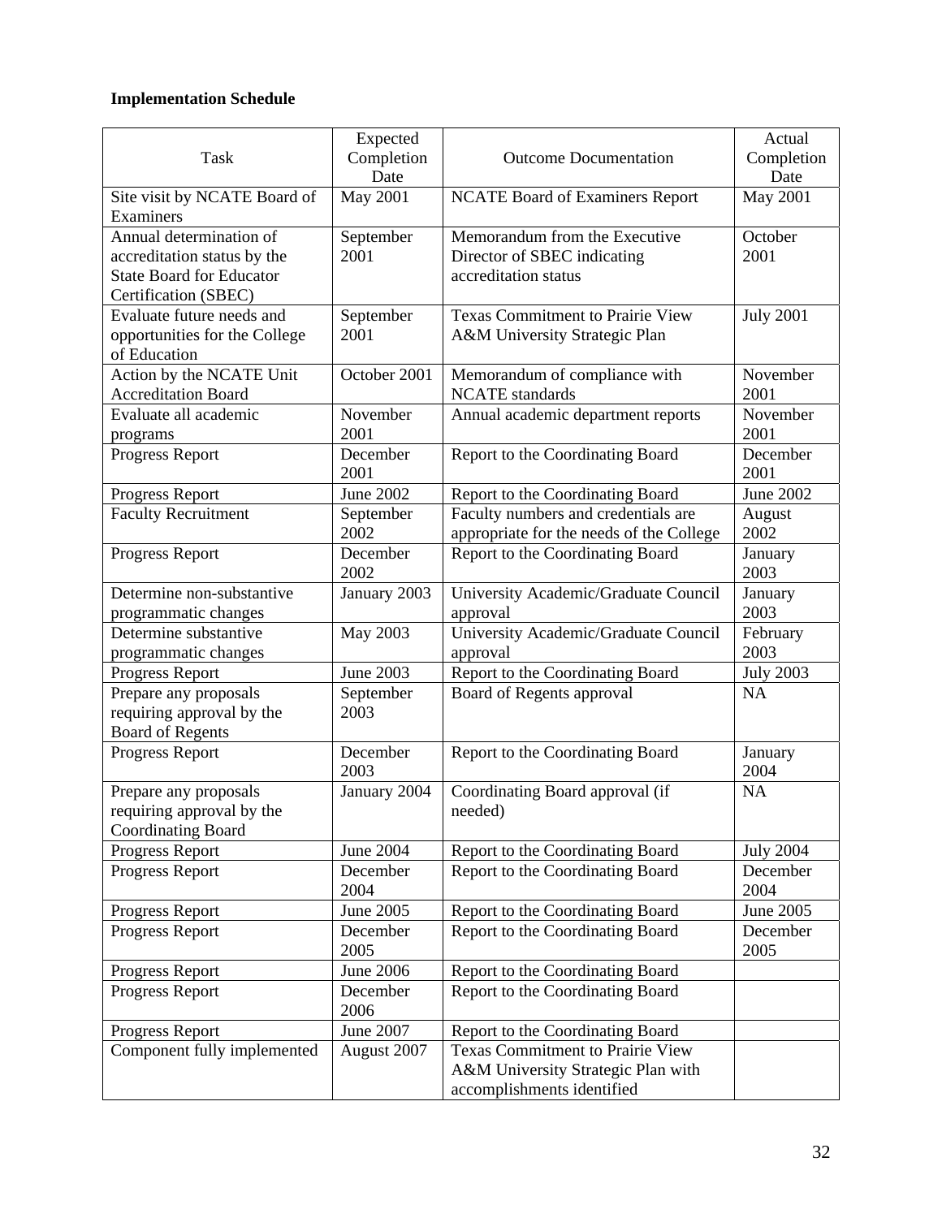**Implementation Schedule**

| Task | Expected Completion Date | Outcome Documentation | Actual Completion Date |
|---|---|---|---|
| Site visit by NCATE Board of Examiners | May 2001 | NCATE Board of Examiners Report | May 2001 |
| Annual determination of accreditation status by the State Board for Educator Certification (SBEC) | September 2001 | Memorandum from the Executive Director of SBEC indicating accreditation status | October 2001 |
| Evaluate future needs and opportunities for the College of Education | September 2001 | Texas Commitment to Prairie View A&M University Strategic Plan | July 2001 |
| Action by the NCATE Unit Accreditation Board | October 2001 | Memorandum of compliance with NCATE standards | November 2001 |
| Evaluate all academic programs | November 2001 | Annual academic department reports | November 2001 |
| Progress Report | December 2001 | Report to the Coordinating Board | December 2001 |
| Progress Report | June 2002 | Report to the Coordinating Board | June 2002 |
| Faculty Recruitment | September 2002 | Faculty numbers and credentials are appropriate for the needs of the College | August 2002 |
| Progress Report | December 2002 | Report to the Coordinating Board | January 2003 |
| Determine non-substantive programmatic changes | January 2003 | University Academic/Graduate Council approval | January 2003 |
| Determine substantive programmatic changes | May 2003 | University Academic/Graduate Council approval | February 2003 |
| Progress Report | June 2003 | Report to the Coordinating Board | July 2003 |
| Prepare any proposals requiring approval by the Board of Regents | September 2003 | Board of Regents approval | NA |
| Progress Report | December 2003 | Report to the Coordinating Board | January 2004 |
| Prepare any proposals requiring approval by the Coordinating Board | January 2004 | Coordinating Board approval (if needed) | NA |
| Progress Report | June 2004 | Report to the Coordinating Board | July 2004 |
| Progress Report | December 2004 | Report to the Coordinating Board | December 2004 |
| Progress Report | June 2005 | Report to the Coordinating Board | June 2005 |
| Progress Report | December 2005 | Report to the Coordinating Board | December 2005 |
| Progress Report | June 2006 | Report to the Coordinating Board | |
| Progress Report | December 2006 | Report to the Coordinating Board | |
| Progress Report | June 2007 | Report to the Coordinating Board | |
| Component fully implemented | August 2007 | Texas Commitment to Prairie View A&M University Strategic Plan with accomplishments identified | |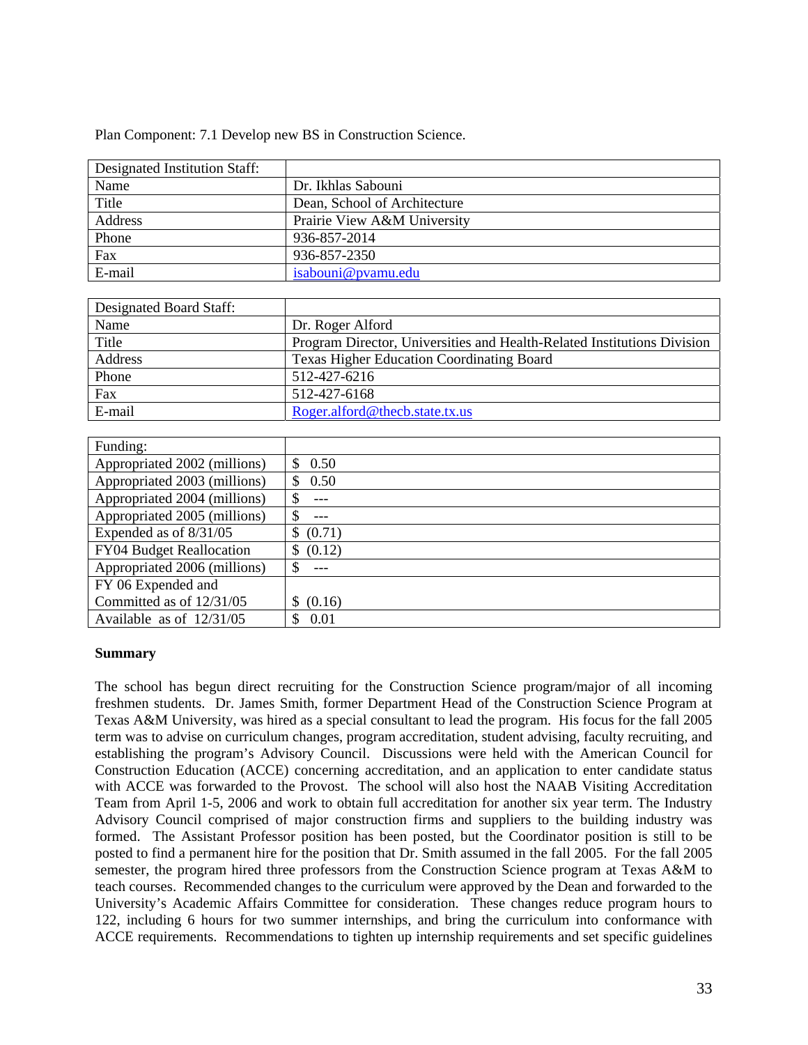Plan Component: 7.1 Develop new BS in Construction Science.

| Designated Institution Staff: | |
|---|---|
| Name | Dr. Ikhlas Sabouni |
| Title | Dean, School of Architecture |
| Address | Prairie View A&M University |
| Phone | 936-857-2014 |
| Fax | 936-857-2350 |
| E-mail | isabouni@pvamu.edu |

| Designated Board Staff: | |
|---|---|
| Name | Dr. Roger Alford |
| Title | Program Director, Universities and Health-Related Institutions Division |
| Address | Texas Higher Education Coordinating Board |
| Phone | 512-427-6216 |
| Fax | 512-427-6168 |
| E-mail | Roger.alford@thecb.state.tx.us |

| Funding: | |
|---|---|
| Appropriated 2002 (millions) | $ 0.50 |
| Appropriated 2003 (millions) | $ 0.50 |
| Appropriated 2004 (millions) | $ --- |
| Appropriated 2005 (millions) | $ --- |
| Expended as of 8/31/05 | $ (0.71) |
| FY04 Budget Reallocation | $ (0.12) |
| Appropriated 2006 (millions) | $ --- |
| FY 06 Expended and Committed as of 12/31/05 | $ (0.16) |
| Available as of 12/31/05 | $ 0.01 |

**Summary**

The school has begun direct recruiting for the Construction Science program/major of all incoming freshmen students. Dr. James Smith, former Department Head of the Construction Science Program at Texas A&M University, was hired as a special consultant to lead the program. His focus for the fall 2005 term was to advise on curriculum changes, program accreditation, student advising, faculty recruiting, and establishing the program's Advisory Council. Discussions were held with the American Council for Construction Education (ACCE) concerning accreditation, and an application to enter candidate status with ACCE was forwarded to the Provost. The school will also host the NAAB Visiting Accreditation Team from April 1-5, 2006 and work to obtain full accreditation for another six year term. The Industry Advisory Council comprised of major construction firms and suppliers to the building industry was formed. The Assistant Professor position has been posted, but the Coordinator position is still to be posted to find a permanent hire for the position that Dr. Smith assumed in the fall 2005. For the fall 2005 semester, the program hired three professors from the Construction Science program at Texas A&M to teach courses. Recommended changes to the curriculum were approved by the Dean and forwarded to the University's Academic Affairs Committee for consideration. These changes reduce program hours to 122, including 6 hours for two summer internships, and bring the curriculum into conformance with ACCE requirements. Recommendations to tighten up internship requirements and set specific guidelines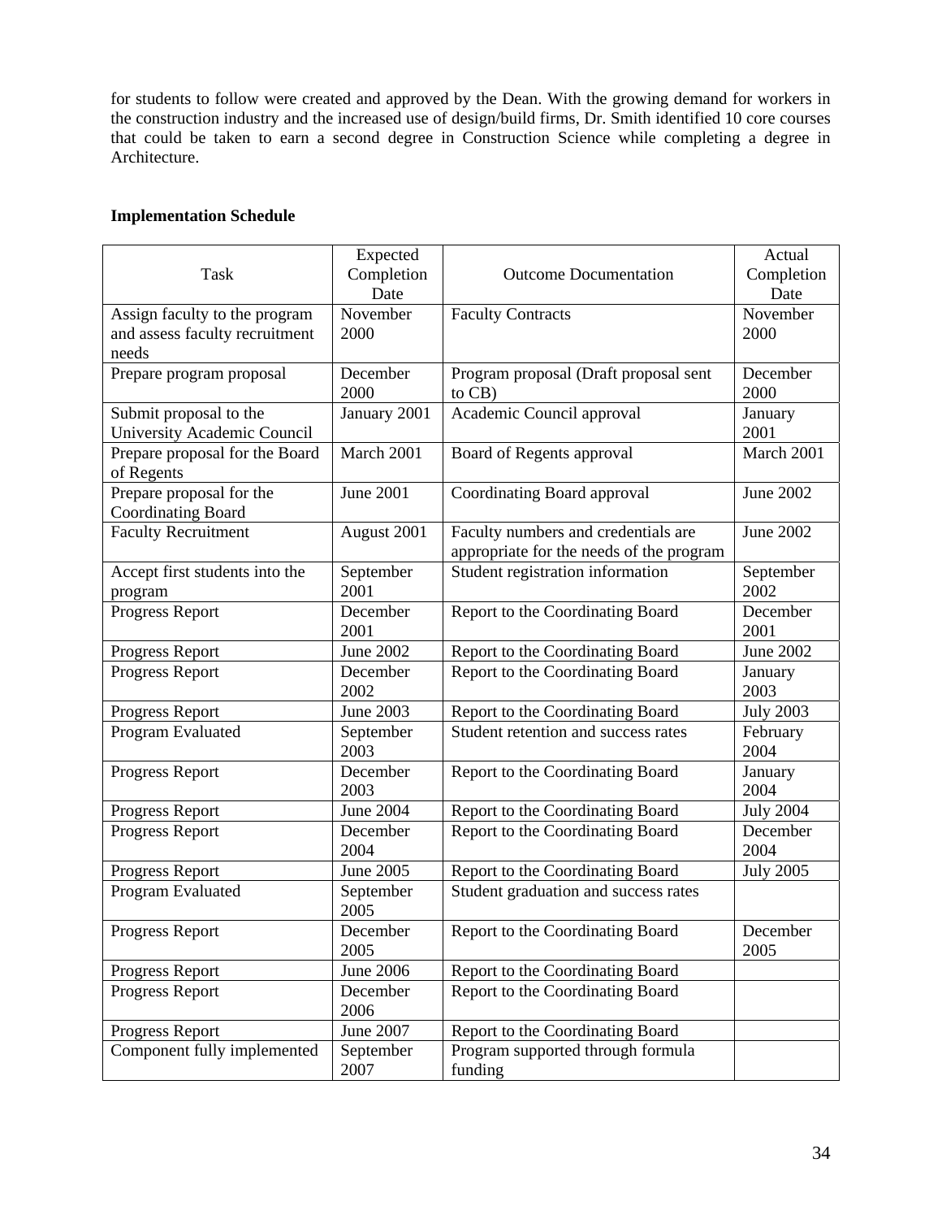for students to follow were created and approved by the Dean. With the growing demand for workers in the construction industry and the increased use of design/build firms, Dr. Smith identified 10 core courses that could be taken to earn a second degree in Construction Science while completing a degree in Architecture.

**Implementation Schedule**

| Task | Expected Completion Date | Outcome Documentation | Actual Completion Date |
|---|---|---|---|
| Assign faculty to the program and assess faculty recruitment needs | November 2000 | Faculty Contracts | November 2000 |
| Prepare program proposal | December 2000 | Program proposal (Draft proposal sent to CB) | December 2000 |
| Submit proposal to the University Academic Council | January 2001 | Academic Council approval | January 2001 |
| Prepare proposal for the Board of Regents | March 2001 | Board of Regents approval | March 2001 |
| Prepare proposal for the Coordinating Board | June 2001 | Coordinating Board approval | June 2002 |
| Faculty Recruitment | August 2001 | Faculty numbers and credentials are appropriate for the needs of the program | June 2002 |
| Accept first students into the program | September 2001 | Student registration information | September 2002 |
| Progress Report | December 2001 | Report to the Coordinating Board | December 2001 |
| Progress Report | June 2002 | Report to the Coordinating Board | June 2002 |
| Progress Report | December 2002 | Report to the Coordinating Board | January 2003 |
| Progress Report | June 2003 | Report to the Coordinating Board | July 2003 |
| Program Evaluated | September 2003 | Student retention and success rates | February 2004 |
| Progress Report | December 2003 | Report to the Coordinating Board | January 2004 |
| Progress Report | June 2004 | Report to the Coordinating Board | July 2004 |
| Progress Report | December 2004 | Report to the Coordinating Board | December 2004 |
| Progress Report | June 2005 | Report to the Coordinating Board | July 2005 |
| Program Evaluated | September 2005 | Student graduation and success rates | |
| Progress Report | December 2005 | Report to the Coordinating Board | December 2005 |
| Progress Report | June 2006 | Report to the Coordinating Board | |
| Progress Report | December 2006 | Report to the Coordinating Board | |
| Progress Report | June 2007 | Report to the Coordinating Board | |
| Component fully implemented | September 2007 | Program supported through formula funding | |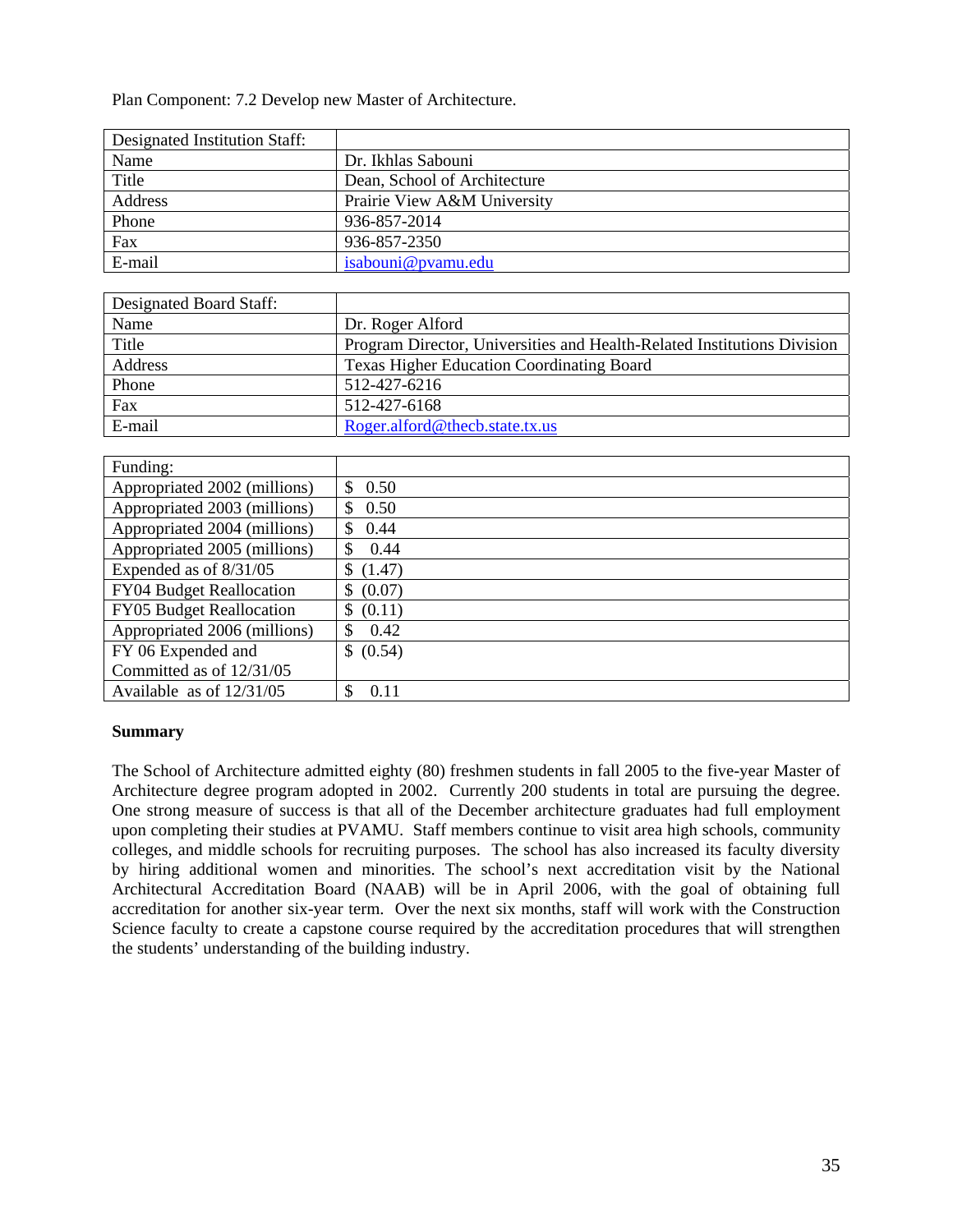Plan Component: 7.2 Develop new Master of Architecture.

| Designated Institution Staff: | |
| --- | --- |
| Name | Dr. Ikhlas Sabouni |
| Title | Dean, School of Architecture |
| Address | Prairie View A&M University |
| Phone | 936-857-2014 |
| Fax | 936-857-2350 |
| E-mail | isabouni@pvamu.edu |

| Designated Board Staff: | |
| --- | --- |
| Name | Dr. Roger Alford |
| Title | Program Director, Universities and Health-Related Institutions Division |
| Address | Texas Higher Education Coordinating Board |
| Phone | 512-427-6216 |
| Fax | 512-427-6168 |
| E-mail | Roger.alford@thecb.state.tx.us |

| Funding: | |
| --- | --- |
| Appropriated 2002 (millions) | $ 0.50 |
| Appropriated 2003 (millions) | $ 0.50 |
| Appropriated 2004 (millions) | $ 0.44 |
| Appropriated 2005 (millions) | $ 0.44 |
| Expended as of 8/31/05 | $ (1.47) |
| FY04 Budget Reallocation | $ (0.07) |
| FY05 Budget Reallocation | $ (0.11) |
| Appropriated 2006 (millions) | $ 0.42 |
| FY 06 Expended and Committed as of 12/31/05 | $ (0.54) |
| Available as of 12/31/05 | $ 0.11 |

**Summary**

The School of Architecture admitted eighty (80) freshmen students in fall 2005 to the five-year Master of Architecture degree program adopted in 2002. Currently 200 students in total are pursuing the degree. One strong measure of success is that all of the December architecture graduates had full employment upon completing their studies at PVAMU. Staff members continue to visit area high schools, community colleges, and middle schools for recruiting purposes. The school has also increased its faculty diversity by hiring additional women and minorities. The school's next accreditation visit by the National Architectural Accreditation Board (NAAB) will be in April 2006, with the goal of obtaining full accreditation for another six-year term. Over the next six months, staff will work with the Construction Science faculty to create a capstone course required by the accreditation procedures that will strengthen the students' understanding of the building industry.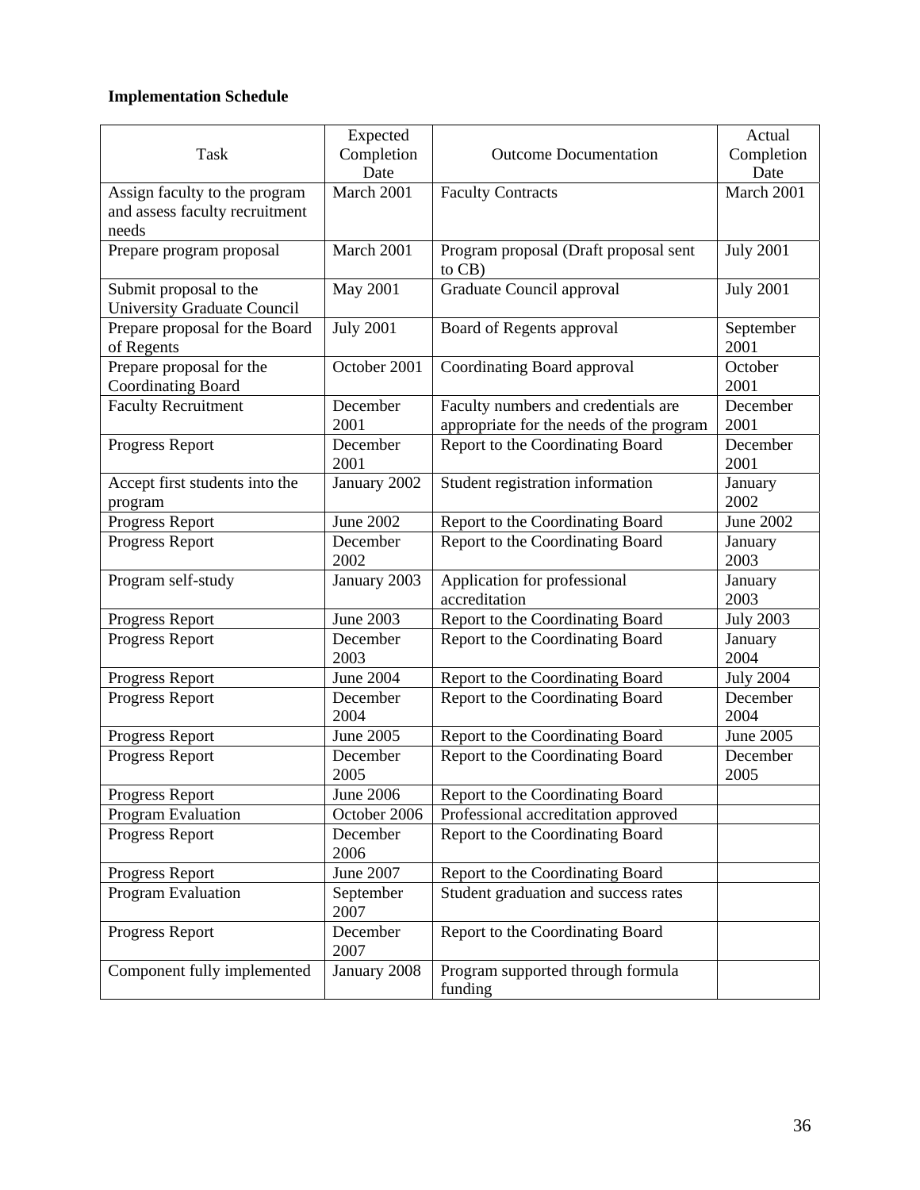**Implementation Schedule**

| Task | Expected Completion Date | Outcome Documentation | Actual Completion Date |
|---|---|---|---|
| Assign faculty to the program and assess faculty recruitment needs | March 2001 | Faculty Contracts | March 2001 |
| Prepare program proposal | March 2001 | Program proposal (Draft proposal sent to CB) | July 2001 |
| Submit proposal to the University Graduate Council | May 2001 | Graduate Council approval | July 2001 |
| Prepare proposal for the Board of Regents | July 2001 | Board of Regents approval | September 2001 |
| Prepare proposal for the Coordinating Board | October 2001 | Coordinating Board approval | October 2001 |
| Faculty Recruitment | December 2001 | Faculty numbers and credentials are appropriate for the needs of the program | December 2001 |
| Progress Report | December 2001 | Report to the Coordinating Board | December 2001 |
| Accept first students into the program | January 2002 | Student registration information | January 2002 |
| Progress Report | June 2002 | Report to the Coordinating Board | June 2002 |
| Progress Report | December 2002 | Report to the Coordinating Board | January 2003 |
| Program self-study | January 2003 | Application for professional accreditation | January 2003 |
| Progress Report | June 2003 | Report to the Coordinating Board | July 2003 |
| Progress Report | December 2003 | Report to the Coordinating Board | January 2004 |
| Progress Report | June 2004 | Report to the Coordinating Board | July 2004 |
| Progress Report | December 2004 | Report to the Coordinating Board | December 2004 |
| Progress Report | June 2005 | Report to the Coordinating Board | June 2005 |
| Progress Report | December 2005 | Report to the Coordinating Board | December 2005 |
| Progress Report | June 2006 | Report to the Coordinating Board | |
| Program Evaluation | October 2006 | Professional accreditation approved | |
| Progress Report | December 2006 | Report to the Coordinating Board | |
| Progress Report | June 2007 | Report to the Coordinating Board | |
| Program Evaluation | September 2007 | Student graduation and success rates | |
| Progress Report | December 2007 | Report to the Coordinating Board | |
| Component fully implemented | January 2008 | Program supported through formula funding | |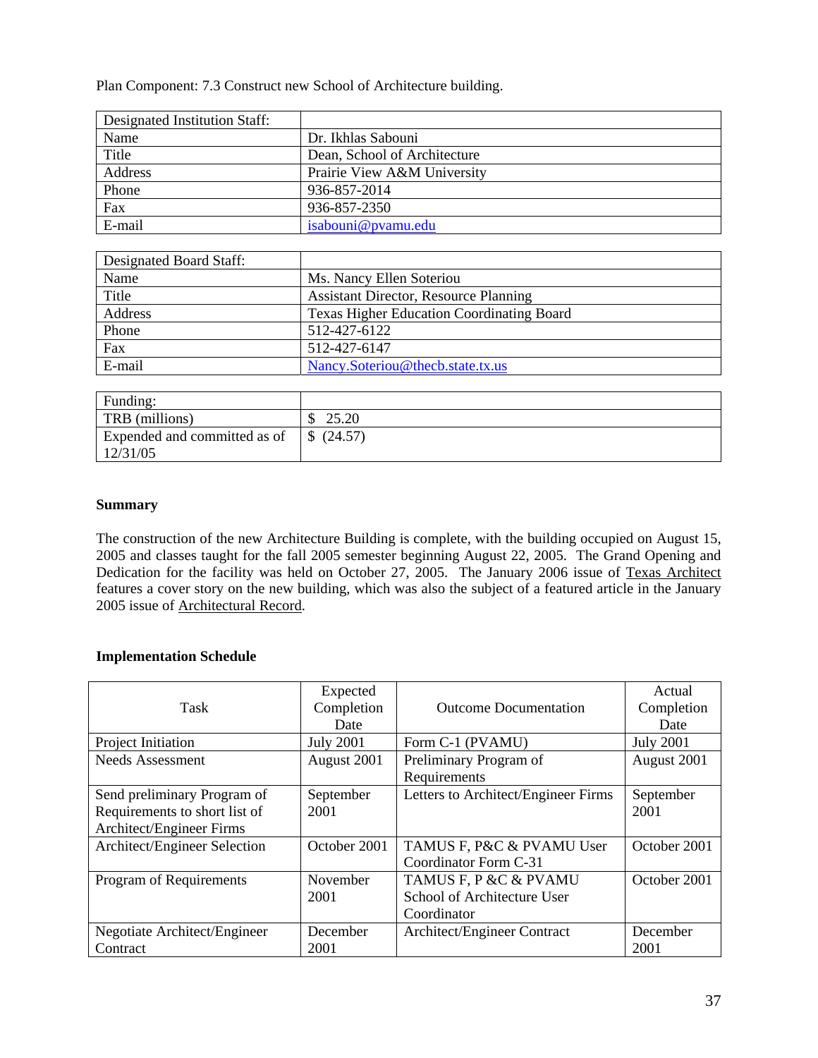Plan Component: 7.3 Construct new School of Architecture building.

| Designated Institution Staff: | |
|---|---|
| Name | Dr. Ikhlas Sabouni |
| Title | Dean, School of Architecture |
| Address | Prairie View A&M University |
| Phone | 936-857-2014 |
| Fax | 936-857-2350 |
| E-mail | isabouni@pvamu.edu |

| Designated Board Staff: | |
|---|---|
| Name | Ms. Nancy Ellen Soteriou |
| Title | Assistant Director, Resource Planning |
| Address | Texas Higher Education Coordinating Board |
| Phone | 512-427-6122 |
| Fax | 512-427-6147 |
| E-mail | Nancy.Soteriou@thecb.state.tx.us |

| Funding: | |
|---|---|
| TRB (millions) | $ 25.20 |
| Expended and committed as of 12/31/05 | $ (24.57) |

**Summary**

The construction of the new Architecture Building is complete, with the building occupied on August 15, 2005 and classes taught for the fall 2005 semester beginning August 22, 2005. The Grand Opening and Dedication for the facility was held on October 27, 2005. The January 2006 issue of Texas Architect features a cover story on the new building, which was also the subject of a featured article in the January 2005 issue of Architectural Record.

**Implementation Schedule**

| Task | Expected Completion Date | Outcome Documentation | Actual Completion Date |
|---|---|---|---|
| Project Initiation | July 2001 | Form C-1 (PVAMU) | July 2001 |
| Needs Assessment | August 2001 | Preliminary Program of Requirements | August 2001 |
| Send preliminary Program of Requirements to short list of Architect/Engineer Firms | September 2001 | Letters to Architect/Engineer Firms | September 2001 |
| Architect/Engineer Selection | October 2001 | TAMUS F, P&C & PVAMU User Coordinator Form C-31 | October 2001 |
| Program of Requirements | November 2001 | TAMUS F, P &C & PVAMU School of Architecture User Coordinator | October 2001 |
| Negotiate Architect/Engineer Contract | December 2001 | Architect/Engineer Contract | December 2001 |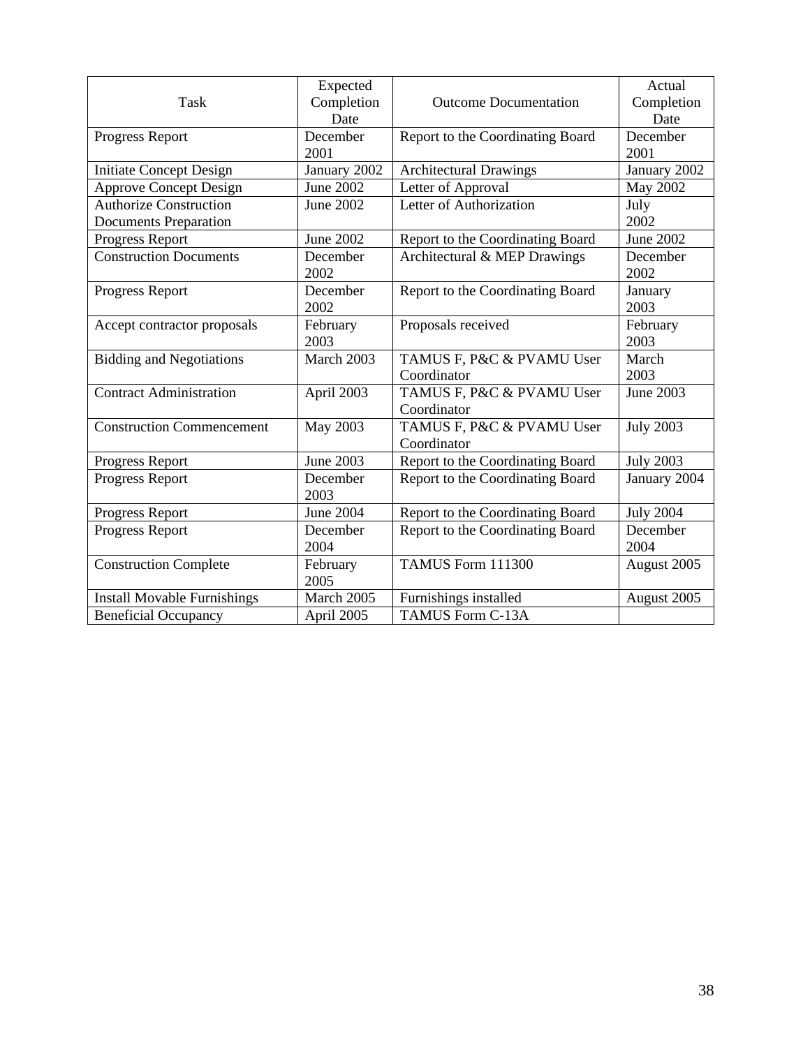| Task | Expected Completion Date | Outcome Documentation | Actual Completion Date |
|---|---|---|---|
| Progress Report | December 2001 | Report to the Coordinating Board | December 2001 |
| Initiate Concept Design | January 2002 | Architectural Drawings | January 2002 |
| Approve Concept Design | June 2002 | Letter of Approval | May 2002 |
| Authorize Construction Documents Preparation | June 2002 | Letter of Authorization | July 2002 |
| Progress Report | June 2002 | Report to the Coordinating Board | June 2002 |
| Construction Documents | December 2002 | Architectural & MEP Drawings | December 2002 |
| Progress Report | December 2002 | Report to the Coordinating Board | January 2003 |
| Accept contractor proposals | February 2003 | Proposals received | February 2003 |
| Bidding and Negotiations | March 2003 | TAMUS F, P&C & PVAMU User Coordinator | March 2003 |
| Contract Administration | April 2003 | TAMUS F, P&C & PVAMU User Coordinator | June 2003 |
| Construction Commencement | May 2003 | TAMUS F, P&C & PVAMU User Coordinator | July 2003 |
| Progress Report | June 2003 | Report to the Coordinating Board | July 2003 |
| Progress Report | December 2003 | Report to the Coordinating Board | January 2004 |
| Progress Report | June 2004 | Report to the Coordinating Board | July 2004 |
| Progress Report | December 2004 | Report to the Coordinating Board | December 2004 |
| Construction Complete | February 2005 | TAMUS Form 111300 | August 2005 |
| Install Movable Furnishings | March 2005 | Furnishings installed | August 2005 |
| Beneficial Occupancy | April 2005 | TAMUS Form C-13A | |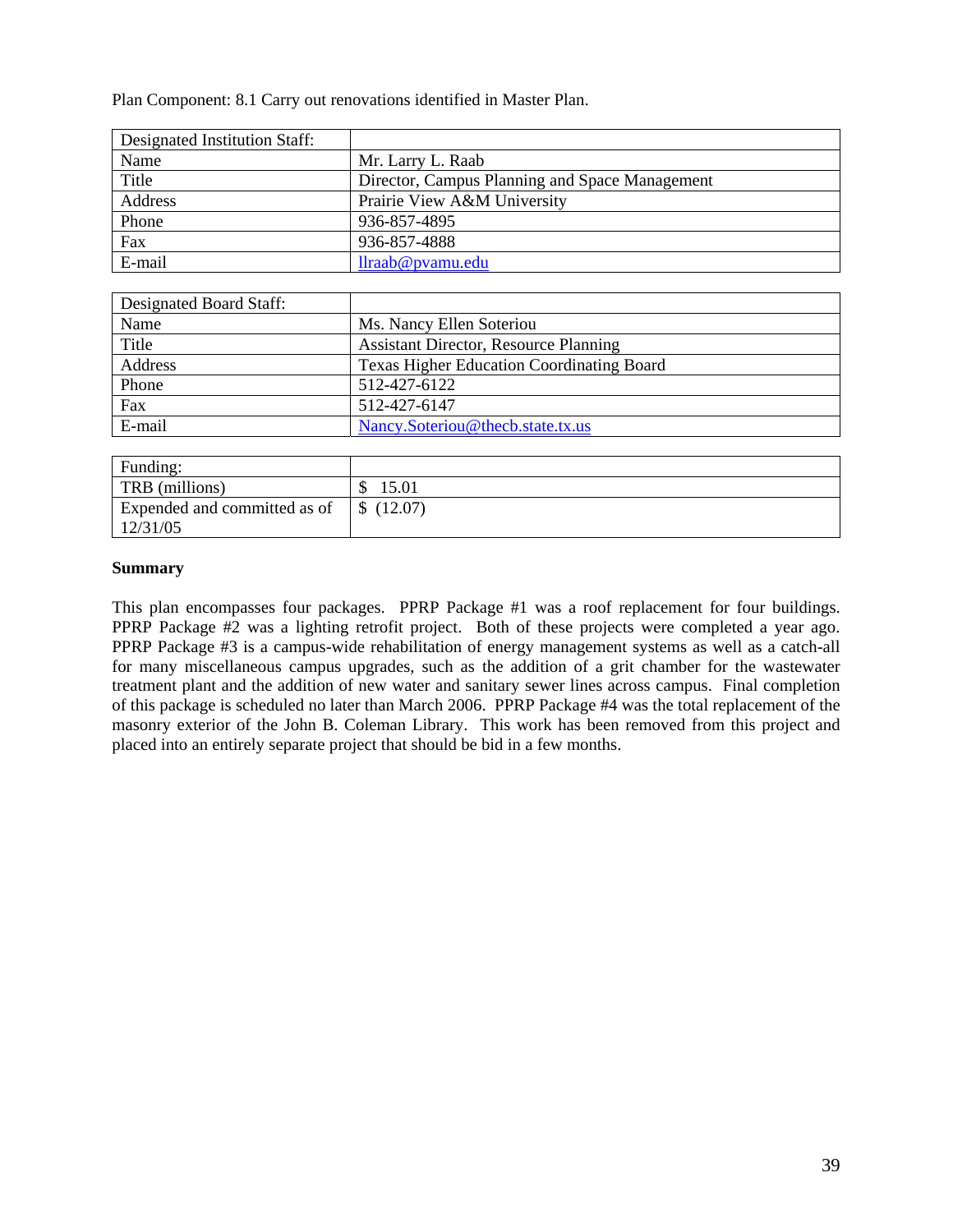Plan Component: 8.1 Carry out renovations identified in Master Plan.

| Designated Institution Staff: | |
|---|---|
| Name | Mr. Larry L. Raab |
| Title | Director, Campus Planning and Space Management |
| Address | Prairie View A&M University |
| Phone | 936-857-4895 |
| Fax | 936-857-4888 |
| E-mail | llraab@pvamu.edu |

| Designated Board Staff: | |
|---|---|
| Name | Ms. Nancy Ellen Soteriou |
| Title | Assistant Director, Resource Planning |
| Address | Texas Higher Education Coordinating Board |
| Phone | 512-427-6122 |
| Fax | 512-427-6147 |
| E-mail | Nancy.Soteriou@thecb.state.tx.us |

| Funding: | |
|---|---|
| TRB (millions) | $ 15.01 |
| Expended and committed as of 12/31/05 | $ (12.07) |

**Summary**

This plan encompasses four packages. PPRP Package #1 was a roof replacement for four buildings. PPRP Package #2 was a lighting retrofit project. Both of these projects were completed a year ago. PPRP Package #3 is a campus-wide rehabilitation of energy management systems as well as a catch-all for many miscellaneous campus upgrades, such as the addition of a grit chamber for the wastewater treatment plant and the addition of new water and sanitary sewer lines across campus. Final completion of this package is scheduled no later than March 2006. PPRP Package #4 was the total replacement of the masonry exterior of the John B. Coleman Library. This work has been removed from this project and placed into an entirely separate project that should be bid in a few months.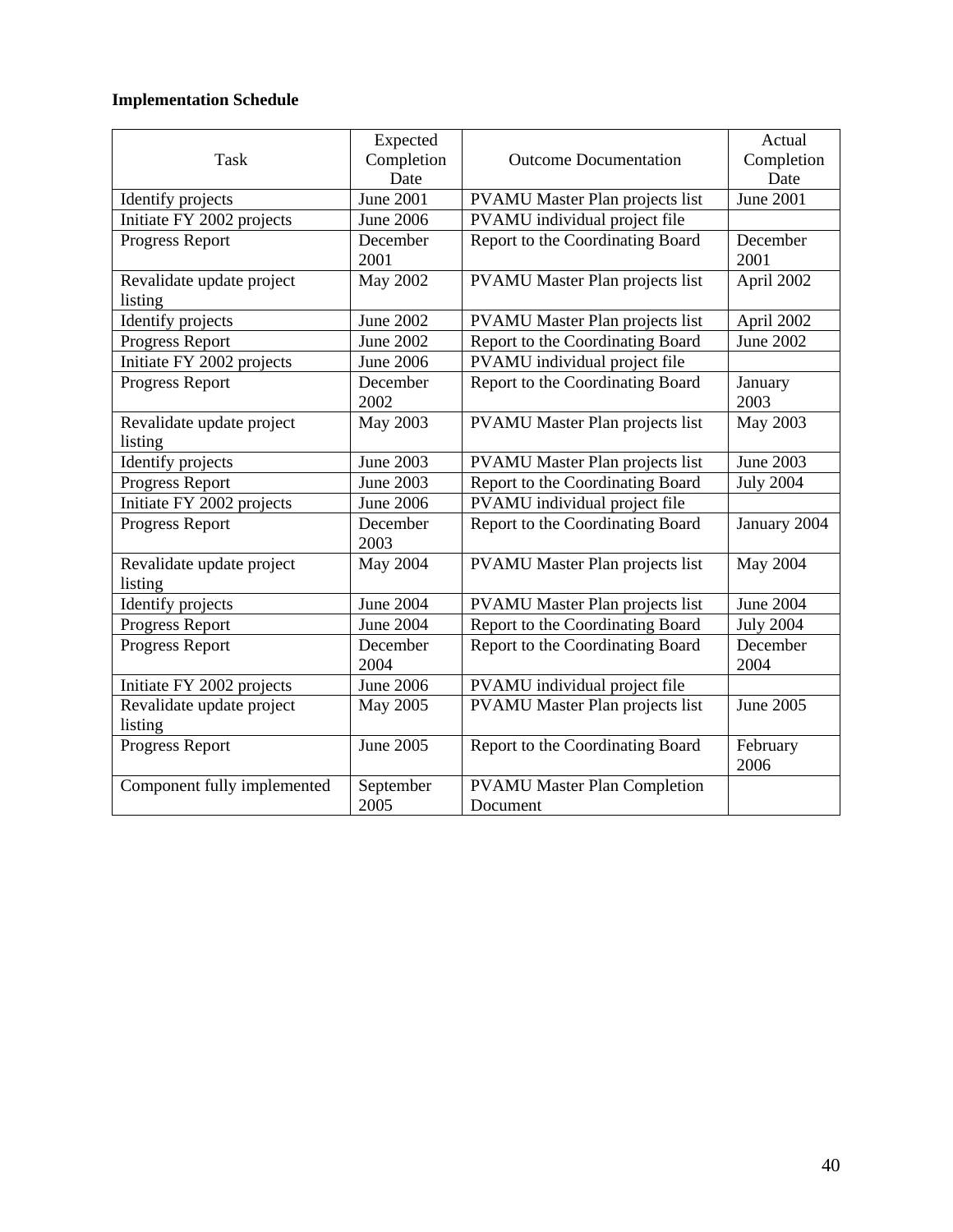**Implementation Schedule**

| Task | Expected Completion Date | Outcome Documentation | Actual Completion Date |
|---|---|---|---|
| Identify projects | June 2001 | PVAMU Master Plan projects list | June 2001 |
| Initiate FY 2002 projects | June 2006 | PVAMU individual project file | |
| Progress Report | December 2001 | Report to the Coordinating Board | December 2001 |
| Revalidate update project listing | May 2002 | PVAMU Master Plan projects list | April 2002 |
| Identify projects | June 2002 | PVAMU Master Plan projects list | April 2002 |
| Progress Report | June 2002 | Report to the Coordinating Board | June 2002 |
| Initiate FY 2002 projects | June 2006 | PVAMU individual project file | |
| Progress Report | December 2002 | Report to the Coordinating Board | January 2003 |
| Revalidate update project listing | May 2003 | PVAMU Master Plan projects list | May 2003 |
| Identify projects | June 2003 | PVAMU Master Plan projects list | June 2003 |
| Progress Report | June 2003 | Report to the Coordinating Board | July 2004 |
| Initiate FY 2002 projects | June 2006 | PVAMU individual project file | |
| Progress Report | December 2003 | Report to the Coordinating Board | January 2004 |
| Revalidate update project listing | May 2004 | PVAMU Master Plan projects list | May 2004 |
| Identify projects | June 2004 | PVAMU Master Plan projects list | June 2004 |
| Progress Report | June 2004 | Report to the Coordinating Board | July 2004 |
| Progress Report | December 2004 | Report to the Coordinating Board | December 2004 |
| Initiate FY 2002 projects | June 2006 | PVAMU individual project file | |
| Revalidate update project listing | May 2005 | PVAMU Master Plan projects list | June 2005 |
| Progress Report | June 2005 | Report to the Coordinating Board | February 2006 |
| Component fully implemented | September 2005 | PVAMU Master Plan Completion Document | |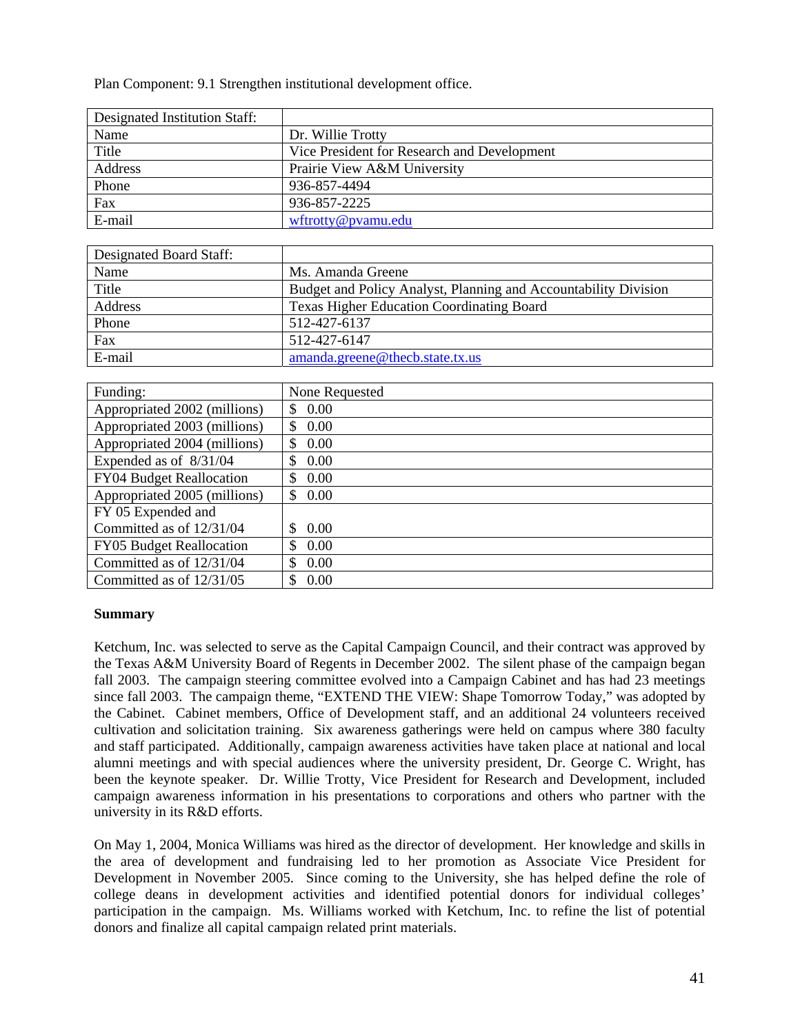Plan Component: 9.1 Strengthen institutional development office.

| Designated Institution Staff: | |
|---|---|
| Name | Dr. Willie Trotty |
| Title | Vice President for Research and Development |
| Address | Prairie View A&M University |
| Phone | 936-857-4494 |
| Fax | 936-857-2225 |
| E-mail | wftrotty@pvamu.edu |

| Designated Board Staff: | |
|---|---|
| Name | Ms. Amanda Greene |
| Title | Budget and Policy Analyst, Planning and Accountability Division |
| Address | Texas Higher Education Coordinating Board |
| Phone | 512-427-6137 |
| Fax | 512-427-6147 |
| E-mail | amanda.greene@thecb.state.tx.us |

| Funding: | None Requested |
|---|---|
| Appropriated 2002 (millions) | $ 0.00 |
| Appropriated 2003 (millions) | $ 0.00 |
| Appropriated 2004 (millions) | $ 0.00 |
| Expended as of 8/31/04 | $ 0.00 |
| FY04 Budget Reallocation | $ 0.00 |
| Appropriated 2005 (millions) | $ 0.00 |
| FY 05 Expended and Committed as of 12/31/04 | $ 0.00 |
| FY05 Budget Reallocation | $ 0.00 |
| Committed as of 12/31/04 | $ 0.00 |
| Committed as of 12/31/05 | $ 0.00 |

**Summary**

Ketchum, Inc. was selected to serve as the Capital Campaign Council, and their contract was approved by the Texas A&M University Board of Regents in December 2002. The silent phase of the campaign began fall 2003. The campaign steering committee evolved into a Campaign Cabinet and has had 23 meetings since fall 2003. The campaign theme, "EXTEND THE VIEW: Shape Tomorrow Today," was adopted by the Cabinet. Cabinet members, Office of Development staff, and an additional 24 volunteers received cultivation and solicitation training. Six awareness gatherings were held on campus where 380 faculty and staff participated. Additionally, campaign awareness activities have taken place at national and local alumni meetings and with special audiences where the university president, Dr. George C. Wright, has been the keynote speaker. Dr. Willie Trotty, Vice President for Research and Development, included campaign awareness information in his presentations to corporations and others who partner with the university in its R&D efforts.

On May 1, 2004, Monica Williams was hired as the director of development. Her knowledge and skills in the area of development and fundraising led to her promotion as Associate Vice President for Development in November 2005. Since coming to the University, she has helped define the role of college deans in development activities and identified potential donors for individual colleges' participation in the campaign. Ms. Williams worked with Ketchum, Inc. to refine the list of potential donors and finalize all capital campaign related print materials.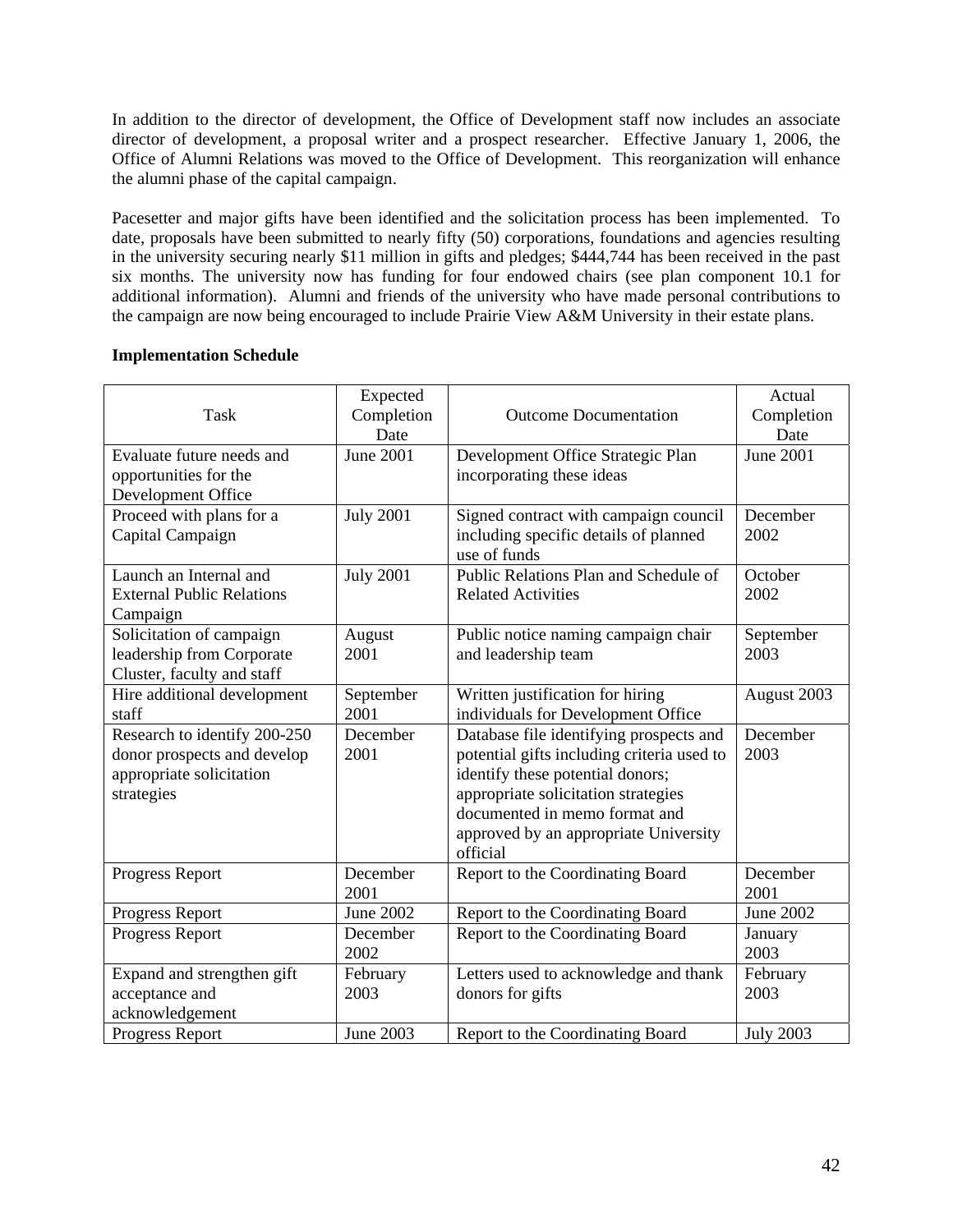In addition to the director of development, the Office of Development staff now includes an associate director of development, a proposal writer and a prospect researcher. Effective January 1, 2006, the Office of Alumni Relations was moved to the Office of Development. This reorganization will enhance the alumni phase of the capital campaign.

Pacesetter and major gifts have been identified and the solicitation process has been implemented. To date, proposals have been submitted to nearly fifty (50) corporations, foundations and agencies resulting in the university securing nearly $11 million in gifts and pledges; $444,744 has been received in the past six months. The university now has funding for four endowed chairs (see plan component 10.1 for additional information). Alumni and friends of the university who have made personal contributions to the campaign are now being encouraged to include Prairie View A&M University in their estate plans.

**Implementation Schedule**

| Task | Expected Completion Date | Outcome Documentation | Actual Completion Date |
|---|---|---|---|
| Evaluate future needs and opportunities for the Development Office | June 2001 | Development Office Strategic Plan incorporating these ideas | June 2001 |
| Proceed with plans for a Capital Campaign | July 2001 | Signed contract with campaign council including specific details of planned use of funds | December 2002 |
| Launch an Internal and External Public Relations Campaign | July 2001 | Public Relations Plan and Schedule of Related Activities | October 2002 |
| Solicitation of campaign leadership from Corporate Cluster, faculty and staff | August 2001 | Public notice naming campaign chair and leadership team | September 2003 |
| Hire additional development staff | September 2001 | Written justification for hiring individuals for Development Office | August 2003 |
| Research to identify 200-250 donor prospects and develop appropriate solicitation strategies | December 2001 | Database file identifying prospects and potential gifts including criteria used to identify these potential donors; appropriate solicitation strategies documented in memo format and approved by an appropriate University official | December 2003 |
| Progress Report | December 2001 | Report to the Coordinating Board | December 2001 |
| Progress Report | June 2002 | Report to the Coordinating Board | June 2002 |
| Progress Report | December 2002 | Report to the Coordinating Board | January 2003 |
| Expand and strengthen gift acceptance and acknowledgement | February 2003 | Letters used to acknowledge and thank donors for gifts | February 2003 |
| Progress Report | June 2003 | Report to the Coordinating Board | July 2003 |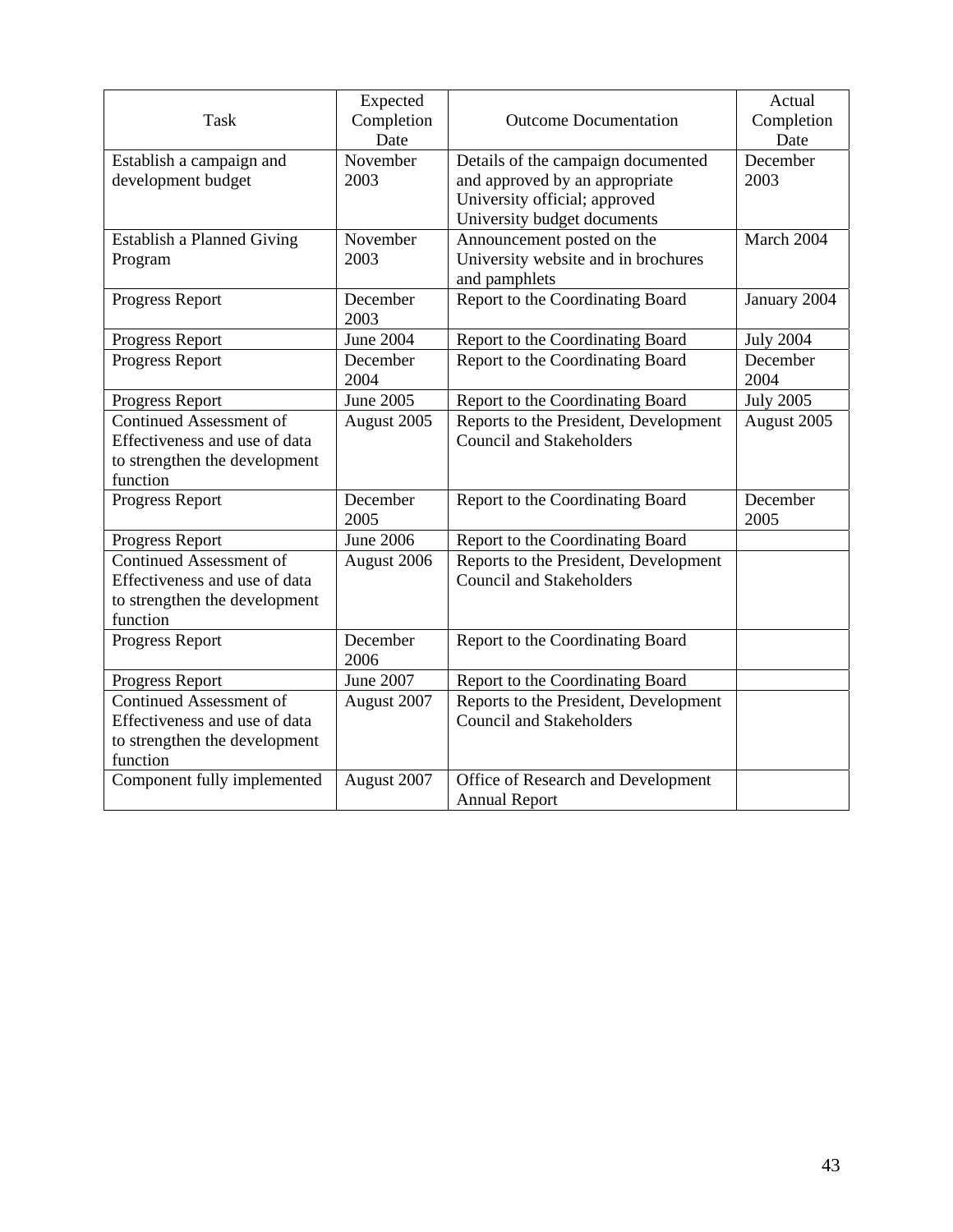| Task | Expected Completion Date | Outcome Documentation | Actual Completion Date |
|---|---|---|---|
| Establish a campaign and development budget | November 2003 | Details of the campaign documented and approved by an appropriate University official; approved University budget documents | December 2003 |
| Establish a Planned Giving Program | November 2003 | Announcement posted on the University website and in brochures and pamphlets | March 2004 |
| Progress Report | December 2003 | Report to the Coordinating Board | January 2004 |
| Progress Report | June 2004 | Report to the Coordinating Board | July 2004 |
| Progress Report | December 2004 | Report to the Coordinating Board | December 2004 |
| Progress Report | June 2005 | Report to the Coordinating Board | July 2005 |
| Continued Assessment of Effectiveness and use of data to strengthen the development function | August 2005 | Reports to the President, Development Council and Stakeholders | August 2005 |
| Progress Report | December 2005 | Report to the Coordinating Board | December 2005 |
| Progress Report | June 2006 | Report to the Coordinating Board | |
| Continued Assessment of Effectiveness and use of data to strengthen the development function | August 2006 | Reports to the President, Development Council and Stakeholders | |
| Progress Report | December 2006 | Report to the Coordinating Board | |
| Progress Report | June 2007 | Report to the Coordinating Board | |
| Continued Assessment of Effectiveness and use of data to strengthen the development function | August 2007 | Reports to the President, Development Council and Stakeholders | |
| Component fully implemented | August 2007 | Office of Research and Development Annual Report | |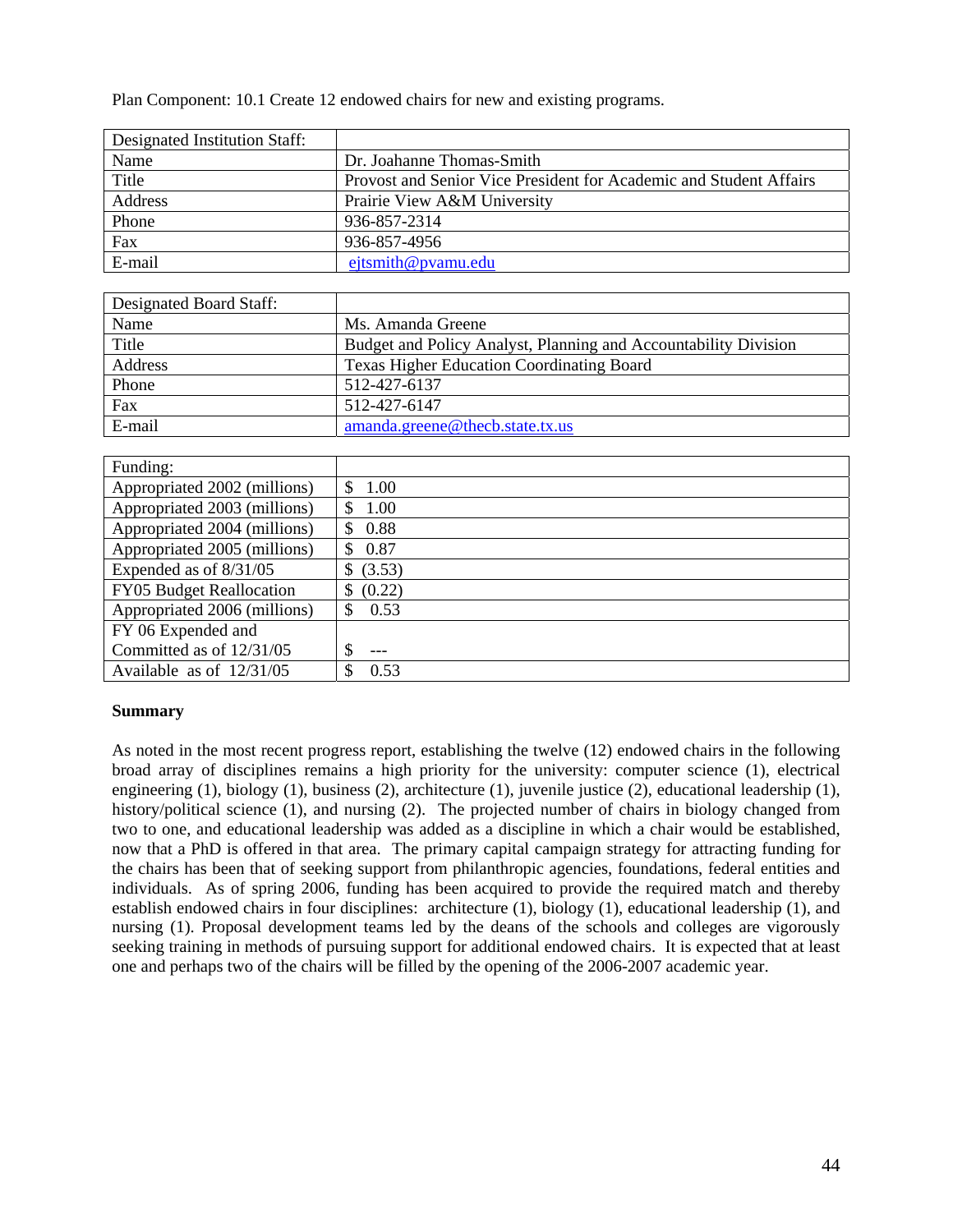Plan Component: 10.1 Create 12 endowed chairs for new and existing programs.

| Designated Institution Staff: | |
|---|---|
| Name | Dr. Joahanne Thomas-Smith |
| Title | Provost and Senior Vice President for Academic and Student Affairs |
| Address | Prairie View A&M University |
| Phone | 936-857-2314 |
| Fax | 936-857-4956 |
| E-mail | ejtsmith@pvamu.edu |

| Designated Board Staff: | |
|---|---|
| Name | Ms. Amanda Greene |
| Title | Budget and Policy Analyst, Planning and Accountability Division |
| Address | Texas Higher Education Coordinating Board |
| Phone | 512-427-6137 |
| Fax | 512-427-6147 |
| E-mail | amanda.greene@thecb.state.tx.us |

| Funding: | |
|---|---|
| Appropriated 2002 (millions) | $ 1.00 |
| Appropriated 2003 (millions) | $ 1.00 |
| Appropriated 2004 (millions) | $ 0.88 |
| Appropriated 2005 (millions) | $ 0.87 |
| Expended as of 8/31/05 | $ (3.53) |
| FY05 Budget Reallocation | $ (0.22) |
| Appropriated 2006 (millions) | $ 0.53 |
| FY 06 Expended and Committed as of 12/31/05 | $ --- |
| Available as of 12/31/05 | $ 0.53 |

**Summary**

As noted in the most recent progress report, establishing the twelve (12) endowed chairs in the following broad array of disciplines remains a high priority for the university: computer science (1), electrical engineering (1), biology (1), business (2), architecture (1), juvenile justice (2), educational leadership (1), history/political science (1), and nursing (2). The projected number of chairs in biology changed from two to one, and educational leadership was added as a discipline in which a chair would be established, now that a PhD is offered in that area. The primary capital campaign strategy for attracting funding for the chairs has been that of seeking support from philanthropic agencies, foundations, federal entities and individuals. As of spring 2006, funding has been acquired to provide the required match and thereby establish endowed chairs in four disciplines: architecture (1), biology (1), educational leadership (1), and nursing (1). Proposal development teams led by the deans of the schools and colleges are vigorously seeking training in methods of pursuing support for additional endowed chairs. It is expected that at least one and perhaps two of the chairs will be filled by the opening of the 2006-2007 academic year.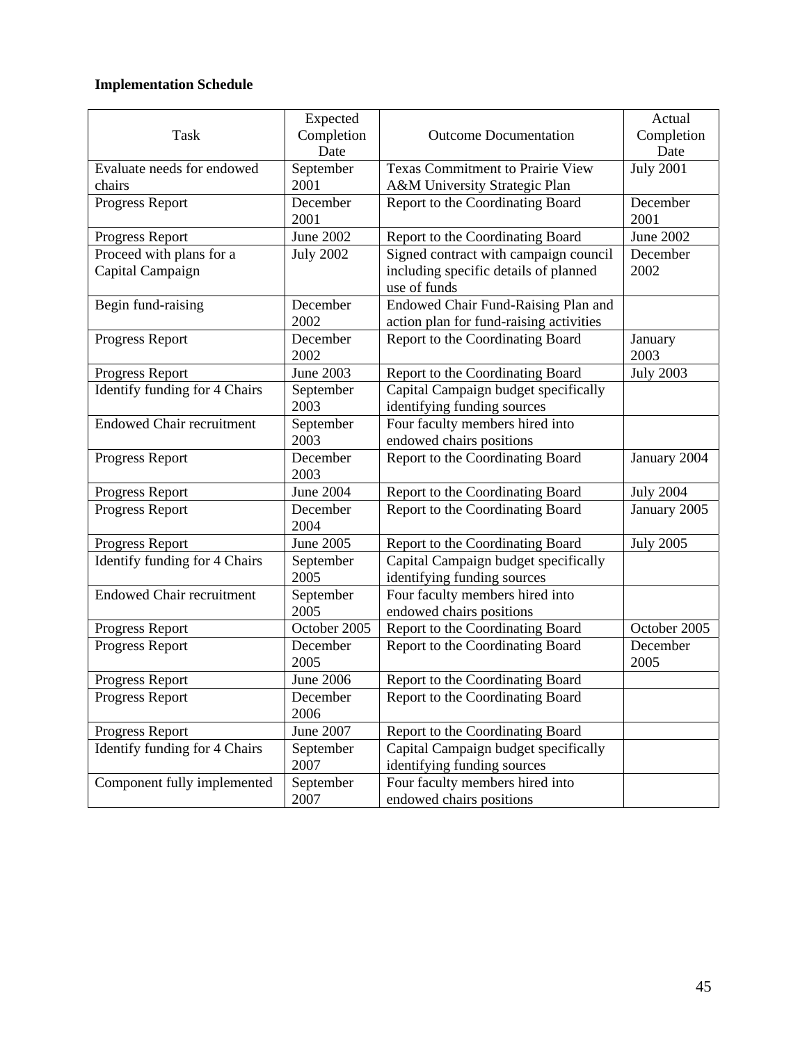**Implementation Schedule**

| Task | Expected Completion Date | Outcome Documentation | Actual Completion Date |
|---|---|---|---|
| Evaluate needs for endowed chairs | September 2001 | Texas Commitment to Prairie View A&M University Strategic Plan | July 2001 |
| Progress Report | December 2001 | Report to the Coordinating Board | December 2001 |
| Progress Report | June 2002 | Report to the Coordinating Board | June 2002 |
| Proceed with plans for a Capital Campaign | July 2002 | Signed contract with campaign council including specific details of planned use of funds | December 2002 |
| Begin fund-raising | December 2002 | Endowed Chair Fund-Raising Plan and action plan for fund-raising activities | |
| Progress Report | December 2002 | Report to the Coordinating Board | January 2003 |
| Progress Report | June 2003 | Report to the Coordinating Board | July 2003 |
| Identify funding for 4 Chairs | September 2003 | Capital Campaign budget specifically identifying funding sources | |
| Endowed Chair recruitment | September 2003 | Four faculty members hired into endowed chairs positions | |
| Progress Report | December 2003 | Report to the Coordinating Board | January 2004 |
| Progress Report | June 2004 | Report to the Coordinating Board | July 2004 |
| Progress Report | December 2004 | Report to the Coordinating Board | January 2005 |
| Progress Report | June 2005 | Report to the Coordinating Board | July 2005 |
| Identify funding for 4 Chairs | September 2005 | Capital Campaign budget specifically identifying funding sources | |
| Endowed Chair recruitment | September 2005 | Four faculty members hired into endowed chairs positions | |
| Progress Report | October 2005 | Report to the Coordinating Board | October 2005 |
| Progress Report | December 2005 | Report to the Coordinating Board | December 2005 |
| Progress Report | June 2006 | Report to the Coordinating Board | |
| Progress Report | December 2006 | Report to the Coordinating Board | |
| Progress Report | June 2007 | Report to the Coordinating Board | |
| Identify funding for 4 Chairs | September 2007 | Capital Campaign budget specifically identifying funding sources | |
| Component fully implemented | September 2007 | Four faculty members hired into endowed chairs positions | |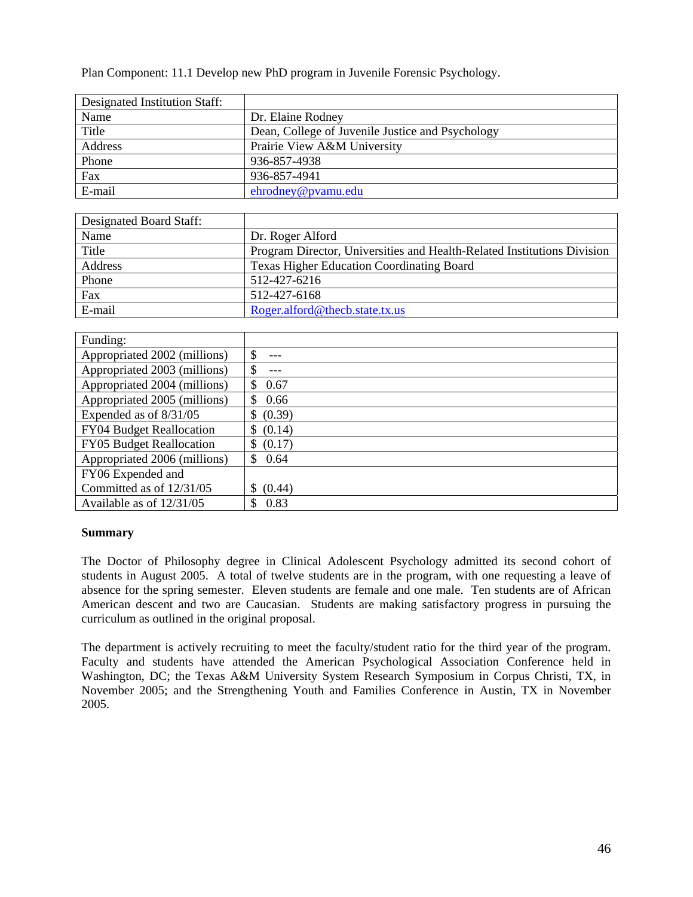Plan Component: 11.1 Develop new PhD program in Juvenile Forensic Psychology.

| Designated Institution Staff: | |
|---|---|
| Name | Dr. Elaine Rodney |
| Title | Dean, College of Juvenile Justice and Psychology |
| Address | Prairie View A&M University |
| Phone | 936-857-4938 |
| Fax | 936-857-4941 |
| E-mail | ehrodney@pvamu.edu |

| Designated Board Staff: | |
|---|---|
| Name | Dr. Roger Alford |
| Title | Program Director, Universities and Health-Related Institutions Division |
| Address | Texas Higher Education Coordinating Board |
| Phone | 512-427-6216 |
| Fax | 512-427-6168 |
| E-mail | Roger.alford@thecb.state.tx.us |

| Funding: | |
|---|---|
| Appropriated 2002 (millions) | $ --- |
| Appropriated 2003 (millions) | $ --- |
| Appropriated 2004 (millions) | $ 0.67 |
| Appropriated 2005 (millions) | $ 0.66 |
| Expended as of 8/31/05 | $ (0.39) |
| FY04 Budget Reallocation | $ (0.14) |
| FY05 Budget Reallocation | $ (0.17) |
| Appropriated 2006 (millions) | $ 0.64 |
| FY06 Expended and Committed as of 12/31/05 | $ (0.44) |
| Available as of 12/31/05 | $ 0.83 |

**Summary**

The Doctor of Philosophy degree in Clinical Adolescent Psychology admitted its second cohort of students in August 2005. A total of twelve students are in the program, with one requesting a leave of absence for the spring semester. Eleven students are female and one male. Ten students are of African American descent and two are Caucasian. Students are making satisfactory progress in pursuing the curriculum as outlined in the original proposal.

The department is actively recruiting to meet the faculty/student ratio for the third year of the program. Faculty and students have attended the American Psychological Association Conference held in Washington, DC; the Texas A&M University System Research Symposium in Corpus Christi, TX, in November 2005; and the Strengthening Youth and Families Conference in Austin, TX in November 2005.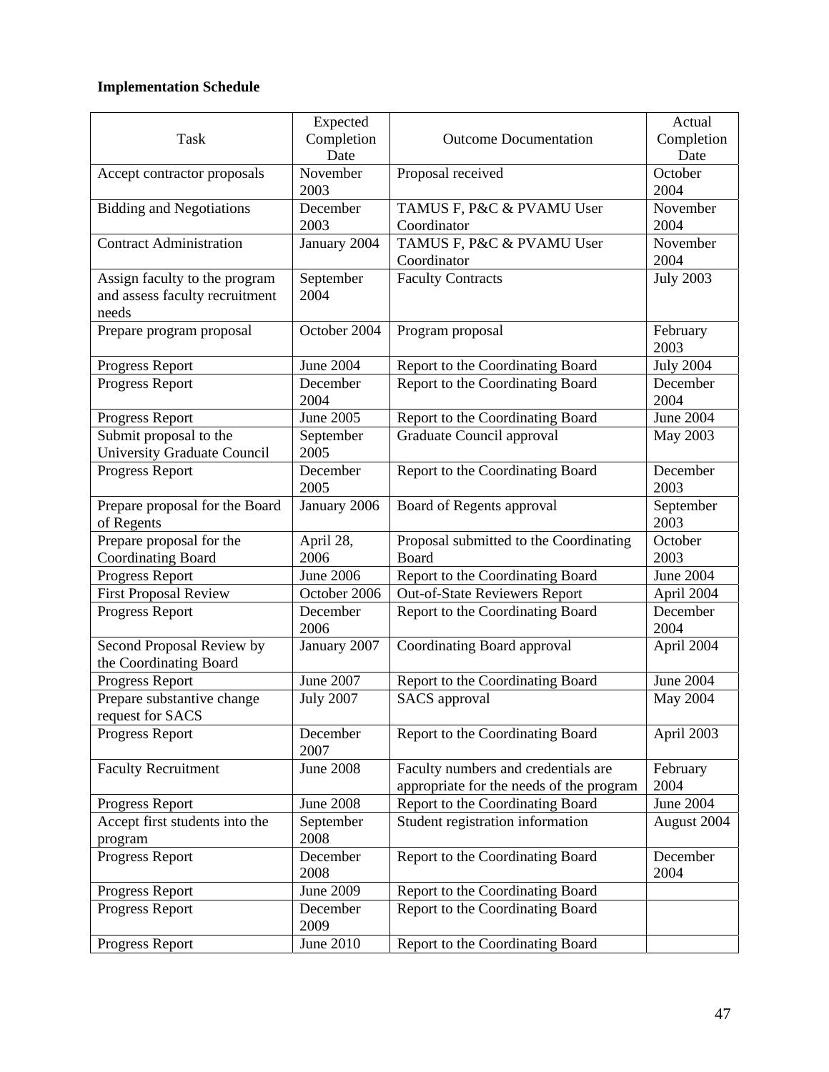**Implementation Schedule**

| Task | Expected Completion Date | Outcome Documentation | Actual Completion Date |
|---|---|---|---|
| Accept contractor proposals | November 2003 | Proposal received | October 2004 |
| Bidding and Negotiations | December 2003 | TAMUS F, P&C & PVAMU User Coordinator | November 2004 |
| Contract Administration | January 2004 | TAMUS F, P&C & PVAMU User Coordinator | November 2004 |
| Assign faculty to the program and assess faculty recruitment needs | September 2004 | Faculty Contracts | July 2003 |
| Prepare program proposal | October 2004 | Program proposal | February 2003 |
| Progress Report | June 2004 | Report to the Coordinating Board | July 2004 |
| Progress Report | December 2004 | Report to the Coordinating Board | December 2004 |
| Progress Report | June 2005 | Report to the Coordinating Board | June 2004 |
| Submit proposal to the University Graduate Council | September 2005 | Graduate Council approval | May 2003 |
| Progress Report | December 2005 | Report to the Coordinating Board | December 2003 |
| Prepare proposal for the Board of Regents | January 2006 | Board of Regents approval | September 2003 |
| Prepare proposal for the Coordinating Board | April 28, 2006 | Proposal submitted to the Coordinating Board | October 2003 |
| Progress Report | June 2006 | Report to the Coordinating Board | June 2004 |
| First Proposal Review | October 2006 | Out-of-State Reviewers Report | April 2004 |
| Progress Report | December 2006 | Report to the Coordinating Board | December 2004 |
| Second Proposal Review by the Coordinating Board | January 2007 | Coordinating Board approval | April 2004 |
| Progress Report | June 2007 | Report to the Coordinating Board | June 2004 |
| Prepare substantive change request for SACS | July 2007 | SACS approval | May 2004 |
| Progress Report | December 2007 | Report to the Coordinating Board | April 2003 |
| Faculty Recruitment | June 2008 | Faculty numbers and credentials are appropriate for the needs of the program | February 2004 |
| Progress Report | June 2008 | Report to the Coordinating Board | June 2004 |
| Accept first students into the program | September 2008 | Student registration information | August 2004 |
| Progress Report | December 2008 | Report to the Coordinating Board | December 2004 |
| Progress Report | June 2009 | Report to the Coordinating Board | |
| Progress Report | December 2009 | Report to the Coordinating Board | |
| Progress Report | June 2010 | Report to the Coordinating Board | |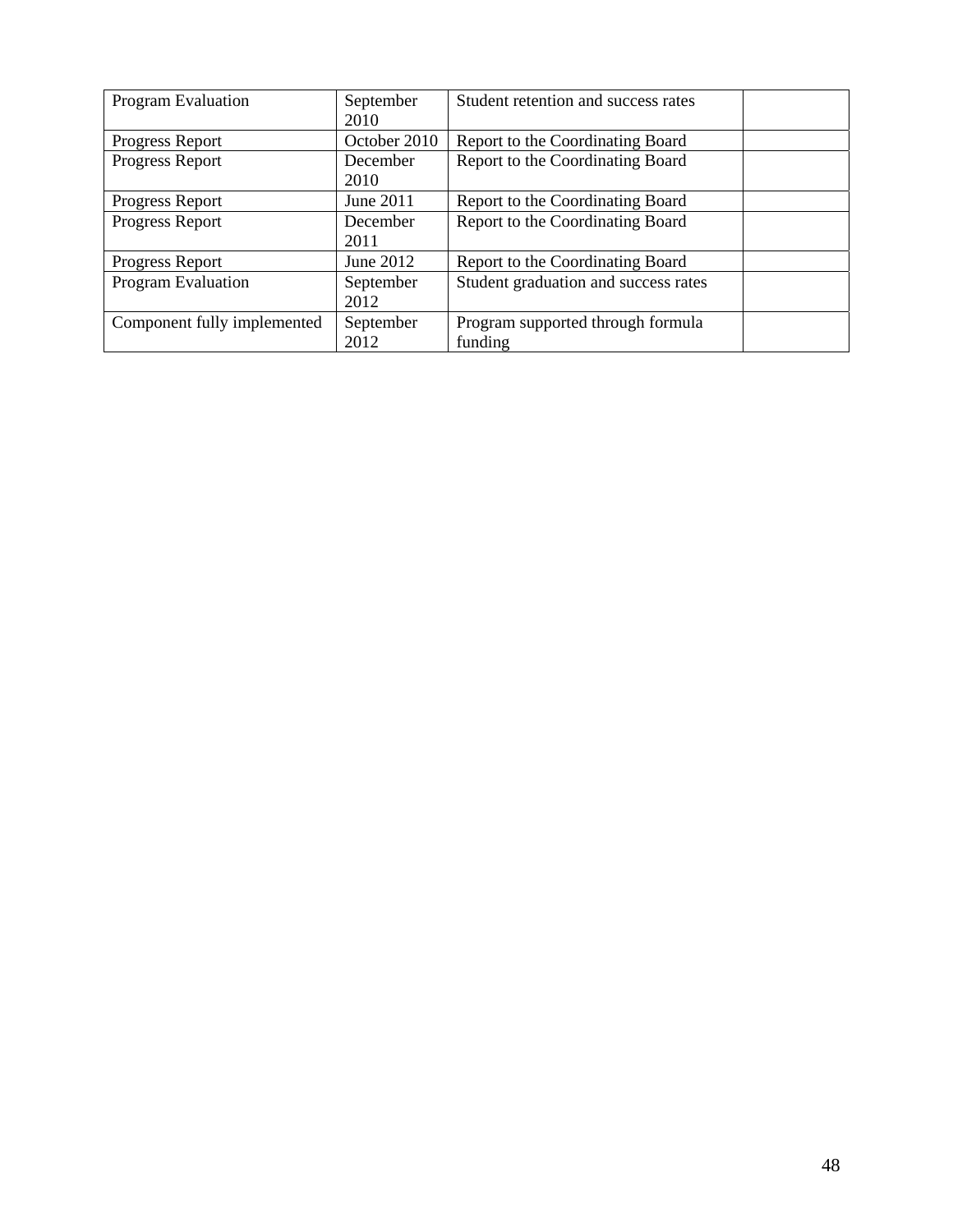| Program Evaluation | September 2010 | Student retention and success rates | |
|---|---|---|---|
| Progress Report | October 2010 | Report to the Coordinating Board | |
| Progress Report | December 2010 | Report to the Coordinating Board | |
| Progress Report | June 2011 | Report to the Coordinating Board | |
| Progress Report | December 2011 | Report to the Coordinating Board | |
| Progress Report | June 2012 | Report to the Coordinating Board | |
| Program Evaluation | September 2012 | Student graduation and success rates | |
| Component fully implemented | September 2012 | Program supported through formula funding | |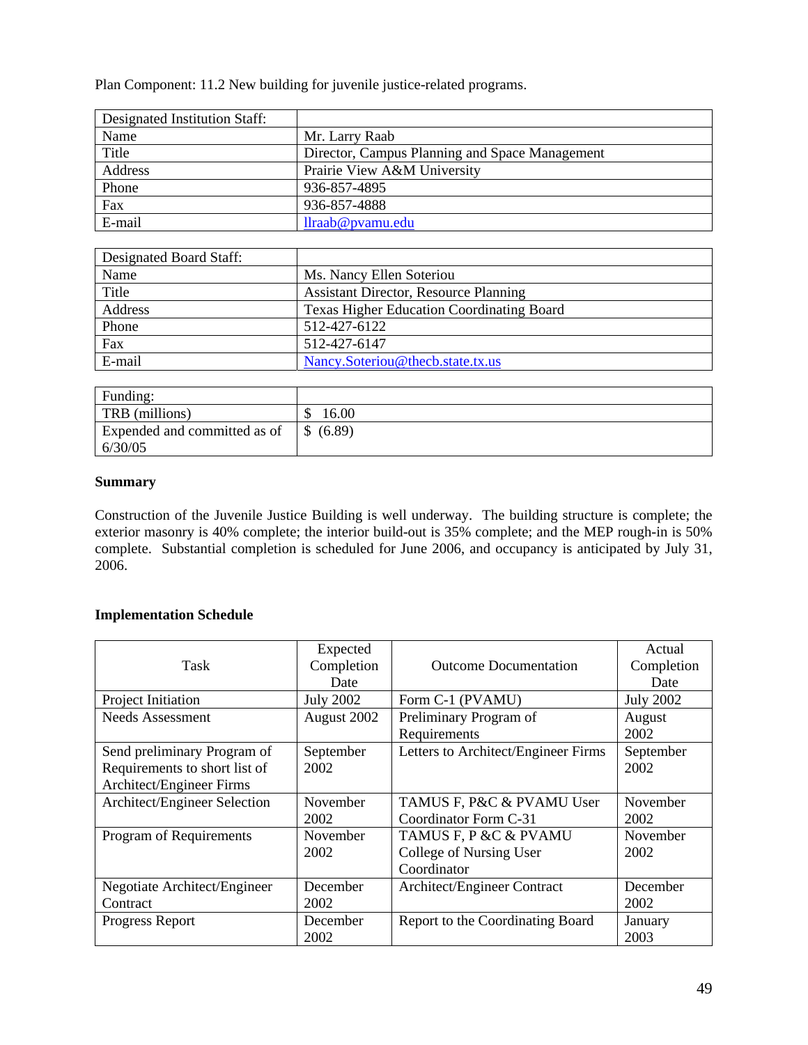Plan Component: 11.2 New building for juvenile justice-related programs.

| Designated Institution Staff: | |
|---|---|
| Name | Mr. Larry Raab |
| Title | Director, Campus Planning and Space Management |
| Address | Prairie View A&M University |
| Phone | 936-857-4895 |
| Fax | 936-857-4888 |
| E-mail | llraab@pvamu.edu |

| Designated Board Staff: | |
|---|---|
| Name | Ms. Nancy Ellen Soteriou |
| Title | Assistant Director, Resource Planning |
| Address | Texas Higher Education Coordinating Board |
| Phone | 512-427-6122 |
| Fax | 512-427-6147 |
| E-mail | Nancy.Soteriou@thecb.state.tx.us |

| Funding: | |
|---|---|
| TRB (millions) | $ 16.00 |
| Expended and committed as of 6/30/05 | $ (6.89) |

**Summary**

Construction of the Juvenile Justice Building is well underway. The building structure is complete; the exterior masonry is 40% complete; the interior build-out is 35% complete; and the MEP rough-in is 50% complete. Substantial completion is scheduled for June 2006, and occupancy is anticipated by July 31, 2006.

**Implementation Schedule**

| Task | Expected Completion Date | Outcome Documentation | Actual Completion Date |
|---|---|---|---|
| Project Initiation | July 2002 | Form C-1 (PVAMU) | July 2002 |
| Needs Assessment | August 2002 | Preliminary Program of Requirements | August 2002 |
| Send preliminary Program of Requirements to short list of Architect/Engineer Firms | September 2002 | Letters to Architect/Engineer Firms | September 2002 |
| Architect/Engineer Selection | November 2002 | TAMUS F, P&C & PVAMU User Coordinator Form C-31 | November 2002 |
| Program of Requirements | November 2002 | TAMUS F, P &C & PVAMU College of Nursing User Coordinator | November 2002 |
| Negotiate Architect/Engineer Contract | December 2002 | Architect/Engineer Contract | December 2002 |
| Progress Report | December 2002 | Report to the Coordinating Board | January 2003 |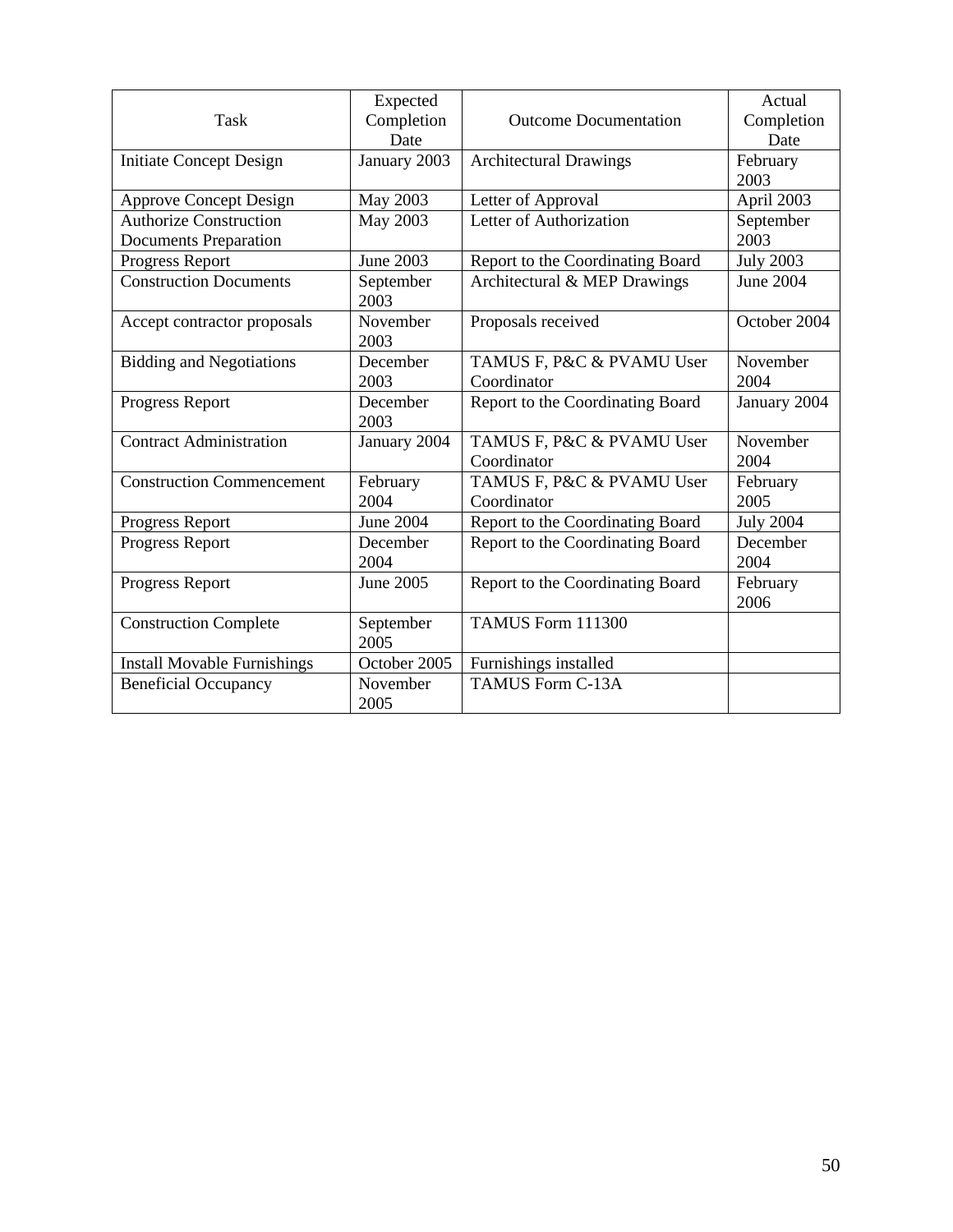| Task | Expected Completion Date | Outcome Documentation | Actual Completion Date |
| --- | --- | --- | --- |
| Initiate Concept Design | January 2003 | Architectural Drawings | February 2003 |
| Approve Concept Design | May 2003 | Letter of Approval | April 2003 |
| Authorize Construction Documents Preparation | May 2003 | Letter of Authorization | September 2003 |
| Progress Report | June 2003 | Report to the Coordinating Board | July 2003 |
| Construction Documents | September 2003 | Architectural & MEP Drawings | June 2004 |
| Accept contractor proposals | November 2003 | Proposals received | October 2004 |
| Bidding and Negotiations | December 2003 | TAMUS F, P&C & PVAMU User Coordinator | November 2004 |
| Progress Report | December 2003 | Report to the Coordinating Board | January 2004 |
| Contract Administration | January 2004 | TAMUS F, P&C & PVAMU User Coordinator | November 2004 |
| Construction Commencement | February 2004 | TAMUS F, P&C & PVAMU User Coordinator | February 2005 |
| Progress Report | June 2004 | Report to the Coordinating Board | July 2004 |
| Progress Report | December 2004 | Report to the Coordinating Board | December 2004 |
| Progress Report | June 2005 | Report to the Coordinating Board | February 2006 |
| Construction Complete | September 2005 | TAMUS Form 111300 | |
| Install Movable Furnishings | October 2005 | Furnishings installed | |
| Beneficial Occupancy | November 2005 | TAMUS Form C-13A | |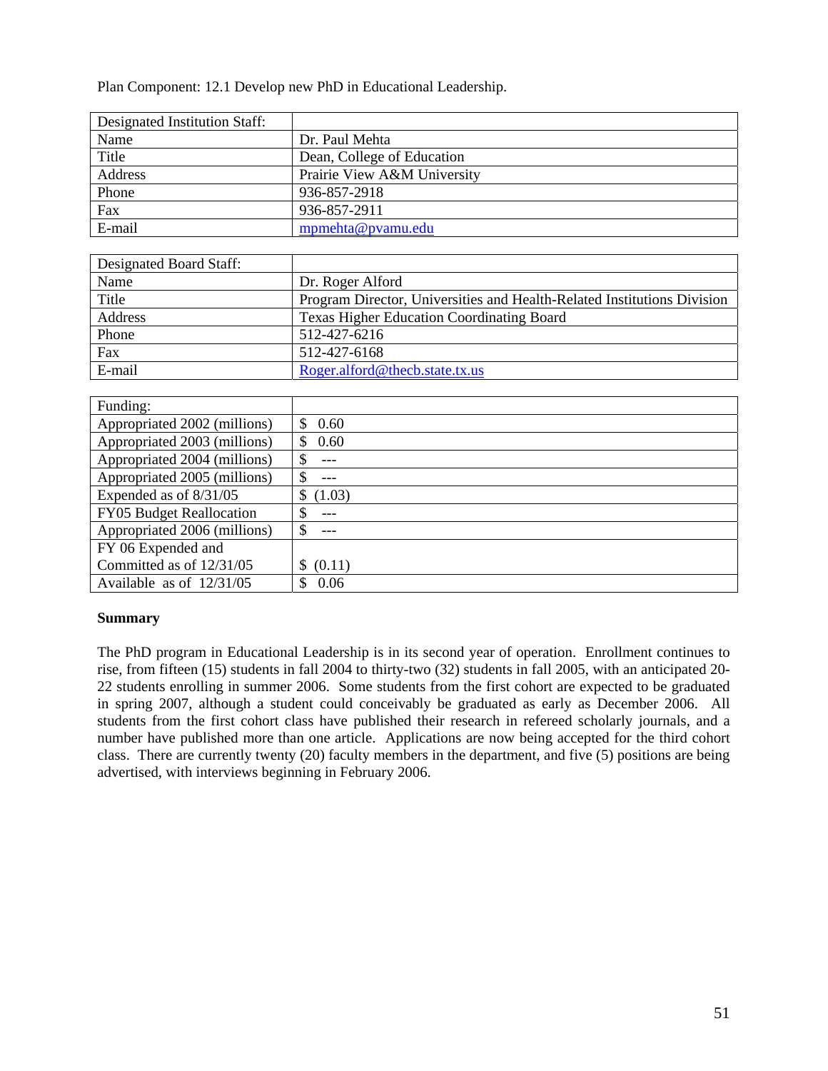Plan Component: 12.1 Develop new PhD in Educational Leadership.

| Designated Institution Staff: | |
|---|---|
| Name | Dr. Paul Mehta |
| Title | Dean, College of Education |
| Address | Prairie View A&M University |
| Phone | 936-857-2918 |
| Fax | 936-857-2911 |
| E-mail | mpmehta@pvamu.edu |

| Designated Board Staff: | |
|---|---|
| Name | Dr. Roger Alford |
| Title | Program Director, Universities and Health-Related Institutions Division |
| Address | Texas Higher Education Coordinating Board |
| Phone | 512-427-6216 |
| Fax | 512-427-6168 |
| E-mail | Roger.alford@thecb.state.tx.us |

| Funding: | |
|---|---|
| Appropriated 2002 (millions) | $ 0.60 |
| Appropriated 2003 (millions) | $ 0.60 |
| Appropriated 2004 (millions) | $ --- |
| Appropriated 2005 (millions) | $ --- |
| Expended as of 8/31/05 | $ (1.03) |
| FY05 Budget Reallocation | $ --- |
| Appropriated 2006 (millions) | $ --- |
| FY 06 Expended and Committed as of 12/31/05 | $ (0.11) |
| Available as of 12/31/05 | $ 0.06 |

**Summary**

The PhD program in Educational Leadership is in its second year of operation. Enrollment continues to rise, from fifteen (15) students in fall 2004 to thirty-two (32) students in fall 2005, with an anticipated 20-22 students enrolling in summer 2006. Some students from the first cohort are expected to be graduated in spring 2007, although a student could conceivably be graduated as early as December 2006. All students from the first cohort class have published their research in refereed scholarly journals, and a number have published more than one article. Applications are now being accepted for the third cohort class. There are currently twenty (20) faculty members in the department, and five (5) positions are being advertised, with interviews beginning in February 2006.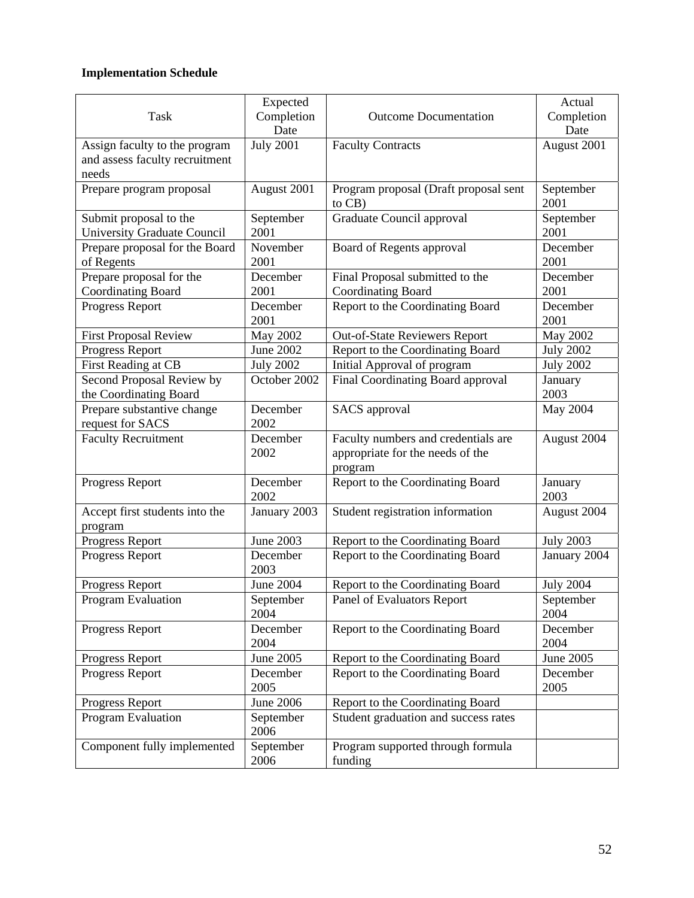**Implementation Schedule**

| Task | Expected Completion Date | Outcome Documentation | Actual Completion Date |
|---|---|---|---|
| Assign faculty to the program and assess faculty recruitment needs | July 2001 | Faculty Contracts | August 2001 |
| Prepare program proposal | August 2001 | Program proposal (Draft proposal sent to CB) | September 2001 |
| Submit proposal to the University Graduate Council | September 2001 | Graduate Council approval | September 2001 |
| Prepare proposal for the Board of Regents | November 2001 | Board of Regents approval | December 2001 |
| Prepare proposal for the Coordinating Board | December 2001 | Final Proposal submitted to the Coordinating Board | December 2001 |
| Progress Report | December 2001 | Report to the Coordinating Board | December 2001 |
| First Proposal Review | May 2002 | Out-of-State Reviewers Report | May 2002 |
| Progress Report | June 2002 | Report to the Coordinating Board | July 2002 |
| First Reading at CB | July 2002 | Initial Approval of program | July 2002 |
| Second Proposal Review by the Coordinating Board | October 2002 | Final Coordinating Board approval | January 2003 |
| Prepare substantive change request for SACS | December 2002 | SACS approval | May 2004 |
| Faculty Recruitment | December 2002 | Faculty numbers and credentials are appropriate for the needs of the program | August 2004 |
| Progress Report | December 2002 | Report to the Coordinating Board | January 2003 |
| Accept first students into the program | January 2003 | Student registration information | August 2004 |
| Progress Report | June 2003 | Report to the Coordinating Board | July 2003 |
| Progress Report | December 2003 | Report to the Coordinating Board | January 2004 |
| Progress Report | June 2004 | Report to the Coordinating Board | July 2004 |
| Program Evaluation | September 2004 | Panel of Evaluators Report | September 2004 |
| Progress Report | December 2004 | Report to the Coordinating Board | December 2004 |
| Progress Report | June 2005 | Report to the Coordinating Board | June 2005 |
| Progress Report | December 2005 | Report to the Coordinating Board | December 2005 |
| Progress Report | June 2006 | Report to the Coordinating Board | |
| Program Evaluation | September 2006 | Student graduation and success rates | |
| Component fully implemented | September 2006 | Program supported through formula funding | |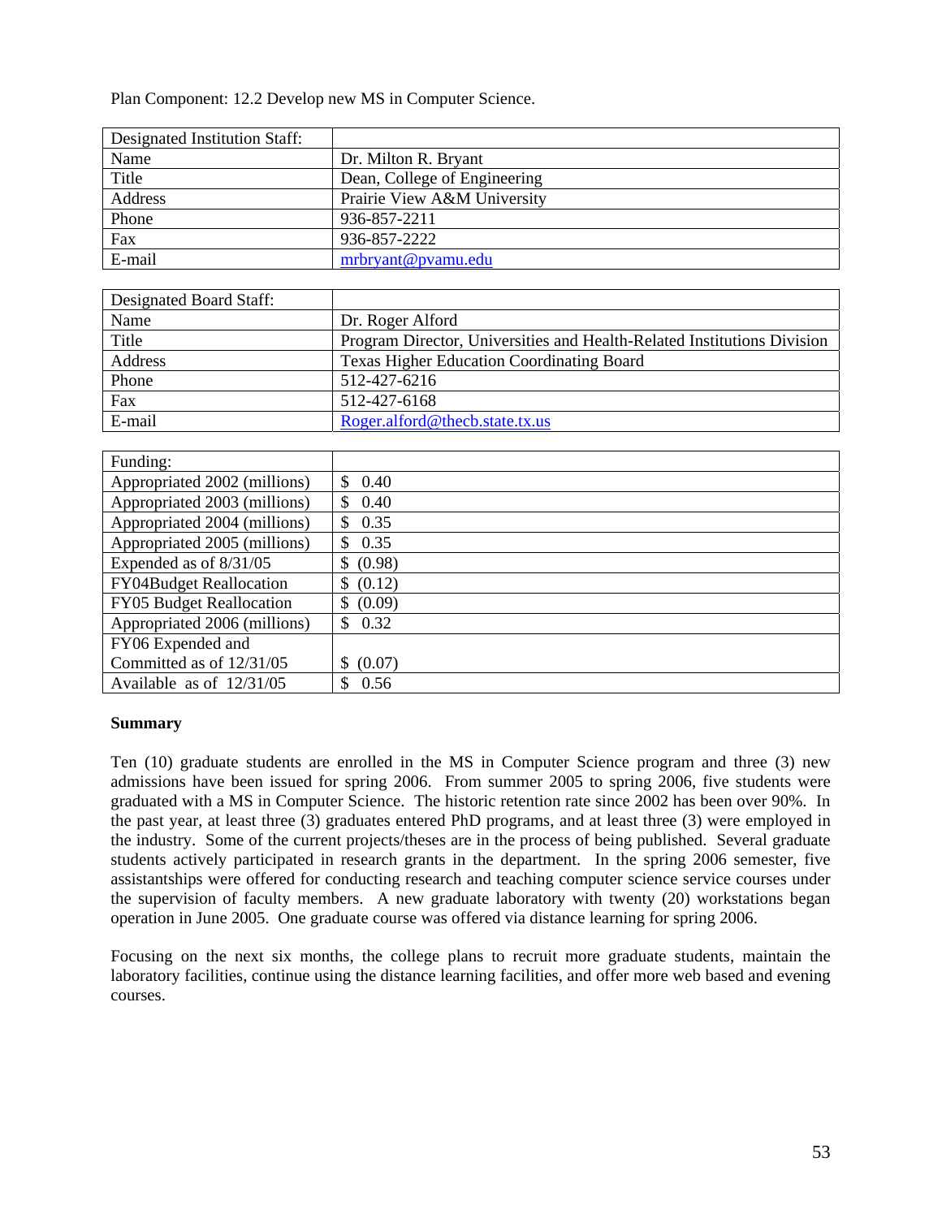Plan Component: 12.2 Develop new MS in Computer Science.

| Designated Institution Staff: | |
|---|---|
| Name | Dr. Milton R. Bryant |
| Title | Dean, College of Engineering |
| Address | Prairie View A&M University |
| Phone | 936-857-2211 |
| Fax | 936-857-2222 |
| E-mail | mrbryant@pvamu.edu |

| Designated Board Staff: | |
|---|---|
| Name | Dr. Roger Alford |
| Title | Program Director, Universities and Health-Related Institutions Division |
| Address | Texas Higher Education Coordinating Board |
| Phone | 512-427-6216 |
| Fax | 512-427-6168 |
| E-mail | Roger.alford@thecb.state.tx.us |

| Funding: | |
|---|---|
| Appropriated 2002 (millions) | $ 0.40 |
| Appropriated 2003 (millions) | $ 0.40 |
| Appropriated 2004 (millions) | $ 0.35 |
| Appropriated 2005 (millions) | $ 0.35 |
| Expended as of 8/31/05 | $ (0.98) |
| FY04Budget Reallocation | $ (0.12) |
| FY05 Budget Reallocation | $ (0.09) |
| Appropriated 2006 (millions) | $ 0.32 |
| FY06 Expended and Committed as of 12/31/05 | $ (0.07) |
| Available as of 12/31/05 | $ 0.56 |

**Summary**

Ten (10) graduate students are enrolled in the MS in Computer Science program and three (3) new admissions have been issued for spring 2006. From summer 2005 to spring 2006, five students were graduated with a MS in Computer Science. The historic retention rate since 2002 has been over 90%. In the past year, at least three (3) graduates entered PhD programs, and at least three (3) were employed in the industry. Some of the current projects/theses are in the process of being published. Several graduate students actively participated in research grants in the department. In the spring 2006 semester, five assistantships were offered for conducting research and teaching computer science service courses under the supervision of faculty members. A new graduate laboratory with twenty (20) workstations began operation in June 2005. One graduate course was offered via distance learning for spring 2006.

Focusing on the next six months, the college plans to recruit more graduate students, maintain the laboratory facilities, continue using the distance learning facilities, and offer more web based and evening courses.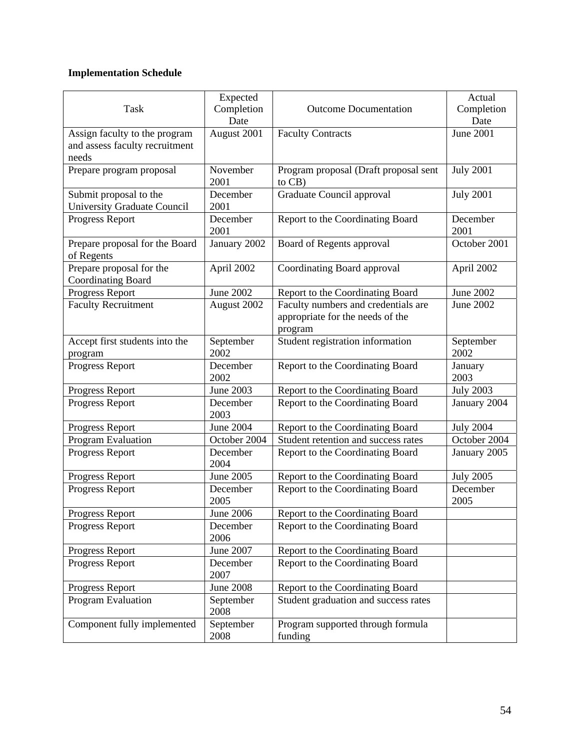**Implementation Schedule**

| Task | Expected Completion Date | Outcome Documentation | Actual Completion Date |
|---|---|---|---|
| Assign faculty to the program and assess faculty recruitment needs | August 2001 | Faculty Contracts | June 2001 |
| Prepare program proposal | November 2001 | Program proposal (Draft proposal sent to CB) | July 2001 |
| Submit proposal to the University Graduate Council | December 2001 | Graduate Council approval | July 2001 |
| Progress Report | December 2001 | Report to the Coordinating Board | December 2001 |
| Prepare proposal for the Board of Regents | January 2002 | Board of Regents approval | October 2001 |
| Prepare proposal for the Coordinating Board | April 2002 | Coordinating Board approval | April 2002 |
| Progress Report | June 2002 | Report to the Coordinating Board | June 2002 |
| Faculty Recruitment | August 2002 | Faculty numbers and credentials are appropriate for the needs of the program | June 2002 |
| Accept first students into the program | September 2002 | Student registration information | September 2002 |
| Progress Report | December 2002 | Report to the Coordinating Board | January 2003 |
| Progress Report | June 2003 | Report to the Coordinating Board | July 2003 |
| Progress Report | December 2003 | Report to the Coordinating Board | January 2004 |
| Progress Report | June 2004 | Report to the Coordinating Board | July 2004 |
| Program Evaluation | October 2004 | Student retention and success rates | October 2004 |
| Progress Report | December 2004 | Report to the Coordinating Board | January 2005 |
| Progress Report | June 2005 | Report to the Coordinating Board | July 2005 |
| Progress Report | December 2005 | Report to the Coordinating Board | December 2005 |
| Progress Report | June 2006 | Report to the Coordinating Board | |
| Progress Report | December 2006 | Report to the Coordinating Board | |
| Progress Report | June 2007 | Report to the Coordinating Board | |
| Progress Report | December 2007 | Report to the Coordinating Board | |
| Progress Report | June 2008 | Report to the Coordinating Board | |
| Program Evaluation | September 2008 | Student graduation and success rates | |
| Component fully implemented | September 2008 | Program supported through formula funding | |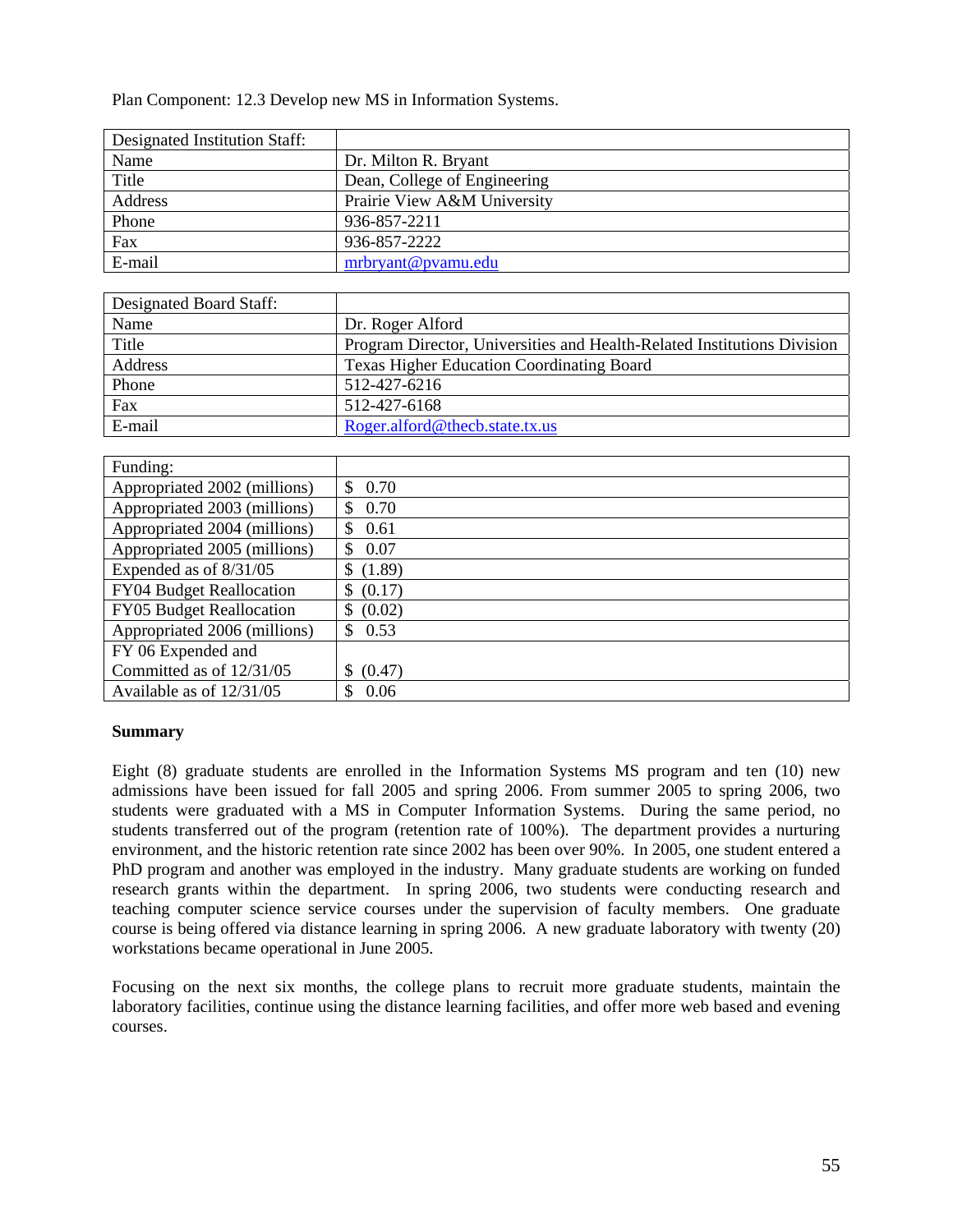Plan Component: 12.3 Develop new MS in Information Systems.

| Designated Institution Staff: | |
|---|---|
| Name | Dr. Milton R. Bryant |
| Title | Dean, College of Engineering |
| Address | Prairie View A&M University |
| Phone | 936-857-2211 |
| Fax | 936-857-2222 |
| E-mail | mrbryant@pvamu.edu |

| Designated Board Staff: | |
|---|---|
| Name | Dr. Roger Alford |
| Title | Program Director, Universities and Health-Related Institutions Division |
| Address | Texas Higher Education Coordinating Board |
| Phone | 512-427-6216 |
| Fax | 512-427-6168 |
| E-mail | Roger.alford@thecb.state.tx.us |

| Funding: | |
|---|---|
| Appropriated 2002 (millions) | $ 0.70 |
| Appropriated 2003 (millions) | $ 0.70 |
| Appropriated 2004 (millions) | $ 0.61 |
| Appropriated 2005 (millions) | $ 0.07 |
| Expended as of 8/31/05 | $ (1.89) |
| FY04 Budget Reallocation | $ (0.17) |
| FY05 Budget Reallocation | $ (0.02) |
| Appropriated 2006 (millions) | $ 0.53 |
| FY 06 Expended and Committed as of 12/31/05 | $ (0.47) |
| Available as of 12/31/05 | $ 0.06 |

**Summary**

Eight (8) graduate students are enrolled in the Information Systems MS program and ten (10) new admissions have been issued for fall 2005 and spring 2006. From summer 2005 to spring 2006, two students were graduated with a MS in Computer Information Systems. During the same period, no students transferred out of the program (retention rate of 100%). The department provides a nurturing environment, and the historic retention rate since 2002 has been over 90%. In 2005, one student entered a PhD program and another was employed in the industry. Many graduate students are working on funded research grants within the department. In spring 2006, two students were conducting research and teaching computer science service courses under the supervision of faculty members. One graduate course is being offered via distance learning in spring 2006. A new graduate laboratory with twenty (20) workstations became operational in June 2005.

Focusing on the next six months, the college plans to recruit more graduate students, maintain the laboratory facilities, continue using the distance learning facilities, and offer more web based and evening courses.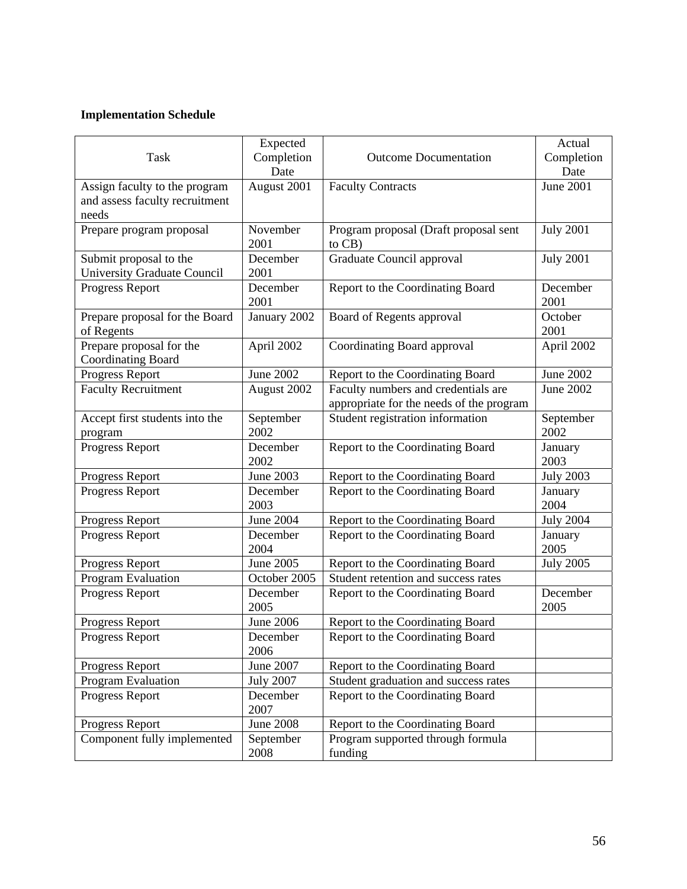**Implementation Schedule**

| Task | Expected Completion Date | Outcome Documentation | Actual Completion Date |
|---|---|---|---|
| Assign faculty to the program and assess faculty recruitment needs | August 2001 | Faculty Contracts | June 2001 |
| Prepare program proposal | November 2001 | Program proposal (Draft proposal sent to CB) | July 2001 |
| Submit proposal to the University Graduate Council | December 2001 | Graduate Council approval | July 2001 |
| Progress Report | December 2001 | Report to the Coordinating Board | December 2001 |
| Prepare proposal for the Board of Regents | January 2002 | Board of Regents approval | October 2001 |
| Prepare proposal for the Coordinating Board | April 2002 | Coordinating Board approval | April 2002 |
| Progress Report | June 2002 | Report to the Coordinating Board | June 2002 |
| Faculty Recruitment | August 2002 | Faculty numbers and credentials are appropriate for the needs of the program | June 2002 |
| Accept first students into the program | September 2002 | Student registration information | September 2002 |
| Progress Report | December 2002 | Report to the Coordinating Board | January 2003 |
| Progress Report | June 2003 | Report to the Coordinating Board | July 2003 |
| Progress Report | December 2003 | Report to the Coordinating Board | January 2004 |
| Progress Report | June 2004 | Report to the Coordinating Board | July 2004 |
| Progress Report | December 2004 | Report to the Coordinating Board | January 2005 |
| Progress Report | June 2005 | Report to the Coordinating Board | July 2005 |
| Program Evaluation | October 2005 | Student retention and success rates | |
| Progress Report | December 2005 | Report to the Coordinating Board | December 2005 |
| Progress Report | June 2006 | Report to the Coordinating Board | |
| Progress Report | December 2006 | Report to the Coordinating Board | |
| Progress Report | June 2007 | Report to the Coordinating Board | |
| Program Evaluation | July 2007 | Student graduation and success rates | |
| Progress Report | December 2007 | Report to the Coordinating Board | |
| Progress Report | June 2008 | Report to the Coordinating Board | |
| Component fully implemented | September 2008 | Program supported through formula funding | |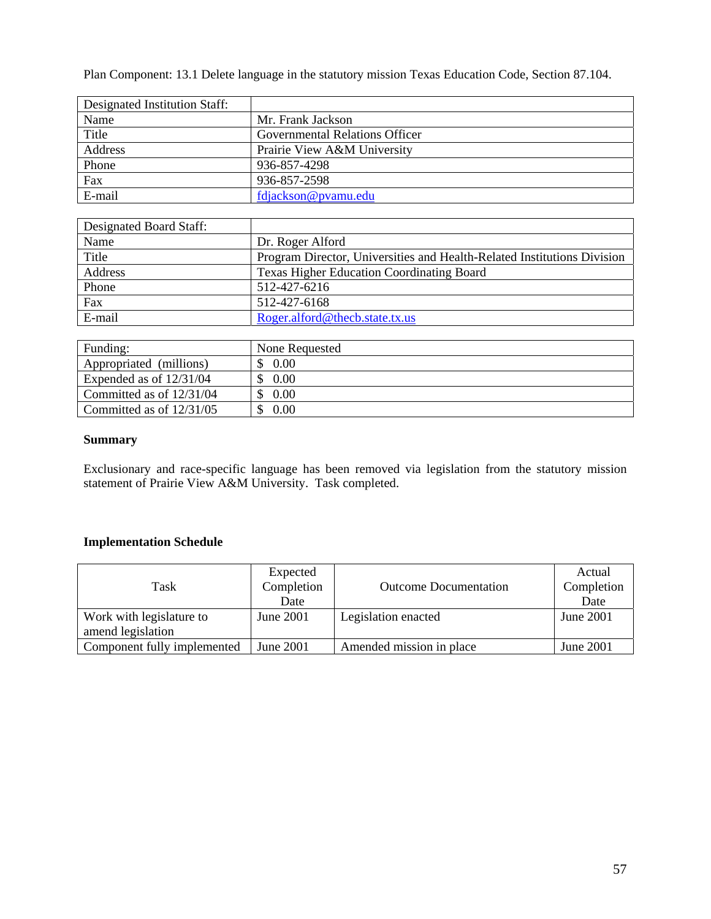Plan Component: 13.1 Delete language in the statutory mission Texas Education Code, Section 87.104.

| Designated Institution Staff: | |
|---|---|
| Name | Mr. Frank Jackson |
| Title | Governmental Relations Officer |
| Address | Prairie View A&M University |
| Phone | 936-857-4298 |
| Fax | 936-857-2598 |
| E-mail | fdjackson@pvamu.edu |

| Designated Board Staff: | |
|---|---|
| Name | Dr. Roger Alford |
| Title | Program Director, Universities and Health-Related Institutions Division |
| Address | Texas Higher Education Coordinating Board |
| Phone | 512-427-6216 |
| Fax | 512-427-6168 |
| E-mail | Roger.alford@thecb.state.tx.us |

| Funding: | None Requested |
|---|---|
| Appropriated (millions) | $ 0.00 |
| Expended as of 12/31/04 | $ 0.00 |
| Committed as of 12/31/04 | $ 0.00 |
| Committed as of 12/31/05 | $ 0.00 |

**Summary**

Exclusionary and race-specific language has been removed via legislation from the statutory mission statement of Prairie View A&M University. Task completed.

**Implementation Schedule**

| Task | Expected Completion Date | Outcome Documentation | Actual Completion Date |
|---|---|---|---|
| Work with legislature to amend legislation | June 2001 | Legislation enacted | June 2001 |
| Component fully implemented | June 2001 | Amended mission in place | June 2001 |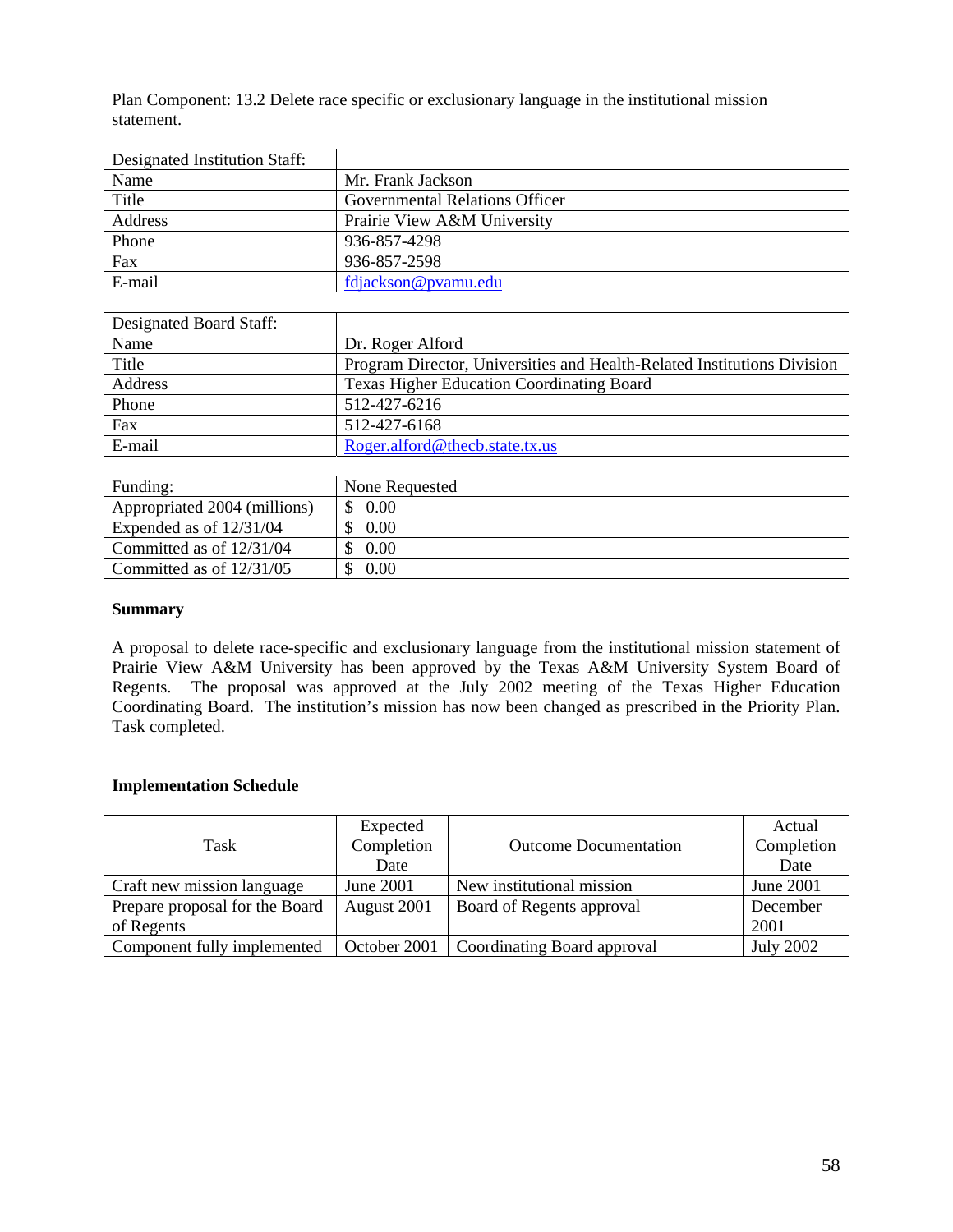Plan Component: 13.2 Delete race specific or exclusionary language in the institutional mission statement.

| Designated Institution Staff: | |
|---|---|
| Name | Mr. Frank Jackson |
| Title | Governmental Relations Officer |
| Address | Prairie View A&M University |
| Phone | 936-857-4298 |
| Fax | 936-857-2598 |
| E-mail | fdjackson@pvamu.edu |

| Designated Board Staff: | |
|---|---|
| Name | Dr. Roger Alford |
| Title | Program Director, Universities and Health-Related Institutions Division |
| Address | Texas Higher Education Coordinating Board |
| Phone | 512-427-6216 |
| Fax | 512-427-6168 |
| E-mail | Roger.alford@thecb.state.tx.us |

| Funding: | None Requested |
|---|---|
| Appropriated 2004 (millions) | $ 0.00 |
| Expended as of 12/31/04 | $ 0.00 |
| Committed as of 12/31/04 | $ 0.00 |
| Committed as of 12/31/05 | $ 0.00 |

**Summary**

A proposal to delete race-specific and exclusionary language from the institutional mission statement of Prairie View A&M University has been approved by the Texas A&M University System Board of Regents. The proposal was approved at the July 2002 meeting of the Texas Higher Education Coordinating Board. The institution's mission has now been changed as prescribed in the Priority Plan. Task completed.

**Implementation Schedule**

| Task | Expected Completion Date | Outcome Documentation | Actual Completion Date |
|---|---|---|---|
| Craft new mission language | June 2001 | New institutional mission | June 2001 |
| Prepare proposal for the Board of Regents | August 2001 | Board of Regents approval | December 2001 |
| Component fully implemented | October 2001 | Coordinating Board approval | July 2002 |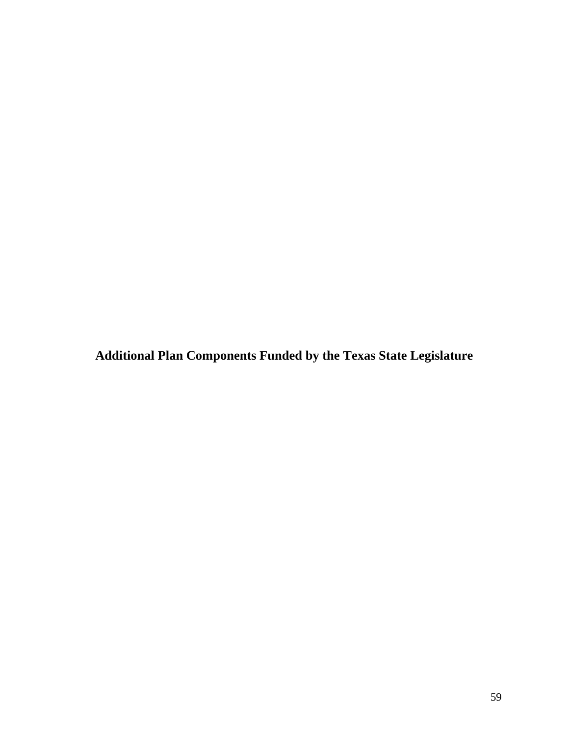# Additional Plan Components Funded by the Texas State Legislature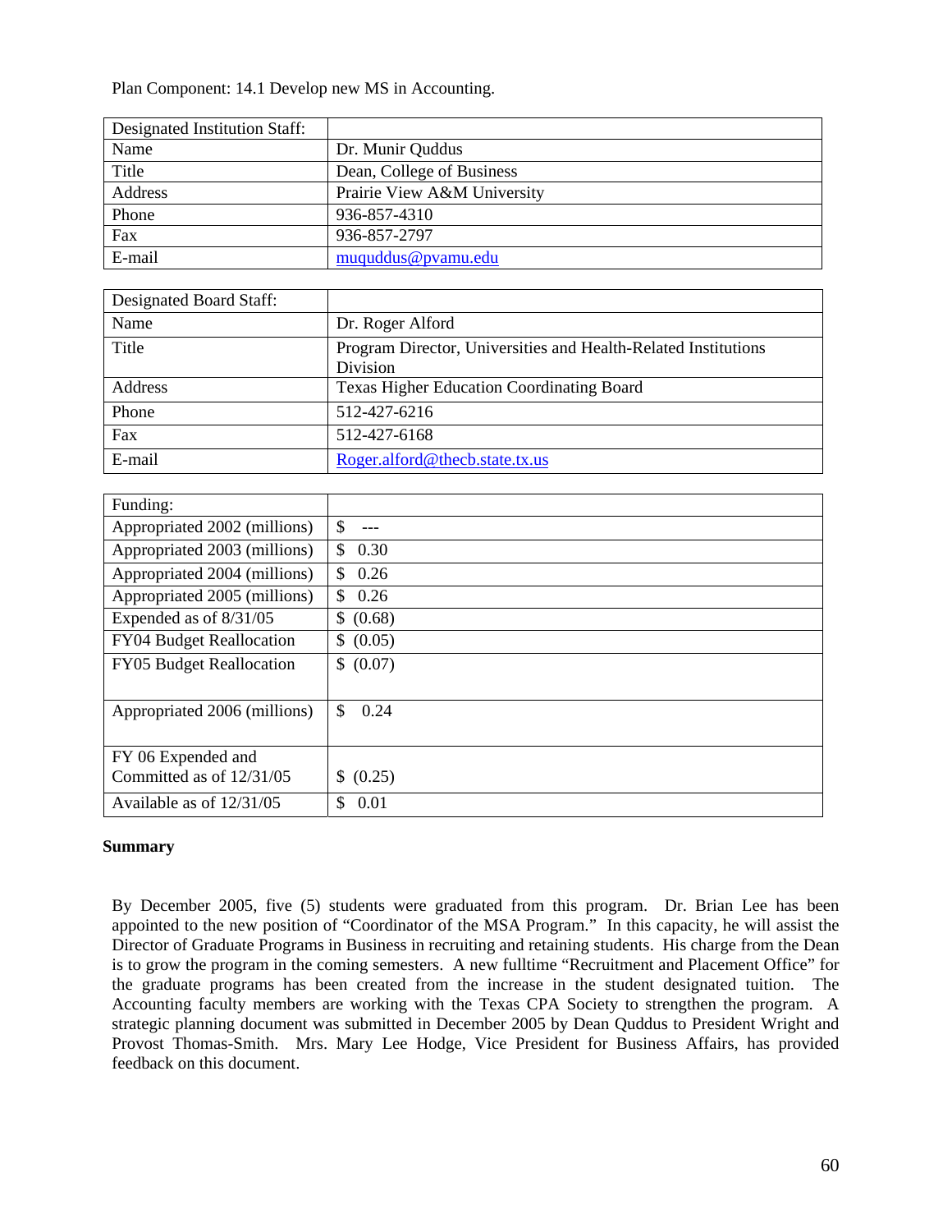Plan Component: 14.1 Develop new MS in Accounting.

| Designated Institution Staff: | |
|---|---|
| Name | Dr. Munir Quddus |
| Title | Dean, College of Business |
| Address | Prairie View A&M University |
| Phone | 936-857-4310 |
| Fax | 936-857-2797 |
| E-mail | muquddus@pvamu.edu |

| Designated Board Staff: | |
|---|---|
| Name | Dr. Roger Alford |
| Title | Program Director, Universities and Health-Related Institutions Division |
| Address | Texas Higher Education Coordinating Board |
| Phone | 512-427-6216 |
| Fax | 512-427-6168 |
| E-mail | Roger.alford@thecb.state.tx.us |

| Funding: | |
|---|---|
| Appropriated 2002 (millions) | $ --- |
| Appropriated 2003 (millions) | $ 0.30 |
| Appropriated 2004 (millions) | $ 0.26 |
| Appropriated 2005 (millions) | $ 0.26 |
| Expended as of 8/31/05 | $ (0.68) |
| FY04 Budget Reallocation | $ (0.05) |
| FY05 Budget Reallocation | $ (0.07) |
| Appropriated 2006 (millions) | $ 0.24 |
| FY 06 Expended and Committed as of 12/31/05 | $ (0.25) |
| Available as of 12/31/05 | $ 0.01 |

**Summary**

By December 2005, five (5) students were graduated from this program. Dr. Brian Lee has been appointed to the new position of "Coordinator of the MSA Program." In this capacity, he will assist the Director of Graduate Programs in Business in recruiting and retaining students. His charge from the Dean is to grow the program in the coming semesters. A new fulltime "Recruitment and Placement Office" for the graduate programs has been created from the increase in the student designated tuition. The Accounting faculty members are working with the Texas CPA Society to strengthen the program. A strategic planning document was submitted in December 2005 by Dean Quddus to President Wright and Provost Thomas-Smith. Mrs. Mary Lee Hodge, Vice President for Business Affairs, has provided feedback on this document.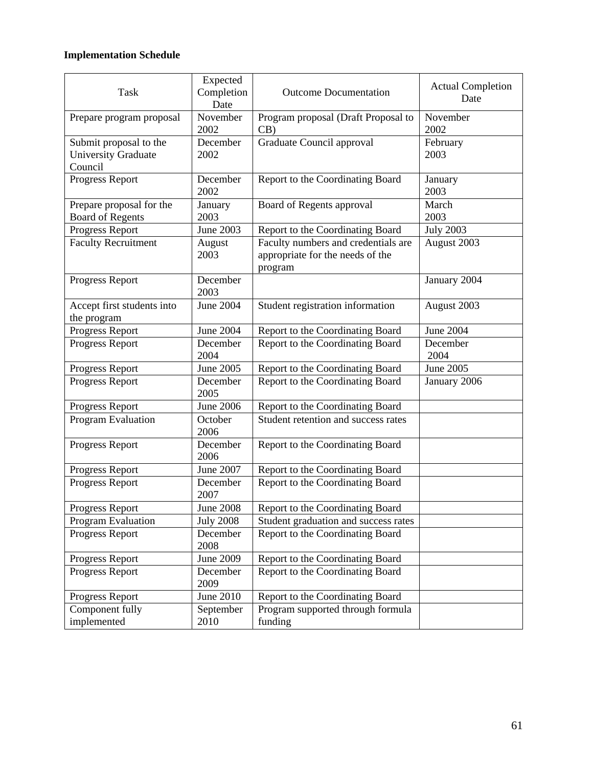**Implementation Schedule**

| Task | Expected Completion Date | Outcome Documentation | Actual Completion Date |
|---|---|---|---|
| Prepare program proposal | November 2002 | Program proposal (Draft Proposal to CB) | November 2002 |
| Submit proposal to the University Graduate Council | December 2002 | Graduate Council approval | February 2003 |
| Progress Report | December 2002 | Report to the Coordinating Board | January 2003 |
| Prepare proposal for the Board of Regents | January 2003 | Board of Regents approval | March 2003 |
| Progress Report | June 2003 | Report to the Coordinating Board | July 2003 |
| Faculty Recruitment | August 2003 | Faculty numbers and credentials are appropriate for the needs of the program | August 2003 |
| Progress Report | December 2003 | | January 2004 |
| Accept first students into the program | June 2004 | Student registration information | August 2003 |
| Progress Report | June 2004 | Report to the Coordinating Board | June 2004 |
| Progress Report | December 2004 | Report to the Coordinating Board | December 2004 |
| Progress Report | June 2005 | Report to the Coordinating Board | June 2005 |
| Progress Report | December 2005 | Report to the Coordinating Board | January 2006 |
| Progress Report | June 2006 | Report to the Coordinating Board | |
| Program Evaluation | October 2006 | Student retention and success rates | |
| Progress Report | December 2006 | Report to the Coordinating Board | |
| Progress Report | June 2007 | Report to the Coordinating Board | |
| Progress Report | December 2007 | Report to the Coordinating Board | |
| Progress Report | June 2008 | Report to the Coordinating Board | |
| Program Evaluation | July 2008 | Student graduation and success rates | |
| Progress Report | December 2008 | Report to the Coordinating Board | |
| Progress Report | June 2009 | Report to the Coordinating Board | |
| Progress Report | December 2009 | Report to the Coordinating Board | |
| Progress Report | June 2010 | Report to the Coordinating Board | |
| Component fully implemented | September 2010 | Program supported through formula funding | |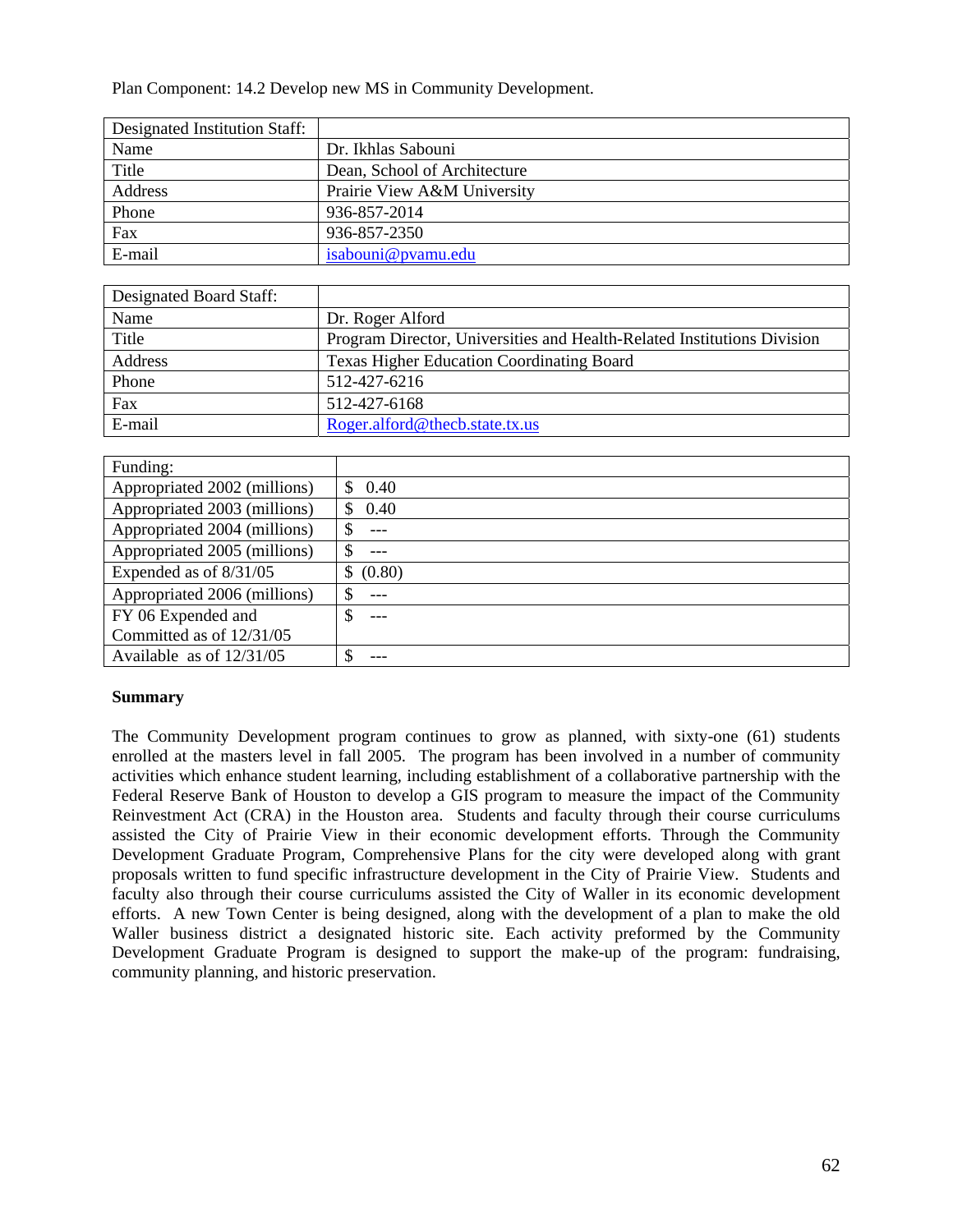Plan Component: 14.2 Develop new MS in Community Development.

| Designated Institution Staff: | |
|---|---|
| Name | Dr. Ikhlas Sabouni |
| Title | Dean, School of Architecture |
| Address | Prairie View A&M University |
| Phone | 936-857-2014 |
| Fax | 936-857-2350 |
| E-mail | isabouni@pvamu.edu |

| Designated Board Staff: | |
|---|---|
| Name | Dr. Roger Alford |
| Title | Program Director, Universities and Health-Related Institutions Division |
| Address | Texas Higher Education Coordinating Board |
| Phone | 512-427-6216 |
| Fax | 512-427-6168 |
| E-mail | Roger.alford@thecb.state.tx.us |

| Funding: | |
|---|---|
| Appropriated 2002 (millions) | $ 0.40 |
| Appropriated 2003 (millions) | $ 0.40 |
| Appropriated 2004 (millions) | $ --- |
| Appropriated 2005 (millions) | $ --- |
| Expended as of 8/31/05 | $ (0.80) |
| Appropriated 2006 (millions) | $ --- |
| FY 06 Expended and Committed as of 12/31/05 | $ --- |
| Available as of 12/31/05 | $ --- |

**Summary**

The Community Development program continues to grow as planned, with sixty-one (61) students enrolled at the masters level in fall 2005. The program has been involved in a number of community activities which enhance student learning, including establishment of a collaborative partnership with the Federal Reserve Bank of Houston to develop a GIS program to measure the impact of the Community Reinvestment Act (CRA) in the Houston area. Students and faculty through their course curriculums assisted the City of Prairie View in their economic development efforts. Through the Community Development Graduate Program, Comprehensive Plans for the city were developed along with grant proposals written to fund specific infrastructure development in the City of Prairie View. Students and faculty also through their course curriculums assisted the City of Waller in its economic development efforts. A new Town Center is being designed, along with the development of a plan to make the old Waller business district a designated historic site. Each activity preformed by the Community Development Graduate Program is designed to support the make-up of the program: fundraising, community planning, and historic preservation.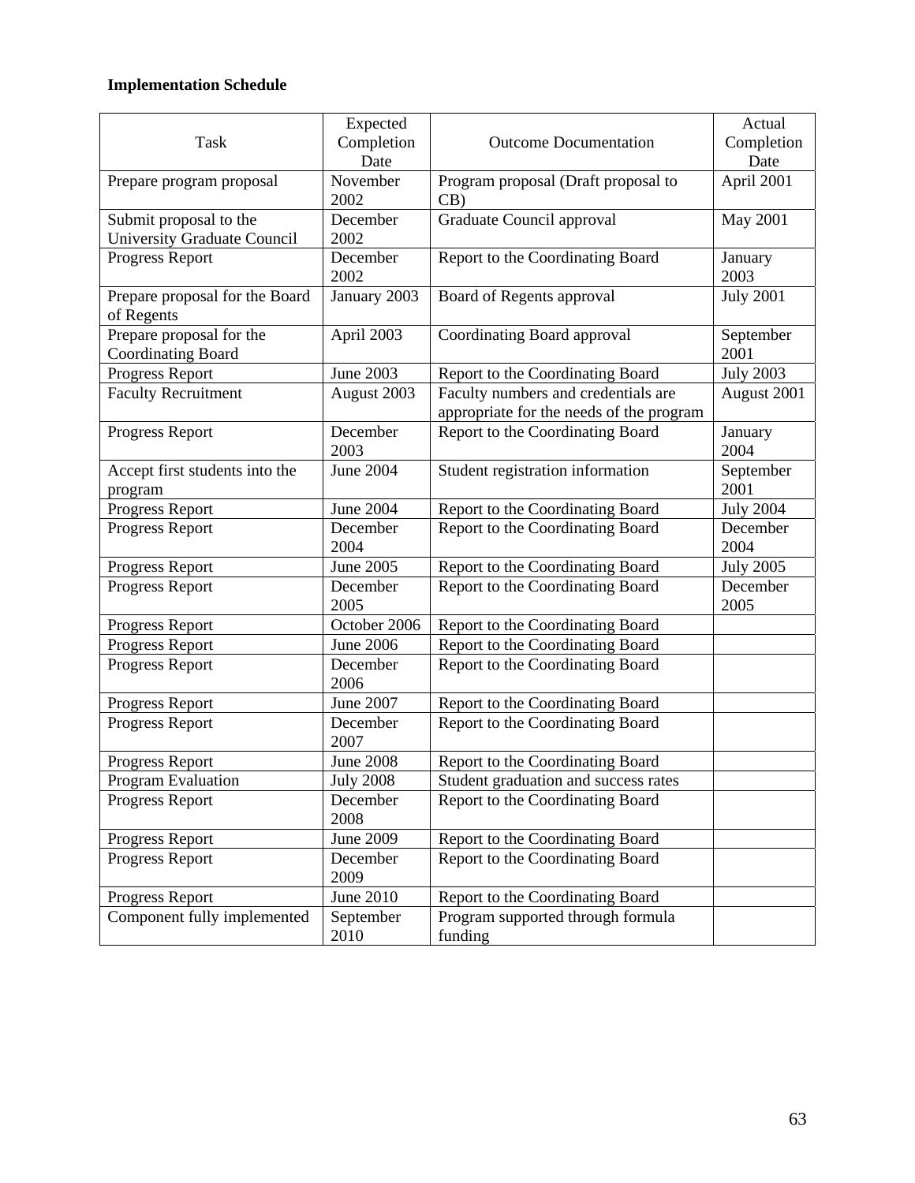**Implementation Schedule**

| Task | Expected Completion Date | Outcome Documentation | Actual Completion Date |
|---|---|---|---|
| Prepare program proposal | November 2002 | Program proposal (Draft proposal to CB) | April 2001 |
| Submit proposal to the University Graduate Council | December 2002 | Graduate Council approval | May 2001 |
| Progress Report | December 2002 | Report to the Coordinating Board | January 2003 |
| Prepare proposal for the Board of Regents | January 2003 | Board of Regents approval | July 2001 |
| Prepare proposal for the Coordinating Board | April 2003 | Coordinating Board approval | September 2001 |
| Progress Report | June 2003 | Report to the Coordinating Board | July 2003 |
| Faculty Recruitment | August 2003 | Faculty numbers and credentials are appropriate for the needs of the program | August 2001 |
| Progress Report | December 2003 | Report to the Coordinating Board | January 2004 |
| Accept first students into the program | June 2004 | Student registration information | September 2001 |
| Progress Report | June 2004 | Report to the Coordinating Board | July 2004 |
| Progress Report | December 2004 | Report to the Coordinating Board | December 2004 |
| Progress Report | June 2005 | Report to the Coordinating Board | July 2005 |
| Progress Report | December 2005 | Report to the Coordinating Board | December 2005 |
| Progress Report | October 2006 | Report to the Coordinating Board | |
| Progress Report | June 2006 | Report to the Coordinating Board | |
| Progress Report | December 2006 | Report to the Coordinating Board | |
| Progress Report | June 2007 | Report to the Coordinating Board | |
| Progress Report | December 2007 | Report to the Coordinating Board | |
| Progress Report | June 2008 | Report to the Coordinating Board | |
| Program Evaluation | July 2008 | Student graduation and success rates | |
| Progress Report | December 2008 | Report to the Coordinating Board | |
| Progress Report | June 2009 | Report to the Coordinating Board | |
| Progress Report | December 2009 | Report to the Coordinating Board | |
| Progress Report | June 2010 | Report to the Coordinating Board | |
| Component fully implemented | September 2010 | Program supported through formula funding | |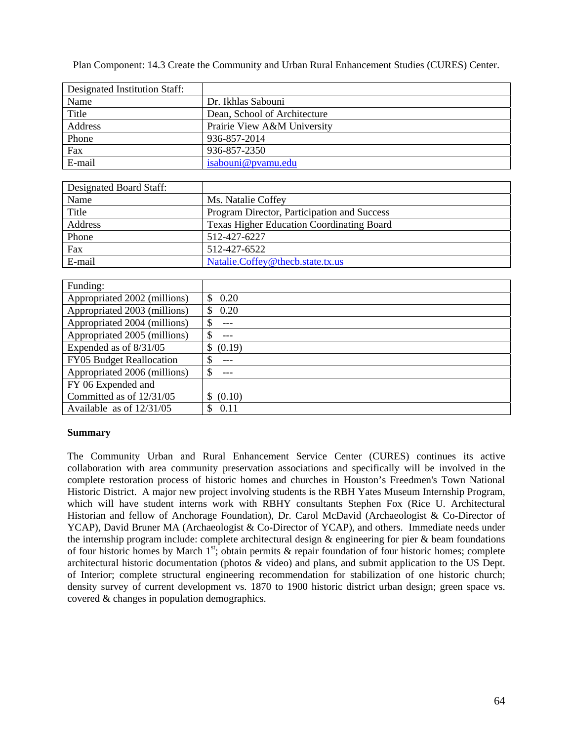Plan Component: 14.3 Create the Community and Urban Rural Enhancement Studies (CURES) Center.

| Designated Institution Staff: | |
|---|---|
| Name | Dr. Ikhlas Sabouni |
| Title | Dean, School of Architecture |
| Address | Prairie View A&M University |
| Phone | 936-857-2014 |
| Fax | 936-857-2350 |
| E-mail | isabouni@pvamu.edu |

| Designated Board Staff: | |
|---|---|
| Name | Ms. Natalie Coffey |
| Title | Program Director, Participation and Success |
| Address | Texas Higher Education Coordinating Board |
| Phone | 512-427-6227 |
| Fax | 512-427-6522 |
| E-mail | Natalie.Coffey@thecb.state.tx.us |

| Funding: | |
|---|---|
| Appropriated 2002 (millions) | $ 0.20 |
| Appropriated 2003 (millions) | $ 0.20 |
| Appropriated 2004 (millions) | $ --- |
| Appropriated 2005 (millions) | $ --- |
| Expended as of 8/31/05 | $ (0.19) |
| FY05 Budget Reallocation | $ --- |
| Appropriated 2006 (millions) | $ --- |
| FY 06 Expended and Committed as of 12/31/05 | $ (0.10) |
| Available as of 12/31/05 | $ 0.11 |

**Summary**

The Community Urban and Rural Enhancement Service Center (CURES) continues its active collaboration with area community preservation associations and specifically will be involved in the complete restoration process of historic homes and churches in Houston's Freedmen's Town National Historic District. A major new project involving students is the RBH Yates Museum Internship Program, which will have student interns work with RBHY consultants Stephen Fox (Rice U. Architectural Historian and fellow of Anchorage Foundation), Dr. Carol McDavid (Archaeologist & Co-Director of YCAP), David Bruner MA (Archaeologist & Co-Director of YCAP), and others. Immediate needs under the internship program include: complete architectural design & engineering for pier & beam foundations of four historic homes by March 1st; obtain permits & repair foundation of four historic homes; complete architectural historic documentation (photos & video) and plans, and submit application to the US Dept. of Interior; complete structural engineering recommendation for stabilization of one historic church; density survey of current development vs. 1870 to 1900 historic district urban design; green space vs. covered & changes in population demographics.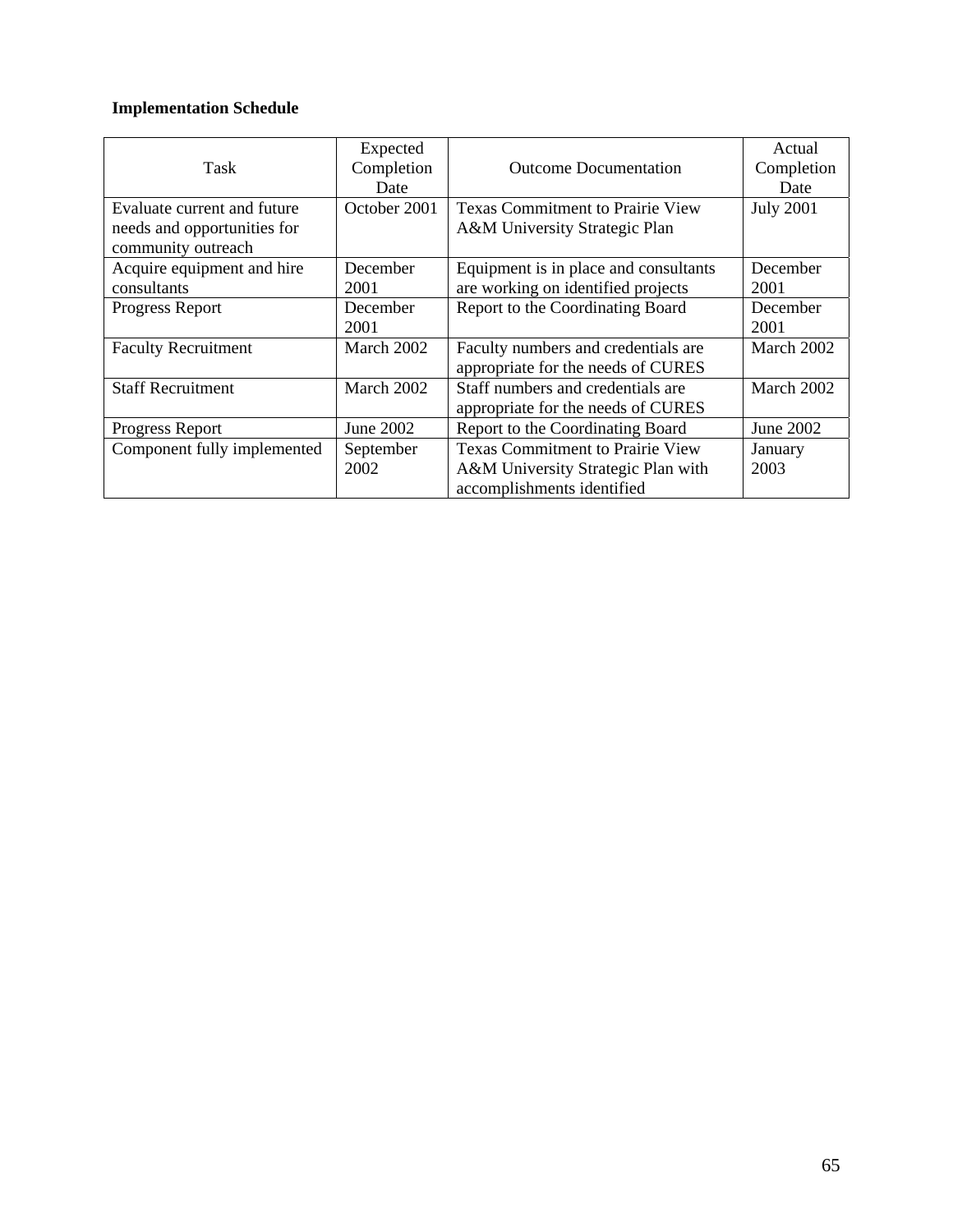**Implementation Schedule**

| Task | Expected Completion Date | Outcome Documentation | Actual Completion Date |
|---|---|---|---|
| Evaluate current and future needs and opportunities for community outreach | October 2001 | Texas Commitment to Prairie View A&M University Strategic Plan | July 2001 |
| Acquire equipment and hire consultants | December 2001 | Equipment is in place and consultants are working on identified projects | December 2001 |
| Progress Report | December 2001 | Report to the Coordinating Board | December 2001 |
| Faculty Recruitment | March 2002 | Faculty numbers and credentials are appropriate for the needs of CURES | March 2002 |
| Staff Recruitment | March 2002 | Staff numbers and credentials are appropriate for the needs of CURES | March 2002 |
| Progress Report | June 2002 | Report to the Coordinating Board | June 2002 |
| Component fully implemented | September 2002 | Texas Commitment to Prairie View A&M University Strategic Plan with accomplishments identified | January 2003 |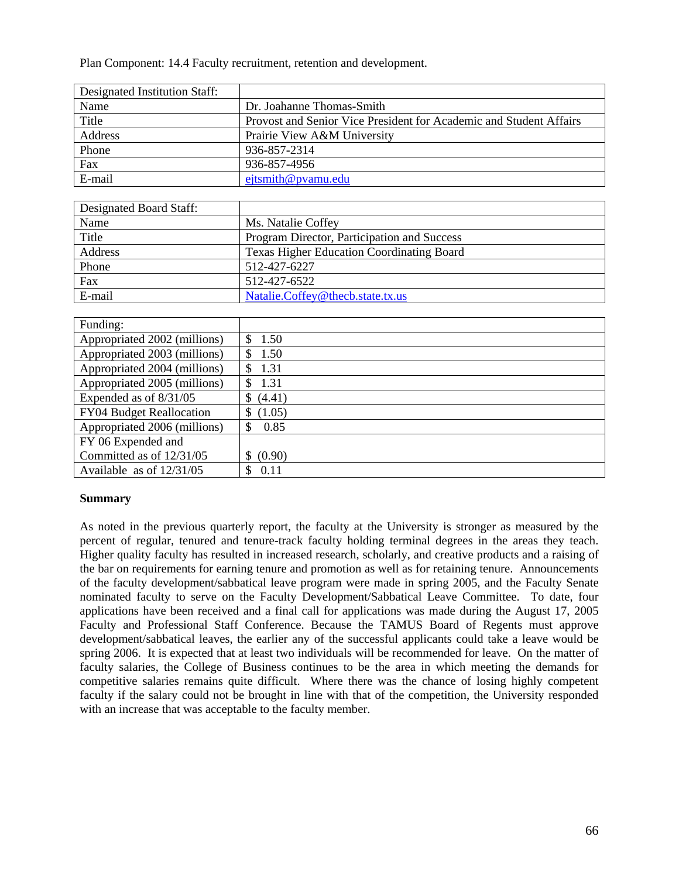Plan Component: 14.4 Faculty recruitment, retention and development.

| Designated Institution Staff: | |
|---|---|
| Name | Dr. Joahanne Thomas-Smith |
| Title | Provost and Senior Vice President for Academic and Student Affairs |
| Address | Prairie View A&M University |
| Phone | 936-857-2314 |
| Fax | 936-857-4956 |
| E-mail | ejtsmith@pvamu.edu |

| Designated Board Staff: | |
|---|---|
| Name | Ms. Natalie Coffey |
| Title | Program Director, Participation and Success |
| Address | Texas Higher Education Coordinating Board |
| Phone | 512-427-6227 |
| Fax | 512-427-6522 |
| E-mail | Natalie.Coffey@thecb.state.tx.us |

| Funding: | |
|---|---|
| Appropriated 2002 (millions) | $ 1.50 |
| Appropriated 2003 (millions) | $ 1.50 |
| Appropriated 2004 (millions) | $ 1.31 |
| Appropriated 2005 (millions) | $ 1.31 |
| Expended as of 8/31/05 | $ (4.41) |
| FY04 Budget Reallocation | $ (1.05) |
| Appropriated 2006 (millions) | $ 0.85 |
| FY 06 Expended and Committed as of 12/31/05 | $ (0.90) |
| Available as of 12/31/05 | $ 0.11 |

**Summary**

As noted in the previous quarterly report, the faculty at the University is stronger as measured by the percent of regular, tenured and tenure-track faculty holding terminal degrees in the areas they teach. Higher quality faculty has resulted in increased research, scholarly, and creative products and a raising of the bar on requirements for earning tenure and promotion as well as for retaining tenure. Announcements of the faculty development/sabbatical leave program were made in spring 2005, and the Faculty Senate nominated faculty to serve on the Faculty Development/Sabbatical Leave Committee. To date, four applications have been received and a final call for applications was made during the August 17, 2005 Faculty and Professional Staff Conference. Because the TAMUS Board of Regents must approve development/sabbatical leaves, the earlier any of the successful applicants could take a leave would be spring 2006. It is expected that at least two individuals will be recommended for leave. On the matter of faculty salaries, the College of Business continues to be the area in which meeting the demands for competitive salaries remains quite difficult. Where there was the chance of losing highly competent faculty if the salary could not be brought in line with that of the competition, the University responded with an increase that was acceptable to the faculty member.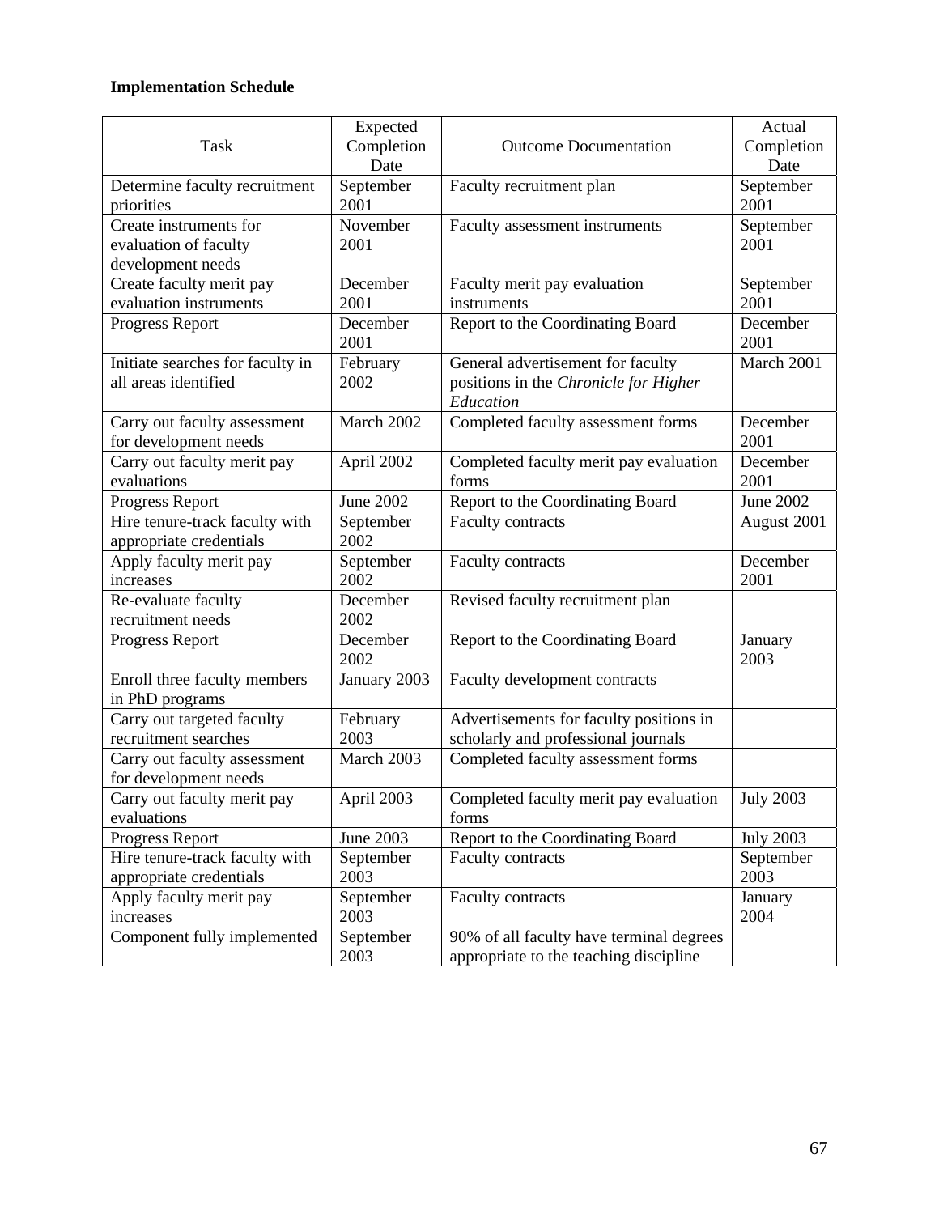**Implementation Schedule**

| Task | Expected Completion Date | Outcome Documentation | Actual Completion Date |
|---|---|---|---|
| Determine faculty recruitment priorities | September 2001 | Faculty recruitment plan | September 2001 |
| Create instruments for evaluation of faculty development needs | November 2001 | Faculty assessment instruments | September 2001 |
| Create faculty merit pay evaluation instruments | December 2001 | Faculty merit pay evaluation instruments | September 2001 |
| Progress Report | December 2001 | Report to the Coordinating Board | December 2001 |
| Initiate searches for faculty in all areas identified | February 2002 | General advertisement for faculty positions in the *Chronicle for Higher Education* | March 2001 |
| Carry out faculty assessment for development needs | March 2002 | Completed faculty assessment forms | December 2001 |
| Carry out faculty merit pay evaluations | April 2002 | Completed faculty merit pay evaluation forms | December 2001 |
| Progress Report | June 2002 | Report to the Coordinating Board | June 2002 |
| Hire tenure-track faculty with appropriate credentials | September 2002 | Faculty contracts | August 2001 |
| Apply faculty merit pay increases | September 2002 | Faculty contracts | December 2001 |
| Re-evaluate faculty recruitment needs | December 2002 | Revised faculty recruitment plan | |
| Progress Report | December 2002 | Report to the Coordinating Board | January 2003 |
| Enroll three faculty members in PhD programs | January 2003 | Faculty development contracts | |
| Carry out targeted faculty recruitment searches | February 2003 | Advertisements for faculty positions in scholarly and professional journals | |
| Carry out faculty assessment for development needs | March 2003 | Completed faculty assessment forms | |
| Carry out faculty merit pay evaluations | April 2003 | Completed faculty merit pay evaluation forms | July 2003 |
| Progress Report | June 2003 | Report to the Coordinating Board | July 2003 |
| Hire tenure-track faculty with appropriate credentials | September 2003 | Faculty contracts | September 2003 |
| Apply faculty merit pay increases | September 2003 | Faculty contracts | January 2004 |
| Component fully implemented | September 2003 | 90% of all faculty have terminal degrees appropriate to the teaching discipline | |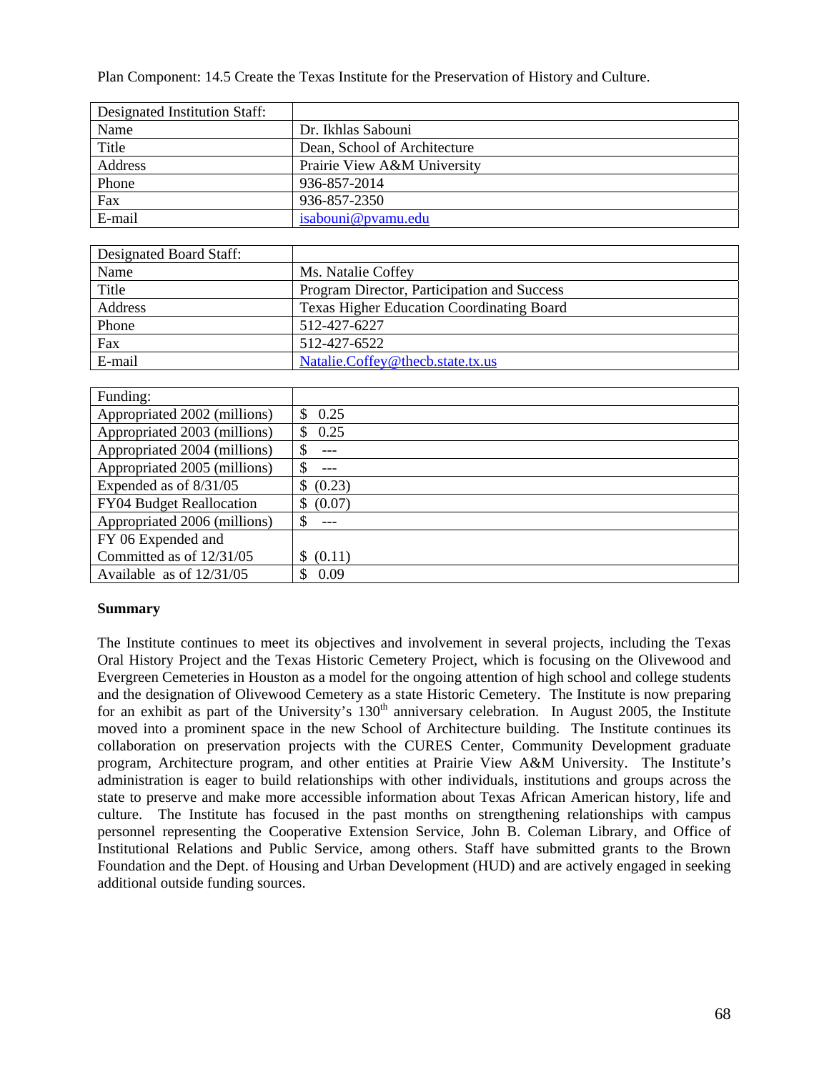Plan Component: 14.5 Create the Texas Institute for the Preservation of History and Culture.

| Designated Institution Staff: | |
|---|---|
| Name | Dr. Ikhlas Sabouni |
| Title | Dean, School of Architecture |
| Address | Prairie View A&M University |
| Phone | 936-857-2014 |
| Fax | 936-857-2350 |
| E-mail | isabouni@pvamu.edu |

| Designated Board Staff: | |
|---|---|
| Name | Ms. Natalie Coffey |
| Title | Program Director, Participation and Success |
| Address | Texas Higher Education Coordinating Board |
| Phone | 512-427-6227 |
| Fax | 512-427-6522 |
| E-mail | Natalie.Coffey@thecb.state.tx.us |

| Funding: | |
|---|---|
| Appropriated 2002 (millions) | $ 0.25 |
| Appropriated 2003 (millions) | $ 0.25 |
| Appropriated 2004 (millions) | $ --- |
| Appropriated 2005 (millions) | $ --- |
| Expended as of 8/31/05 | $ (0.23) |
| FY04 Budget Reallocation | $ (0.07) |
| Appropriated 2006 (millions) | $ --- |
| FY 06 Expended and Committed as of 12/31/05 | $ (0.11) |
| Available as of 12/31/05 | $ 0.09 |

**Summary**

The Institute continues to meet its objectives and involvement in several projects, including the Texas Oral History Project and the Texas Historic Cemetery Project, which is focusing on the Olivewood and Evergreen Cemeteries in Houston as a model for the ongoing attention of high school and college students and the designation of Olivewood Cemetery as a state Historic Cemetery. The Institute is now preparing for an exhibit as part of the University's 130th anniversary celebration. In August 2005, the Institute moved into a prominent space in the new School of Architecture building. The Institute continues its collaboration on preservation projects with the CURES Center, Community Development graduate program, Architecture program, and other entities at Prairie View A&M University. The Institute's administration is eager to build relationships with other individuals, institutions and groups across the state to preserve and make more accessible information about Texas African American history, life and culture. The Institute has focused in the past months on strengthening relationships with campus personnel representing the Cooperative Extension Service, John B. Coleman Library, and Office of Institutional Relations and Public Service, among others. Staff have submitted grants to the Brown Foundation and the Dept. of Housing and Urban Development (HUD) and are actively engaged in seeking additional outside funding sources.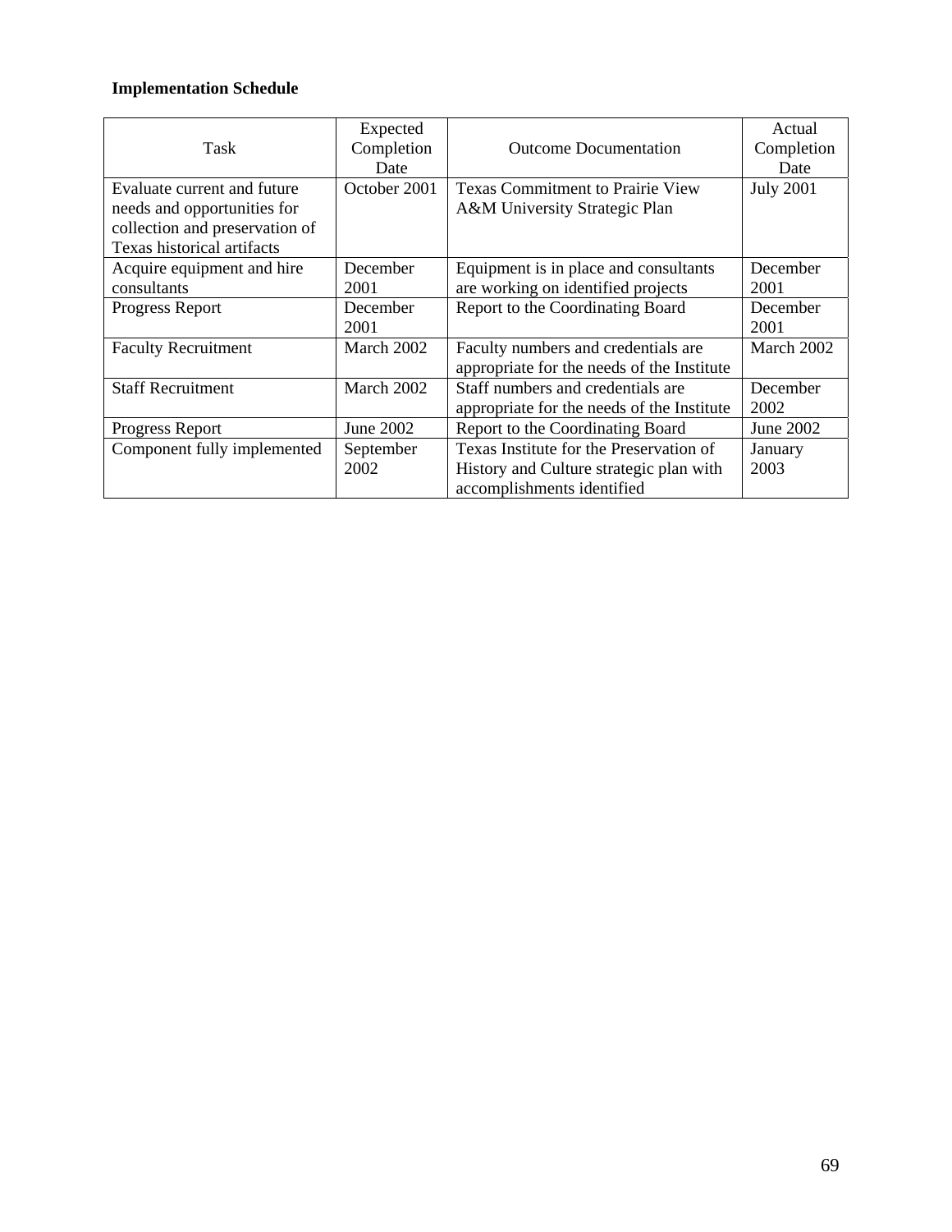**Implementation Schedule**

| Task | Expected Completion Date | Outcome Documentation | Actual Completion Date |
|---|---|---|---|
| Evaluate current and future needs and opportunities for collection and preservation of Texas historical artifacts | October 2001 | Texas Commitment to Prairie View A&M University Strategic Plan | July 2001 |
| Acquire equipment and hire consultants | December 2001 | Equipment is in place and consultants are working on identified projects | December 2001 |
| Progress Report | December 2001 | Report to the Coordinating Board | December 2001 |
| Faculty Recruitment | March 2002 | Faculty numbers and credentials are appropriate for the needs of the Institute | March 2002 |
| Staff Recruitment | March 2002 | Staff numbers and credentials are appropriate for the needs of the Institute | December 2002 |
| Progress Report | June 2002 | Report to the Coordinating Board | June 2002 |
| Component fully implemented | September 2002 | Texas Institute for the Preservation of History and Culture strategic plan with accomplishments identified | January 2003 |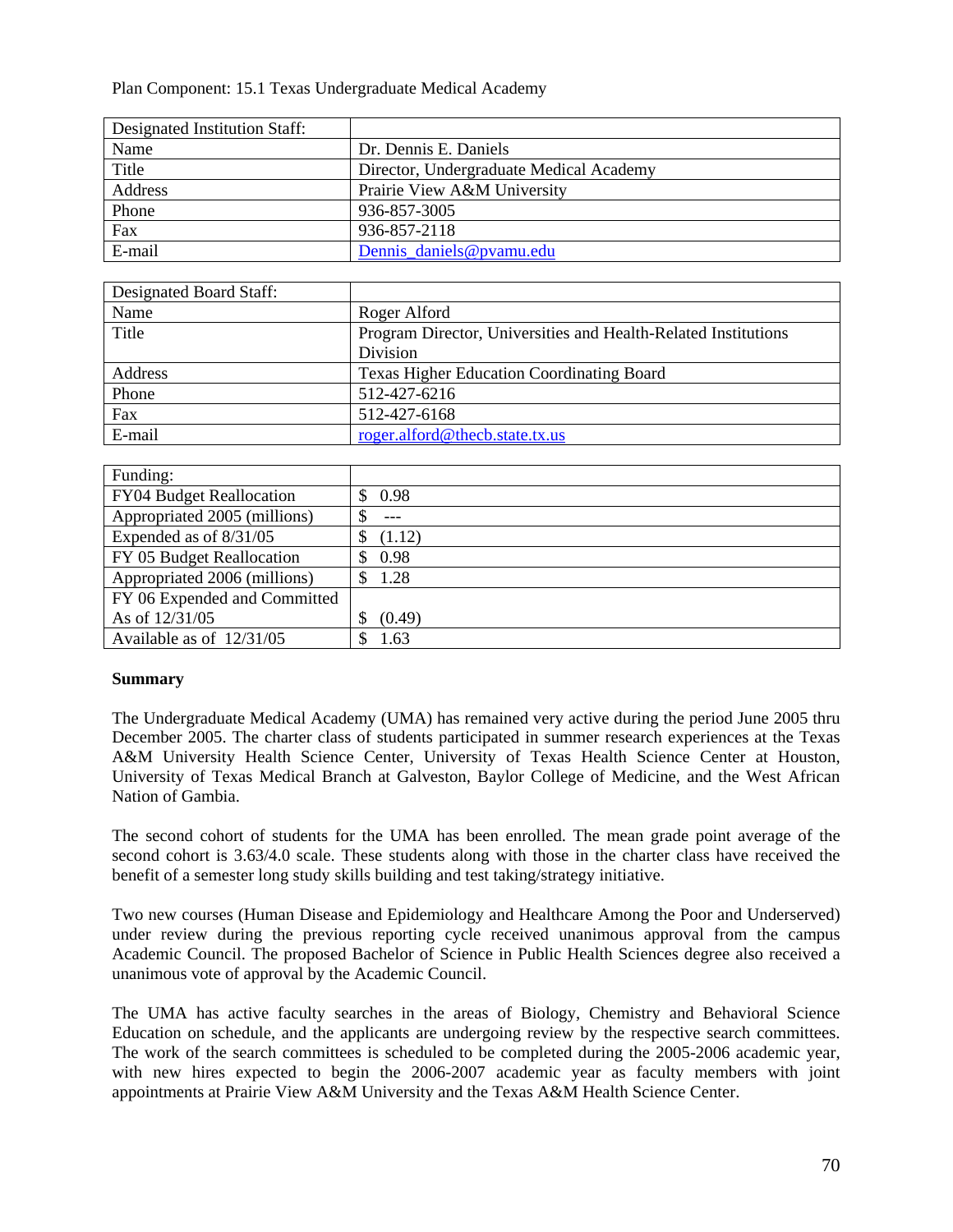Plan Component: 15.1 Texas Undergraduate Medical Academy

| Designated Institution Staff: | |
|---|---|
| Name | Dr. Dennis E. Daniels |
| Title | Director, Undergraduate Medical Academy |
| Address | Prairie View A&M University |
| Phone | 936-857-3005 |
| Fax | 936-857-2118 |
| E-mail | Dennis_daniels@pvamu.edu |

| Designated Board Staff: | |
|---|---|
| Name | Roger Alford |
| Title | Program Director, Universities and Health-Related Institutions Division |
| Address | Texas Higher Education Coordinating Board |
| Phone | 512-427-6216 |
| Fax | 512-427-6168 |
| E-mail | roger.alford@thecb.state.tx.us |

| Funding: | |
|---|---|
| FY04 Budget Reallocation | $ 0.98 |
| Appropriated 2005 (millions) | $ --- |
| Expended as of 8/31/05 | $ (1.12) |
| FY 05 Budget Reallocation | $ 0.98 |
| Appropriated 2006 (millions) | $ 1.28 |
| FY 06 Expended and Committed As of 12/31/05 | $ (0.49) |
| Available as of 12/31/05 | $ 1.63 |

**Summary**

The Undergraduate Medical Academy (UMA) has remained very active during the period June 2005 thru December 2005. The charter class of students participated in summer research experiences at the Texas A&M University Health Science Center, University of Texas Health Science Center at Houston, University of Texas Medical Branch at Galveston, Baylor College of Medicine, and the West African Nation of Gambia.

The second cohort of students for the UMA has been enrolled. The mean grade point average of the second cohort is 3.63/4.0 scale. These students along with those in the charter class have received the benefit of a semester long study skills building and test taking/strategy initiative.

Two new courses (Human Disease and Epidemiology and Healthcare Among the Poor and Underserved) under review during the previous reporting cycle received unanimous approval from the campus Academic Council. The proposed Bachelor of Science in Public Health Sciences degree also received a unanimous vote of approval by the Academic Council.

The UMA has active faculty searches in the areas of Biology, Chemistry and Behavioral Science Education on schedule, and the applicants are undergoing review by the respective search committees. The work of the search committees is scheduled to be completed during the 2005-2006 academic year, with new hires expected to begin the 2006-2007 academic year as faculty members with joint appointments at Prairie View A&M University and the Texas A&M Health Science Center.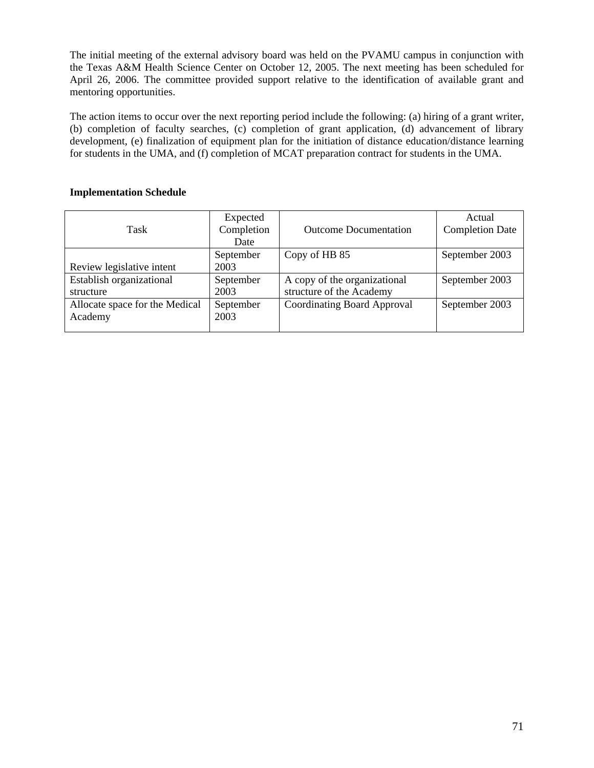The initial meeting of the external advisory board was held on the PVAMU campus in conjunction with the Texas A&M Health Science Center on October 12, 2005. The next meeting has been scheduled for April 26, 2006. The committee provided support relative to the identification of available grant and mentoring opportunities.

The action items to occur over the next reporting period include the following: (a) hiring of a grant writer, (b) completion of faculty searches, (c) completion of grant application, (d) advancement of library development, (e) finalization of equipment plan for the initiation of distance education/distance learning for students in the UMA, and (f) completion of MCAT preparation contract for students in the UMA.

**Implementation Schedule**

| Task | Expected Completion Date | Outcome Documentation | Actual Completion Date |
|---|---|---|---|
| Review legislative intent | September 2003 | Copy of HB 85 | September 2003 |
| Establish organizational structure | September 2003 | A copy of the organizational structure of the Academy | September 2003 |
| Allocate space for the Medical Academy | September 2003 | Coordinating Board Approval | September 2003 |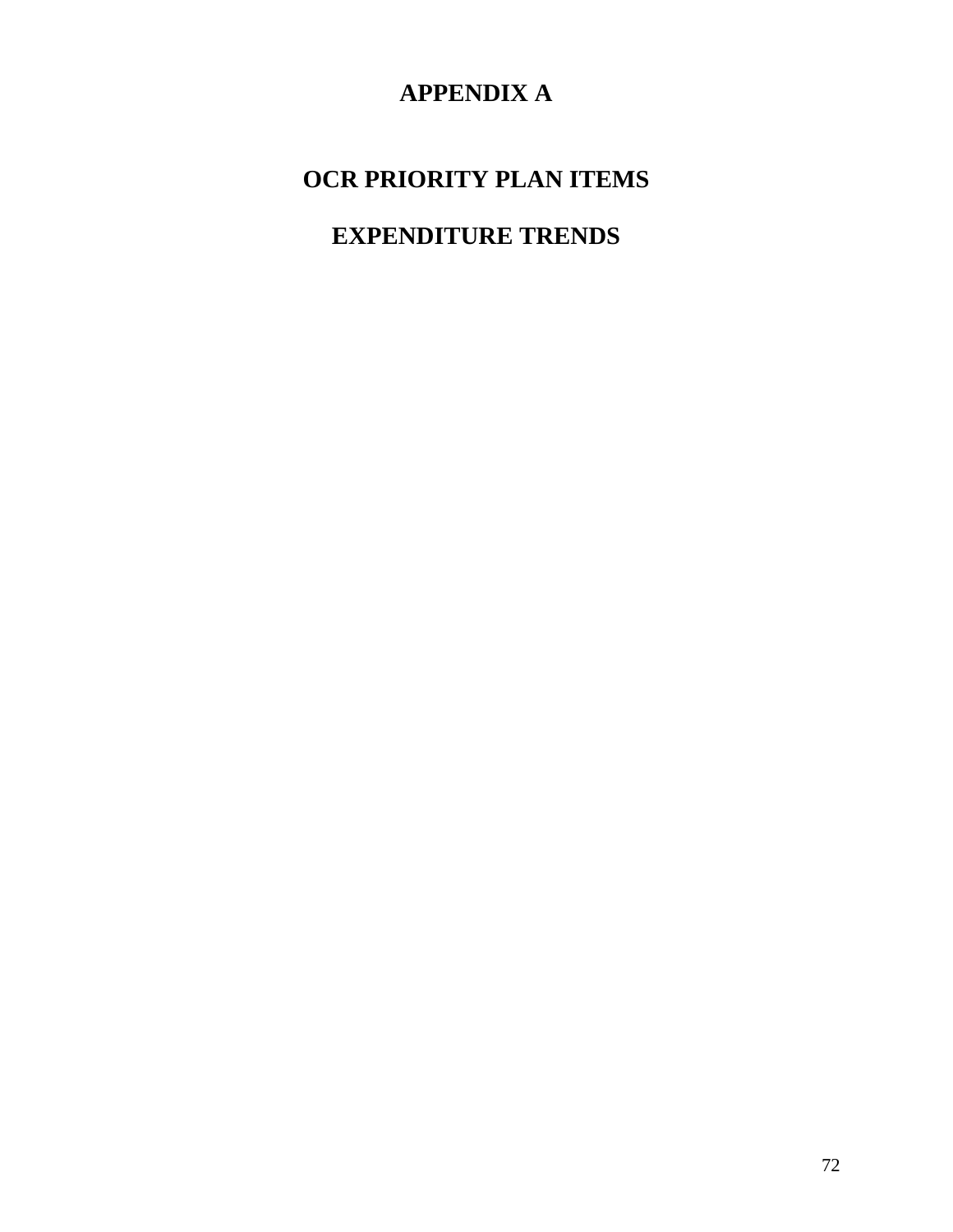# APPENDIX A

# OCR PRIORITY PLAN ITEMS

# EXPENDITURE TRENDS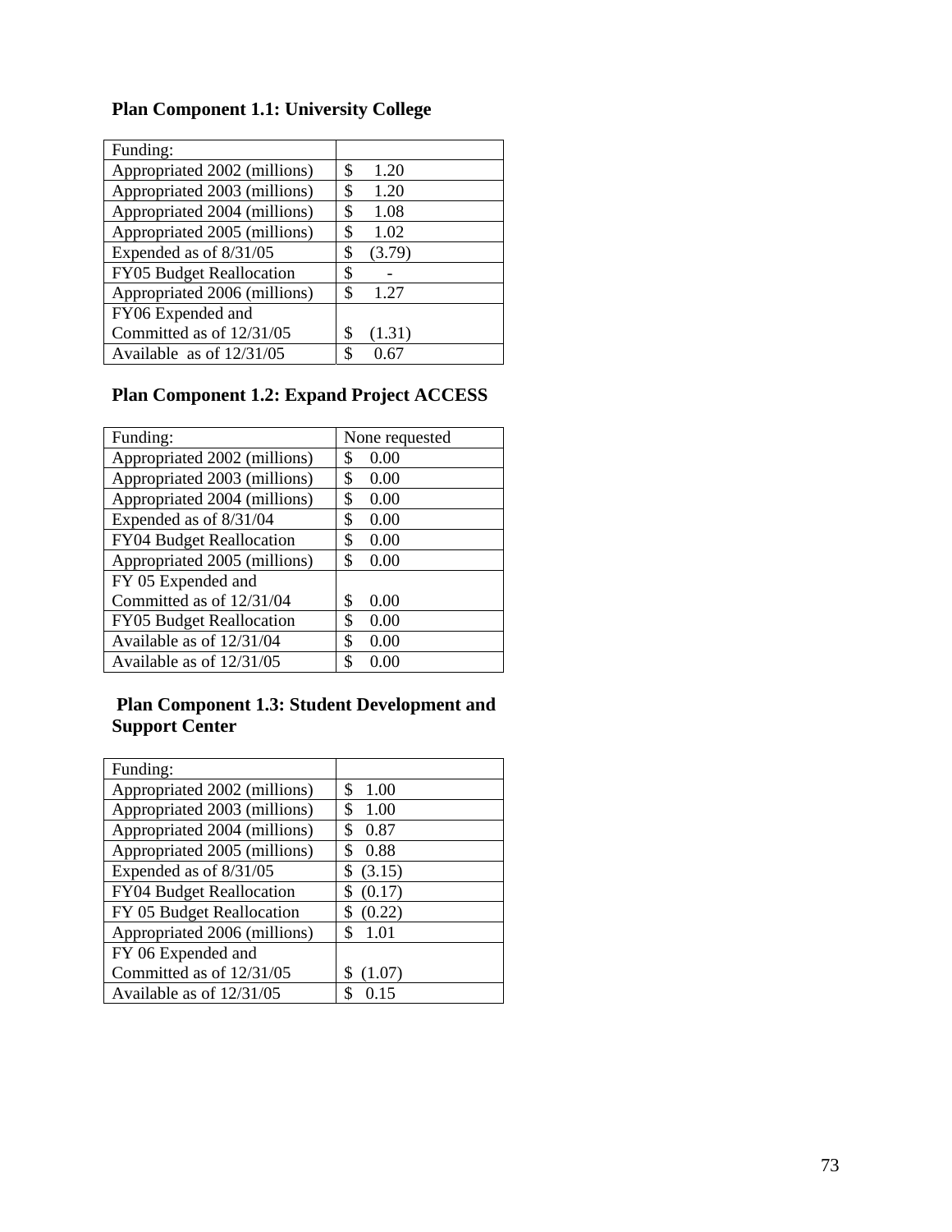**Plan Component 1.1: University College**

| Funding: | |
|---|---|
| Appropriated 2002 (millions) | $ 1.20 |
| Appropriated 2003 (millions) | $ 1.20 |
| Appropriated 2004 (millions) | $ 1.08 |
| Appropriated 2005 (millions) | $ 1.02 |
| Expended as of 8/31/05 | $ (3.79) |
| FY05 Budget Reallocation | $ - |
| Appropriated 2006 (millions) | $ 1.27 |
| FY06 Expended and Committed as of 12/31/05 | $ (1.31) |
| Available as of 12/31/05 | $ 0.67 |

**Plan Component 1.2: Expand Project ACCESS**

| Funding: | None requested |
|---|---|
| Appropriated 2002 (millions) | $ 0.00 |
| Appropriated 2003 (millions) | $ 0.00 |
| Appropriated 2004 (millions) | $ 0.00 |
| Expended as of 8/31/04 | $ 0.00 |
| FY04 Budget Reallocation | $ 0.00 |
| Appropriated 2005 (millions) | $ 0.00 |
| FY 05 Expended and Committed as of 12/31/04 | $ 0.00 |
| FY05 Budget Reallocation | $ 0.00 |
| Available as of 12/31/04 | $ 0.00 |
| Available as of 12/31/05 | $ 0.00 |

**Plan Component 1.3: Student Development and Support Center**

| Funding: | |
|---|---|
| Appropriated 2002 (millions) | $ 1.00 |
| Appropriated 2003 (millions) | $ 1.00 |
| Appropriated 2004 (millions) | $ 0.87 |
| Appropriated 2005 (millions) | $ 0.88 |
| Expended as of 8/31/05 | $ (3.15) |
| FY04 Budget Reallocation | $ (0.17) |
| FY 05 Budget Reallocation | $ (0.22) |
| Appropriated 2006 (millions) | $ 1.01 |
| FY 06 Expended and Committed as of 12/31/05 | $ (1.07) |
| Available as of 12/31/05 | $ 0.15 |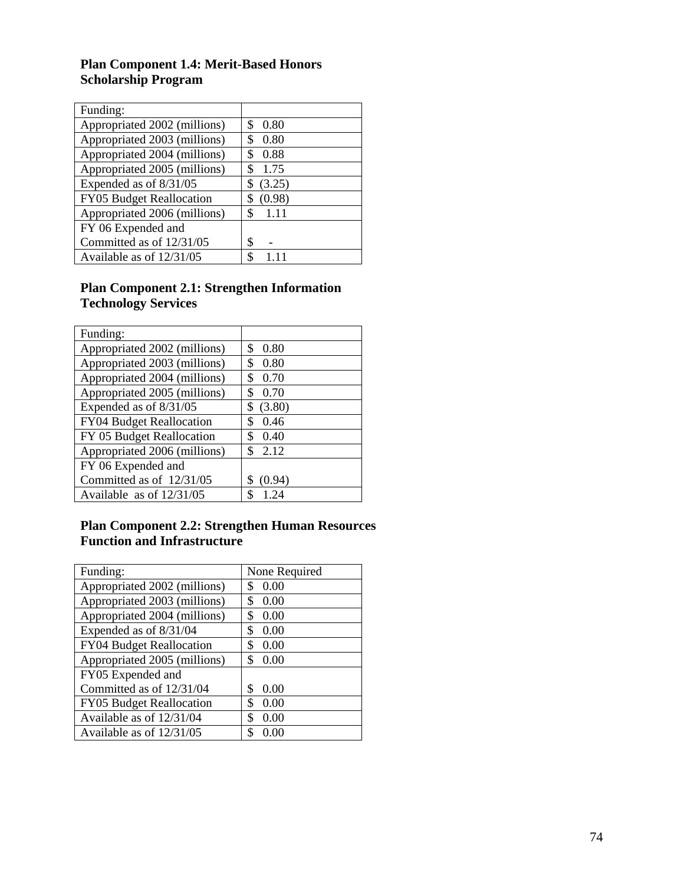### Plan Component 1.4: Merit-Based Honors Scholarship Program

| Funding: | |
|---|---|
| Appropriated 2002 (millions) | $ 0.80 |
| Appropriated 2003 (millions) | $ 0.80 |
| Appropriated 2004 (millions) | $ 0.88 |
| Appropriated 2005 (millions) | $ 1.75 |
| Expended as of 8/31/05 | $ (3.25) |
| FY05 Budget Reallocation | $ (0.98) |
| Appropriated 2006 (millions) | $ 1.11 |
| FY 06 Expended and Committed as of 12/31/05 | $ - |
| Available as of 12/31/05 | $ 1.11 |

### Plan Component 2.1: Strengthen Information Technology Services

| Funding: | |
|---|---|
| Appropriated 2002 (millions) | $ 0.80 |
| Appropriated 2003 (millions) | $ 0.80 |
| Appropriated 2004 (millions) | $ 0.70 |
| Appropriated 2005 (millions) | $ 0.70 |
| Expended as of 8/31/05 | $ (3.80) |
| FY04 Budget Reallocation | $ 0.46 |
| FY 05 Budget Reallocation | $ 0.40 |
| Appropriated 2006 (millions) | $ 2.12 |
| FY 06 Expended and Committed as of 12/31/05 | $ (0.94) |
| Available as of 12/31/05 | $ 1.24 |

### Plan Component 2.2: Strengthen Human Resources Function and Infrastructure

| Funding: | None Required |
|---|---|
| Appropriated 2002 (millions) | $ 0.00 |
| Appropriated 2003 (millions) | $ 0.00 |
| Appropriated 2004 (millions) | $ 0.00 |
| Expended as of 8/31/04 | $ 0.00 |
| FY04 Budget Reallocation | $ 0.00 |
| Appropriated 2005 (millions) | $ 0.00 |
| FY05 Expended and Committed as of 12/31/04 | $ 0.00 |
| FY05 Budget Reallocation | $ 0.00 |
| Available as of 12/31/04 | $ 0.00 |
| Available as of 12/31/05 | $ 0.00 |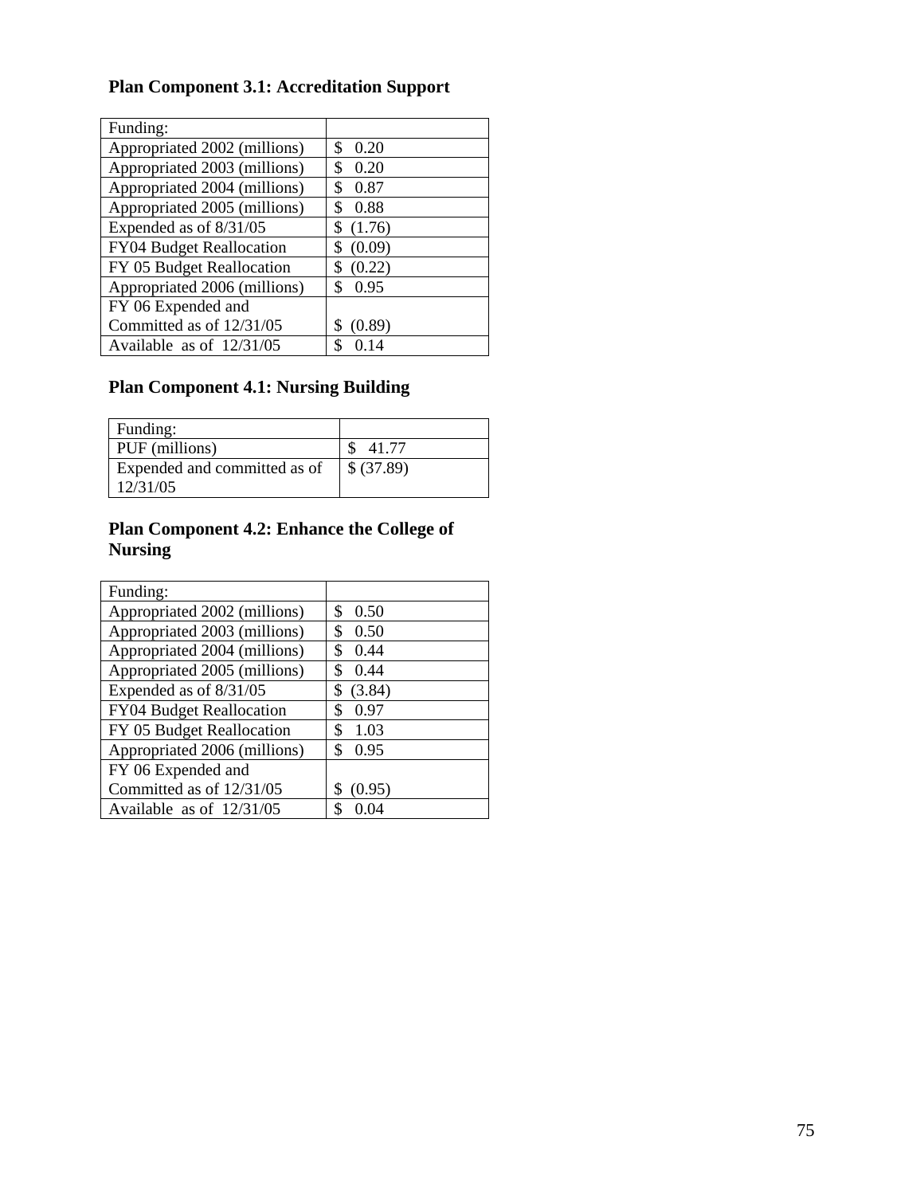**Plan Component 3.1: Accreditation Support**

| Funding: | |
|---|---|
| Appropriated 2002 (millions) | $ 0.20 |
| Appropriated 2003 (millions) | $ 0.20 |
| Appropriated 2004 (millions) | $ 0.87 |
| Appropriated 2005 (millions) | $ 0.88 |
| Expended as of 8/31/05 | $ (1.76) |
| FY04 Budget Reallocation | $ (0.09) |
| FY 05 Budget Reallocation | $ (0.22) |
| Appropriated 2006 (millions) | $ 0.95 |
| FY 06 Expended and Committed as of 12/31/05 | $ (0.89) |
| Available as of 12/31/05 | $ 0.14 |

**Plan Component 4.1: Nursing Building**

| Funding: | |
|---|---|
| PUF (millions) | $ 41.77 |
| Expended and committed as of 12/31/05 | $ (37.89) |

**Plan Component 4.2: Enhance the College of Nursing**

| Funding: | |
|---|---|
| Appropriated 2002 (millions) | $ 0.50 |
| Appropriated 2003 (millions) | $ 0.50 |
| Appropriated 2004 (millions) | $ 0.44 |
| Appropriated 2005 (millions) | $ 0.44 |
| Expended as of 8/31/05 | $ (3.84) |
| FY04 Budget Reallocation | $ 0.97 |
| FY 05 Budget Reallocation | $ 1.03 |
| Appropriated 2006 (millions) | $ 0.95 |
| FY 06 Expended and Committed as of 12/31/05 | $ (0.95) |
| Available as of 12/31/05 | $ 0.04 |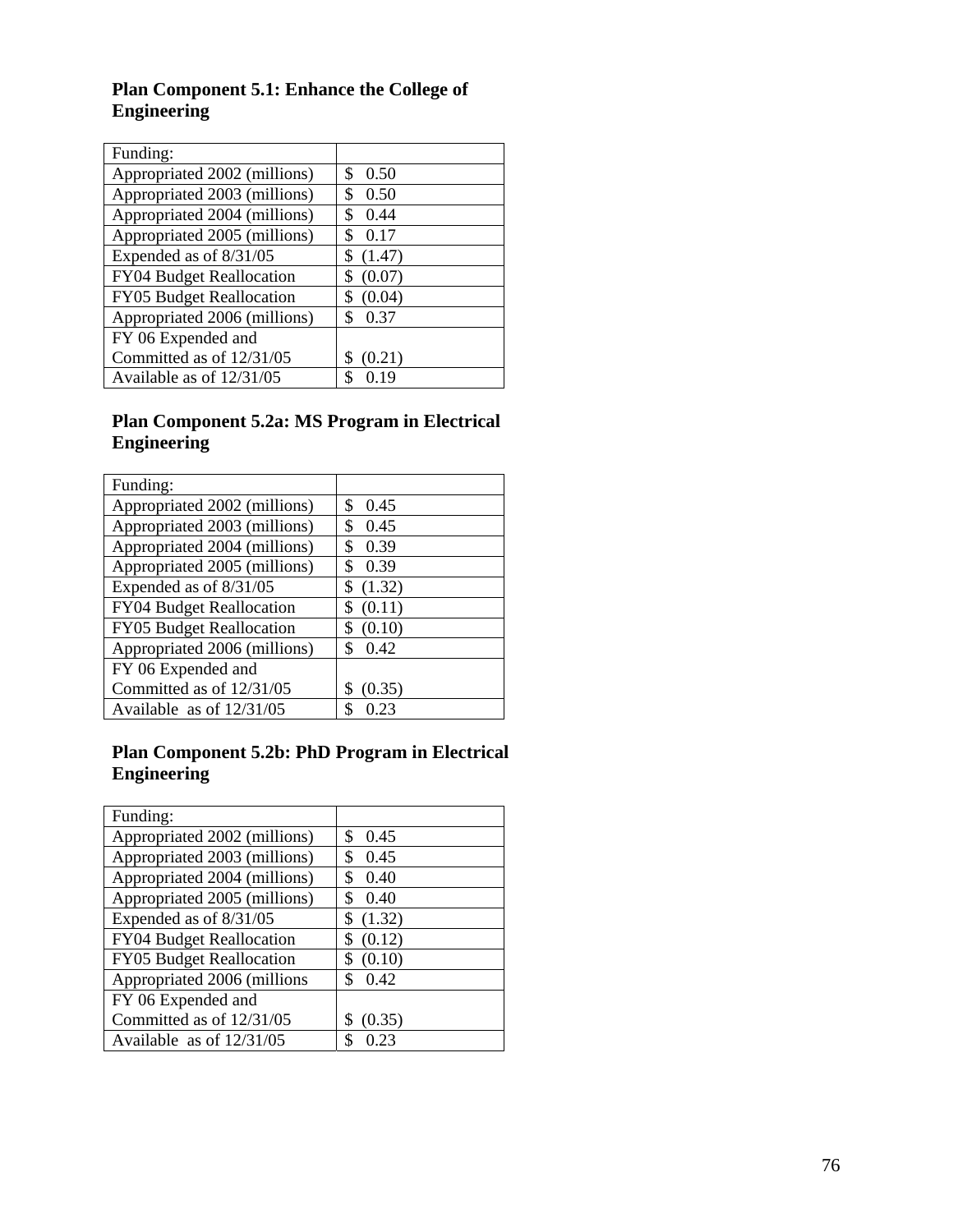### Plan Component 5.1: Enhance the College of Engineering

| Funding: | |
|---|---|
| Appropriated 2002 (millions) | $ 0.50 |
| Appropriated 2003 (millions) | $ 0.50 |
| Appropriated 2004 (millions) | $ 0.44 |
| Appropriated 2005 (millions) | $ 0.17 |
| Expended as of 8/31/05 | $ (1.47) |
| FY04 Budget Reallocation | $ (0.07) |
| FY05 Budget Reallocation | $ (0.04) |
| Appropriated 2006 (millions) | $ 0.37 |
| FY 06 Expended and Committed as of 12/31/05 | $ (0.21) |
| Available as of 12/31/05 | $ 0.19 |

### Plan Component 5.2a: MS Program in Electrical Engineering

| Funding: | |
|---|---|
| Appropriated 2002 (millions) | $ 0.45 |
| Appropriated 2003 (millions) | $ 0.45 |
| Appropriated 2004 (millions) | $ 0.39 |
| Appropriated 2005 (millions) | $ 0.39 |
| Expended as of 8/31/05 | $ (1.32) |
| FY04 Budget Reallocation | $ (0.11) |
| FY05 Budget Reallocation | $ (0.10) |
| Appropriated 2006 (millions) | $ 0.42 |
| FY 06 Expended and Committed as of 12/31/05 | $ (0.35) |
| Available as of 12/31/05 | $ 0.23 |

### Plan Component 5.2b: PhD Program in Electrical Engineering

| Funding: | |
|---|---|
| Appropriated 2002 (millions) | $ 0.45 |
| Appropriated 2003 (millions) | $ 0.45 |
| Appropriated 2004 (millions) | $ 0.40 |
| Appropriated 2005 (millions) | $ 0.40 |
| Expended as of 8/31/05 | $ (1.32) |
| FY04 Budget Reallocation | $ (0.12) |
| FY05 Budget Reallocation | $ (0.10) |
| Appropriated 2006 (millions | $ 0.42 |
| FY 06 Expended and Committed as of 12/31/05 | $ (0.35) |
| Available as of 12/31/05 | $ 0.23 |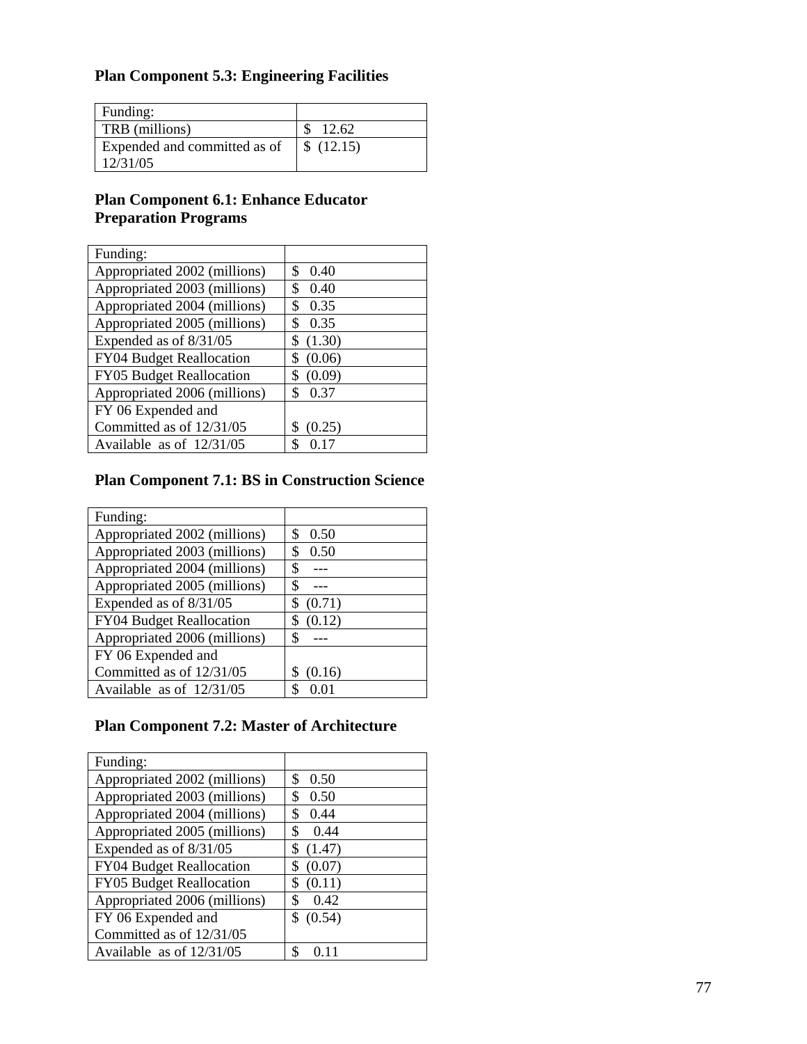### Plan Component 5.3: Engineering Facilities

| Funding: | |
|---|---|
| TRB (millions) | $ 12.62 |
| Expended and committed as of 12/31/05 | $ (12.15) |

### Plan Component 6.1: Enhance Educator Preparation Programs

| Funding: | |
|---|---|
| Appropriated 2002 (millions) | $ 0.40 |
| Appropriated 2003 (millions) | $ 0.40 |
| Appropriated 2004 (millions) | $ 0.35 |
| Appropriated 2005 (millions) | $ 0.35 |
| Expended as of 8/31/05 | $ (1.30) |
| FY04 Budget Reallocation | $ (0.06) |
| FY05 Budget Reallocation | $ (0.09) |
| Appropriated 2006 (millions) | $ 0.37 |
| FY 06 Expended and Committed as of 12/31/05 | $ (0.25) |
| Available as of 12/31/05 | $ 0.17 |

### Plan Component 7.1: BS in Construction Science

| Funding: | |
|---|---|
| Appropriated 2002 (millions) | $ 0.50 |
| Appropriated 2003 (millions) | $ 0.50 |
| Appropriated 2004 (millions) | $ --- |
| Appropriated 2005 (millions) | $ --- |
| Expended as of 8/31/05 | $ (0.71) |
| FY04 Budget Reallocation | $ (0.12) |
| Appropriated 2006 (millions) | $ --- |
| FY 06 Expended and Committed as of 12/31/05 | $ (0.16) |
| Available as of 12/31/05 | $ 0.01 |

### Plan Component 7.2: Master of Architecture

| Funding: | |
|---|---|
| Appropriated 2002 (millions) | $ 0.50 |
| Appropriated 2003 (millions) | $ 0.50 |
| Appropriated 2004 (millions) | $ 0.44 |
| Appropriated 2005 (millions) | $ 0.44 |
| Expended as of 8/31/05 | $ (1.47) |
| FY04 Budget Reallocation | $ (0.07) |
| FY05 Budget Reallocation | $ (0.11) |
| Appropriated 2006 (millions) | $ 0.42 |
| FY 06 Expended and Committed as of 12/31/05 | $ (0.54) |
| Available as of 12/31/05 | $ 0.11 |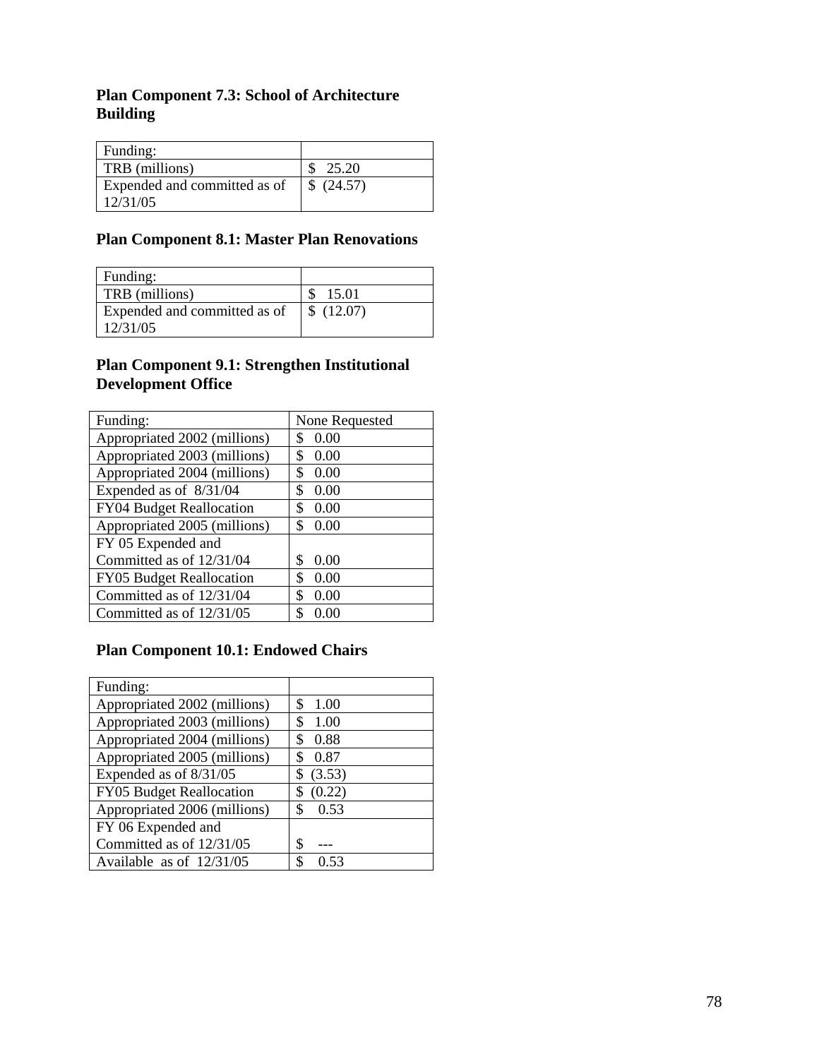### Plan Component 7.3: School of Architecture Building

| Funding: | |
|---|---|
| TRB (millions) | $ 25.20 |
| Expended and committed as of 12/31/05 | $ (24.57) |

### Plan Component 8.1: Master Plan Renovations

| Funding: | |
|---|---|
| TRB (millions) | $ 15.01 |
| Expended and committed as of 12/31/05 | $ (12.07) |

### Plan Component 9.1: Strengthen Institutional Development Office

| Funding: | None Requested |
|---|---|
| Appropriated 2002 (millions) | $ 0.00 |
| Appropriated 2003 (millions) | $ 0.00 |
| Appropriated 2004 (millions) | $ 0.00 |
| Expended as of 8/31/04 | $ 0.00 |
| FY04 Budget Reallocation | $ 0.00 |
| Appropriated 2005 (millions) | $ 0.00 |
| FY 05 Expended and Committed as of 12/31/04 | $ 0.00 |
| FY05 Budget Reallocation | $ 0.00 |
| Committed as of 12/31/04 | $ 0.00 |
| Committed as of 12/31/05 | $ 0.00 |

### Plan Component 10.1: Endowed Chairs

| Funding: | |
|---|---|
| Appropriated 2002 (millions) | $ 1.00 |
| Appropriated 2003 (millions) | $ 1.00 |
| Appropriated 2004 (millions) | $ 0.88 |
| Appropriated 2005 (millions) | $ 0.87 |
| Expended as of 8/31/05 | $ (3.53) |
| FY05 Budget Reallocation | $ (0.22) |
| Appropriated 2006 (millions) | $ 0.53 |
| FY 06 Expended and Committed as of 12/31/05 | $ --- |
| Available as of 12/31/05 | $ 0.53 |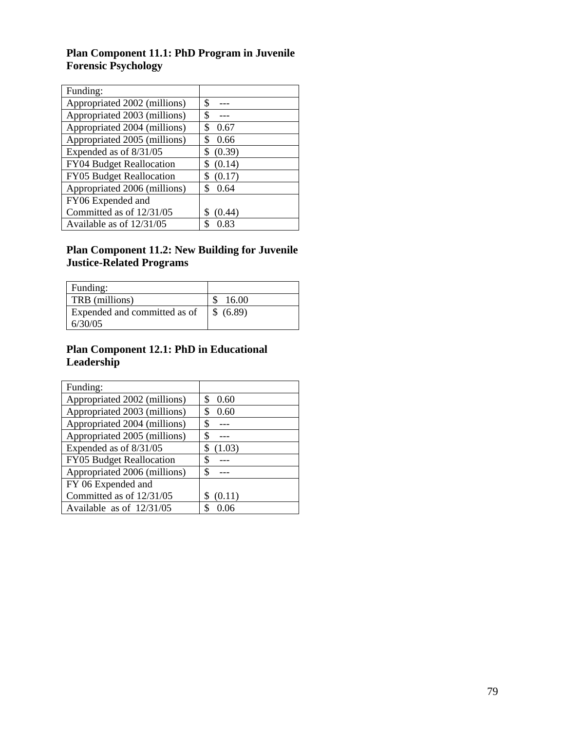### Plan Component 11.1: PhD Program in Juvenile Forensic Psychology

| Funding: | |
|---|---|
| Appropriated 2002 (millions) | $ --- |
| Appropriated 2003 (millions) | $ --- |
| Appropriated 2004 (millions) | $ 0.67 |
| Appropriated 2005 (millions) | $ 0.66 |
| Expended as of 8/31/05 | $ (0.39) |
| FY04 Budget Reallocation | $ (0.14) |
| FY05 Budget Reallocation | $ (0.17) |
| Appropriated 2006 (millions) | $ 0.64 |
| FY06 Expended and Committed as of 12/31/05 | $ (0.44) |
| Available as of 12/31/05 | $ 0.83 |

### Plan Component 11.2: New Building for Juvenile Justice-Related Programs

| Funding: | |
|---|---|
| TRB (millions) | $ 16.00 |
| Expended and committed as of 6/30/05 | $ (6.89) |

### Plan Component 12.1: PhD in Educational Leadership

| Funding: | |
|---|---|
| Appropriated 2002 (millions) | $ 0.60 |
| Appropriated 2003 (millions) | $ 0.60 |
| Appropriated 2004 (millions) | $ --- |
| Appropriated 2005 (millions) | $ --- |
| Expended as of 8/31/05 | $ (1.03) |
| FY05 Budget Reallocation | $ --- |
| Appropriated 2006 (millions) | $ --- |
| FY 06 Expended and Committed as of 12/31/05 | $ (0.11) |
| Available as of 12/31/05 | $ 0.06 |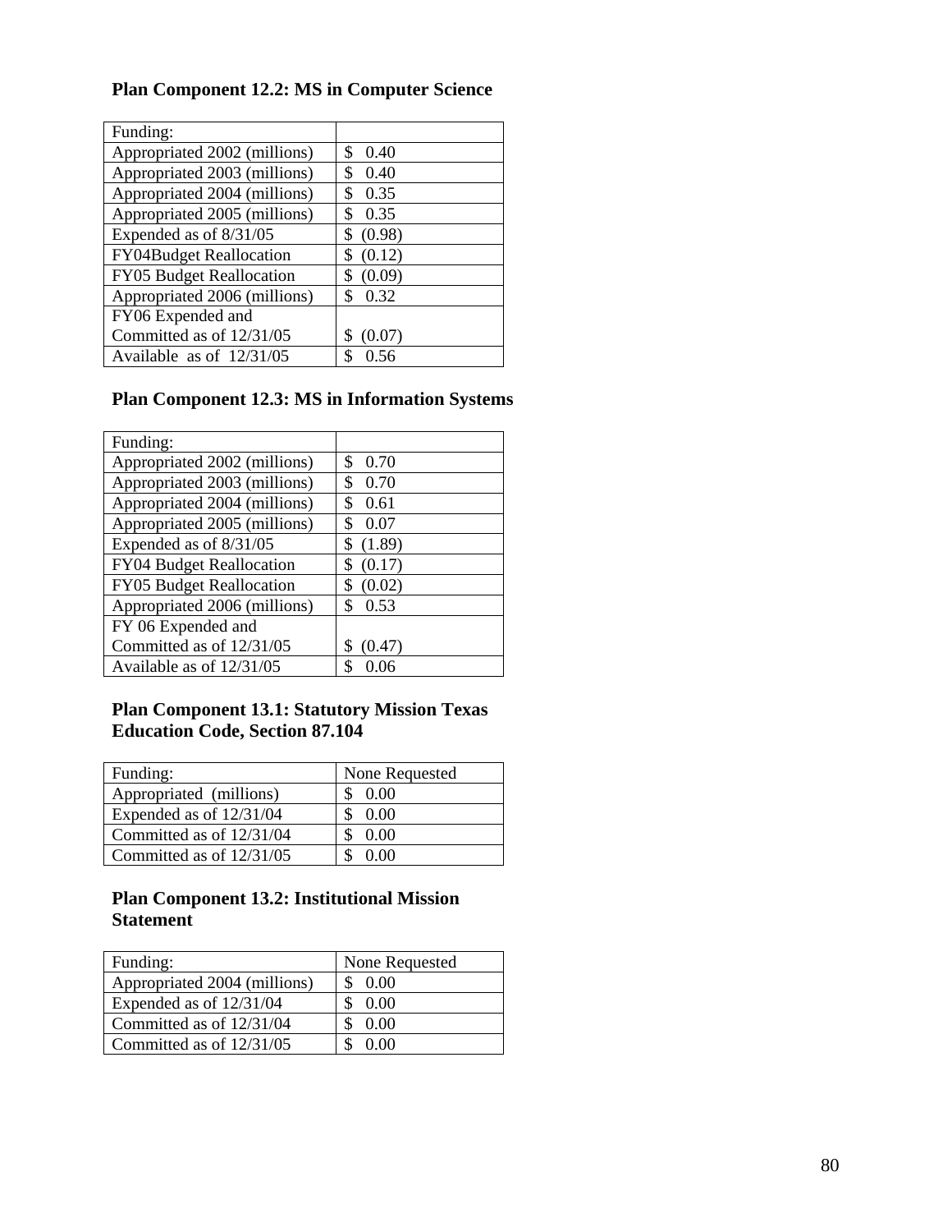### Plan Component 12.2: MS in Computer Science

| Funding: | |
|---|---|
| Appropriated 2002 (millions) | $ 0.40 |
| Appropriated 2003 (millions) | $ 0.40 |
| Appropriated 2004 (millions) | $ 0.35 |
| Appropriated 2005 (millions) | $ 0.35 |
| Expended as of 8/31/05 | $ (0.98) |
| FY04Budget Reallocation | $ (0.12) |
| FY05 Budget Reallocation | $ (0.09) |
| Appropriated 2006 (millions) | $ 0.32 |
| FY06 Expended and Committed as of 12/31/05 | $ (0.07) |
| Available as of 12/31/05 | $ 0.56 |

### Plan Component 12.3: MS in Information Systems

| Funding: | |
|---|---|
| Appropriated 2002 (millions) | $ 0.70 |
| Appropriated 2003 (millions) | $ 0.70 |
| Appropriated 2004 (millions) | $ 0.61 |
| Appropriated 2005 (millions) | $ 0.07 |
| Expended as of 8/31/05 | $ (1.89) |
| FY04 Budget Reallocation | $ (0.17) |
| FY05 Budget Reallocation | $ (0.02) |
| Appropriated 2006 (millions) | $ 0.53 |
| FY 06 Expended and Committed as of 12/31/05 | $ (0.47) |
| Available as of 12/31/05 | $ 0.06 |

### Plan Component 13.1: Statutory Mission Texas Education Code, Section 87.104

| Funding: | None Requested |
|---|---|
| Appropriated (millions) | $ 0.00 |
| Expended as of 12/31/04 | $ 0.00 |
| Committed as of 12/31/04 | $ 0.00 |
| Committed as of 12/31/05 | $ 0.00 |

### Plan Component 13.2: Institutional Mission Statement

| Funding: | None Requested |
|---|---|
| Appropriated 2004 (millions) | $ 0.00 |
| Expended as of 12/31/04 | $ 0.00 |
| Committed as of 12/31/04 | $ 0.00 |
| Committed as of 12/31/05 | $ 0.00 |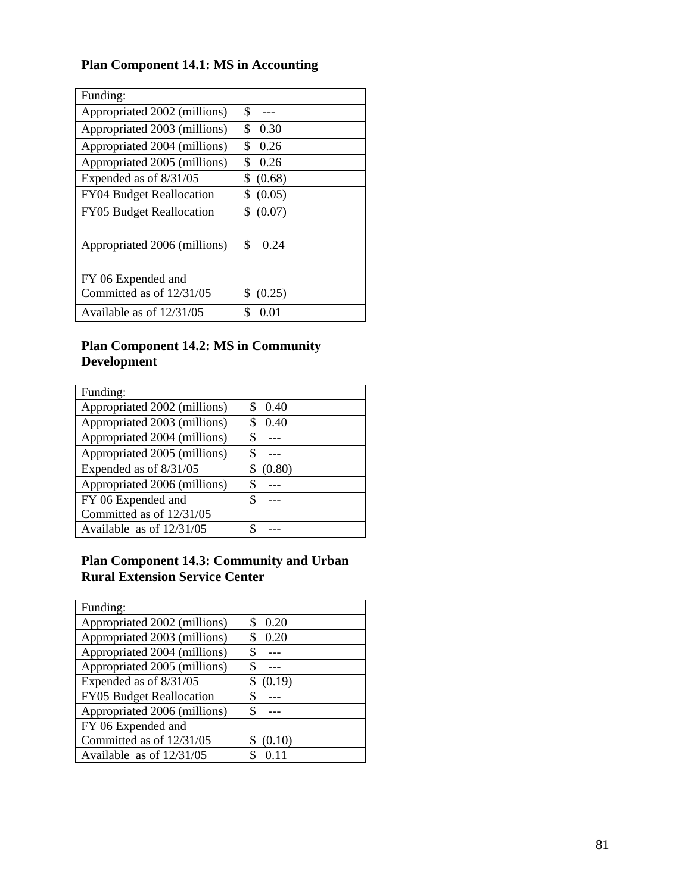**Plan Component 14.1: MS in Accounting**

| Funding: | |
|---|---|
| Appropriated 2002 (millions) | $ --- |
| Appropriated 2003 (millions) | $ 0.30 |
| Appropriated 2004 (millions) | $ 0.26 |
| Appropriated 2005 (millions) | $ 0.26 |
| Expended as of 8/31/05 | $ (0.68) |
| FY04 Budget Reallocation | $ (0.05) |
| FY05 Budget Reallocation | $ (0.07) |
| Appropriated 2006 (millions) | $ 0.24 |
| FY 06 Expended and Committed as of 12/31/05 | $ (0.25) |
| Available as of 12/31/05 | $ 0.01 |

**Plan Component 14.2: MS in Community Development**

| Funding: | |
|---|---|
| Appropriated 2002 (millions) | $ 0.40 |
| Appropriated 2003 (millions) | $ 0.40 |
| Appropriated 2004 (millions) | $ --- |
| Appropriated 2005 (millions) | $ --- |
| Expended as of 8/31/05 | $ (0.80) |
| Appropriated 2006 (millions) | $ --- |
| FY 06 Expended and Committed as of 12/31/05 | $ --- |
| Available as of 12/31/05 | $ --- |

**Plan Component 14.3: Community and Urban Rural Extension Service Center**

| Funding: | |
|---|---|
| Appropriated 2002 (millions) | $ 0.20 |
| Appropriated 2003 (millions) | $ 0.20 |
| Appropriated 2004 (millions) | $ --- |
| Appropriated 2005 (millions) | $ --- |
| Expended as of 8/31/05 | $ (0.19) |
| FY05 Budget Reallocation | $ --- |
| Appropriated 2006 (millions) | $ --- |
| FY 06 Expended and Committed as of 12/31/05 | $ (0.10) |
| Available as of 12/31/05 | $ 0.11 |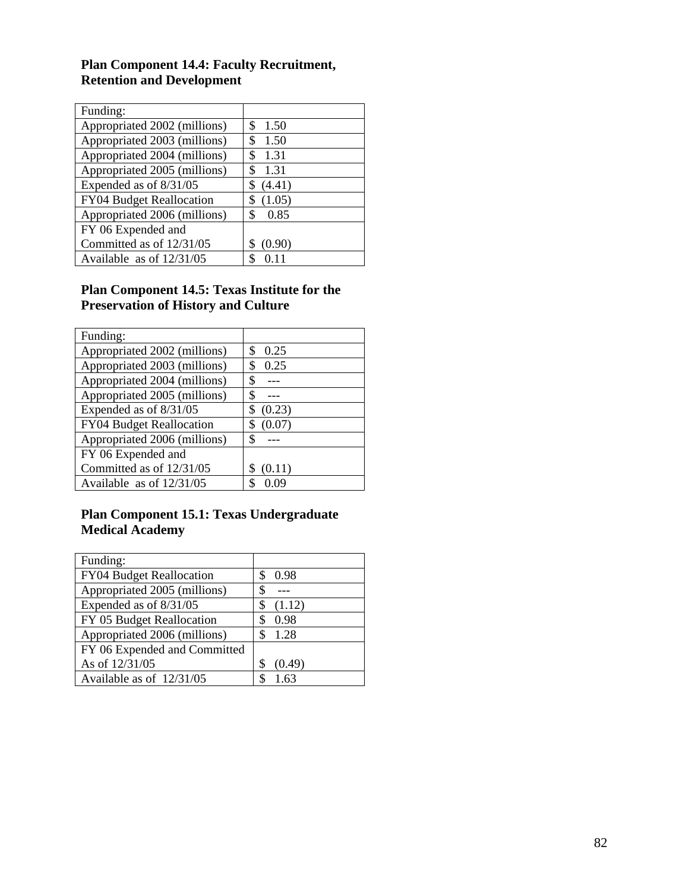### Plan Component 14.4: Faculty Recruitment, Retention and Development

| Funding: | |
| --- | --- |
| Appropriated 2002 (millions) | $ 1.50 |
| Appropriated 2003 (millions) | $ 1.50 |
| Appropriated 2004 (millions) | $ 1.31 |
| Appropriated 2005 (millions) | $ 1.31 |
| Expended as of 8/31/05 | $ (4.41) |
| FY04 Budget Reallocation | $ (1.05) |
| Appropriated 2006 (millions) | $ 0.85 |
| FY 06 Expended and Committed as of 12/31/05 | $ (0.90) |
| Available as of 12/31/05 | $ 0.11 |

### Plan Component 14.5: Texas Institute for the Preservation of History and Culture

| Funding: | |
| --- | --- |
| Appropriated 2002 (millions) | $ 0.25 |
| Appropriated 2003 (millions) | $ 0.25 |
| Appropriated 2004 (millions) | $ --- |
| Appropriated 2005 (millions) | $ --- |
| Expended as of 8/31/05 | $ (0.23) |
| FY04 Budget Reallocation | $ (0.07) |
| Appropriated 2006 (millions) | $ --- |
| FY 06 Expended and Committed as of 12/31/05 | $ (0.11) |
| Available as of 12/31/05 | $ 0.09 |

### Plan Component 15.1: Texas Undergraduate Medical Academy

| Funding: | |
| --- | --- |
| FY04 Budget Reallocation | $ 0.98 |
| Appropriated 2005 (millions) | $ --- |
| Expended as of 8/31/05 | $ (1.12) |
| FY 05 Budget Reallocation | $ 0.98 |
| Appropriated 2006 (millions) | $ 1.28 |
| FY 06 Expended and Committed As of 12/31/05 | $ (0.49) |
| Available as of 12/31/05 | $ 1.63 |